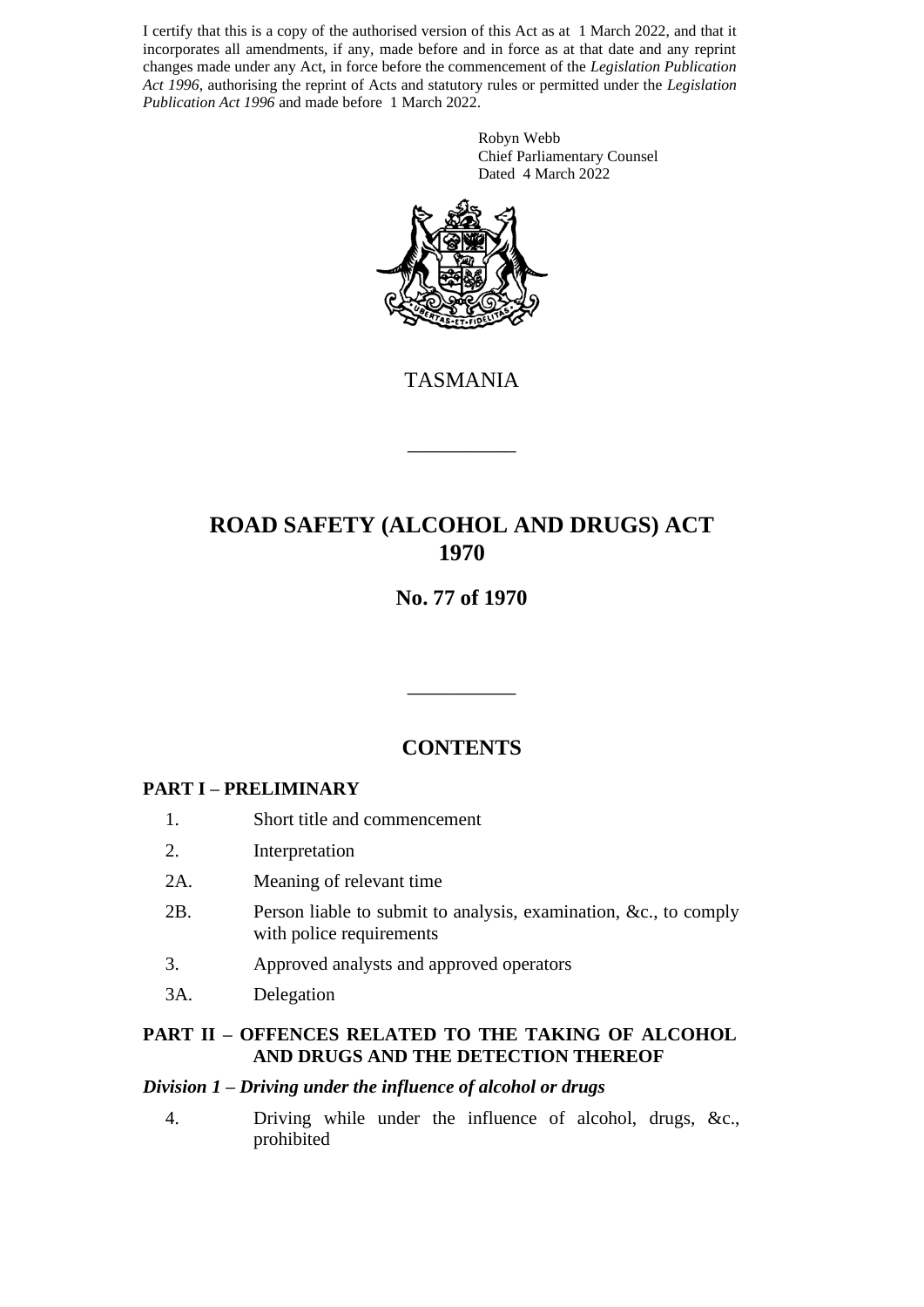I certify that this is a copy of the authorised version of this Act as at 1 March 2022, and that it incorporates all amendments, if any, made before and in force as at that date and any reprint changes made under any Act, in force before the commencement of the *Legislation Publication Act 1996*, authorising the reprint of Acts and statutory rules or permitted under the *Legislation Publication Act 1996* and made before 1 March 2022.

Robyn Webb
Chief Parliamentary Counsel
Dated 4 March 2022

TASMANIA

---

# ROAD SAFETY (ALCOHOL AND DRUGS) ACT 1970

**No. 77 of 1970**

---

## CONTENTS

**PART I – PRELIMINARY**

1. Short title and commencement
2. Interpretation
2A. Meaning of relevant time
2B. Person liable to submit to analysis, examination, &c., to comply with police requirements
3. Approved analysts and approved operators
3A. Delegation

**PART II – OFFENCES RELATED TO THE TAKING OF ALCOHOL AND DRUGS AND THE DETECTION THEREOF**

***Division 1 – Driving under the influence of alcohol or drugs***

4. Driving while under the influence of alcohol, drugs, &c., prohibited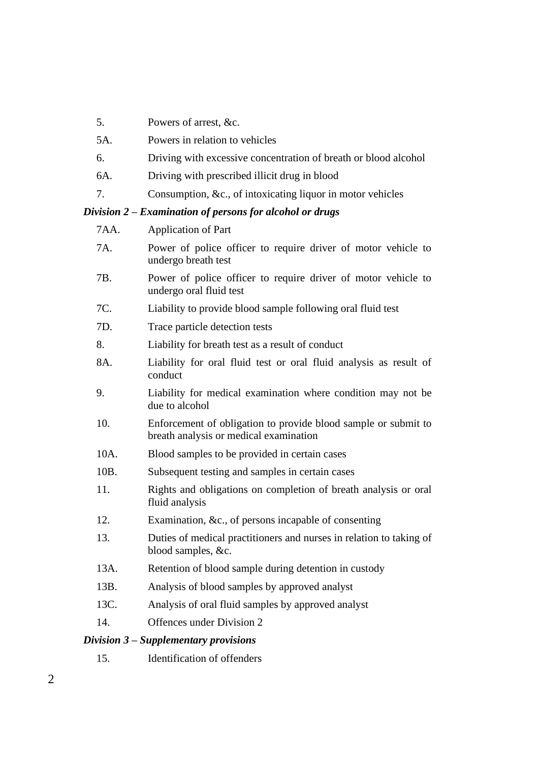| | |
|---|---|
| 5. | Powers of arrest, &c. |
| 5A. | Powers in relation to vehicles |
| 6. | Driving with excessive concentration of breath or blood alcohol |
| 6A. | Driving with prescribed illicit drug in blood |
| 7. | Consumption, &c., of intoxicating liquor in motor vehicles |

***Division 2 – Examination of persons for alcohol or drugs***

| | |
|---|---|
| 7AA. | Application of Part |
| 7A. | Power of police officer to require driver of motor vehicle to undergo breath test |
| 7B. | Power of police officer to require driver of motor vehicle to undergo oral fluid test |
| 7C. | Liability to provide blood sample following oral fluid test |
| 7D. | Trace particle detection tests |
| 8. | Liability for breath test as a result of conduct |
| 8A. | Liability for oral fluid test or oral fluid analysis as result of conduct |
| 9. | Liability for medical examination where condition may not be due to alcohol |
| 10. | Enforcement of obligation to provide blood sample or submit to breath analysis or medical examination |
| 10A. | Blood samples to be provided in certain cases |
| 10B. | Subsequent testing and samples in certain cases |
| 11. | Rights and obligations on completion of breath analysis or oral fluid analysis |
| 12. | Examination, &c., of persons incapable of consenting |
| 13. | Duties of medical practitioners and nurses in relation to taking of blood samples, &c. |
| 13A. | Retention of blood sample during detention in custody |
| 13B. | Analysis of blood samples by approved analyst |
| 13C. | Analysis of oral fluid samples by approved analyst |
| 14. | Offences under Division 2 |

***Division 3 – Supplementary provisions***

| | |
|---|---|
| 15. | Identification of offenders |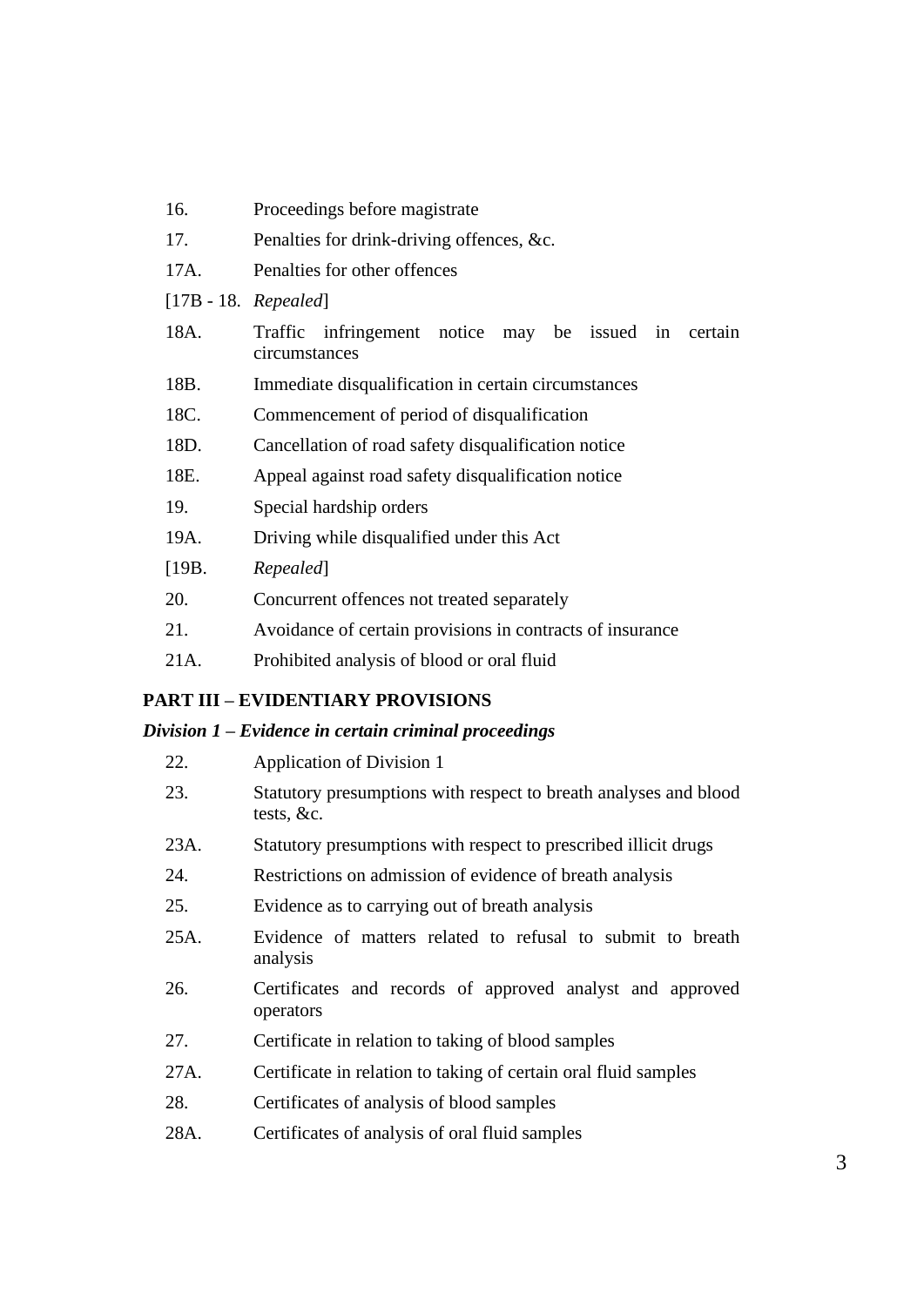16. Proceedings before magistrate

17. Penalties for drink-driving offences, &c.

17A. Penalties for other offences

[17B - 18. *Repealed*]

18A. Traffic infringement notice may be issued in certain circumstances

18B. Immediate disqualification in certain circumstances

18C. Commencement of period of disqualification

18D. Cancellation of road safety disqualification notice

18E. Appeal against road safety disqualification notice

19. Special hardship orders

19A. Driving while disqualified under this Act

[19B. *Repealed*]

20. Concurrent offences not treated separately

21. Avoidance of certain provisions in contracts of insurance

21A. Prohibited analysis of blood or oral fluid

**PART III – EVIDENTIARY PROVISIONS**

***Division 1 – Evidence in certain criminal proceedings***

22. Application of Division 1

23. Statutory presumptions with respect to breath analyses and blood tests, &c.

23A. Statutory presumptions with respect to prescribed illicit drugs

24. Restrictions on admission of evidence of breath analysis

25. Evidence as to carrying out of breath analysis

25A. Evidence of matters related to refusal to submit to breath analysis

26. Certificates and records of approved analyst and approved operators

27. Certificate in relation to taking of blood samples

27A. Certificate in relation to taking of certain oral fluid samples

28. Certificates of analysis of blood samples

28A. Certificates of analysis of oral fluid samples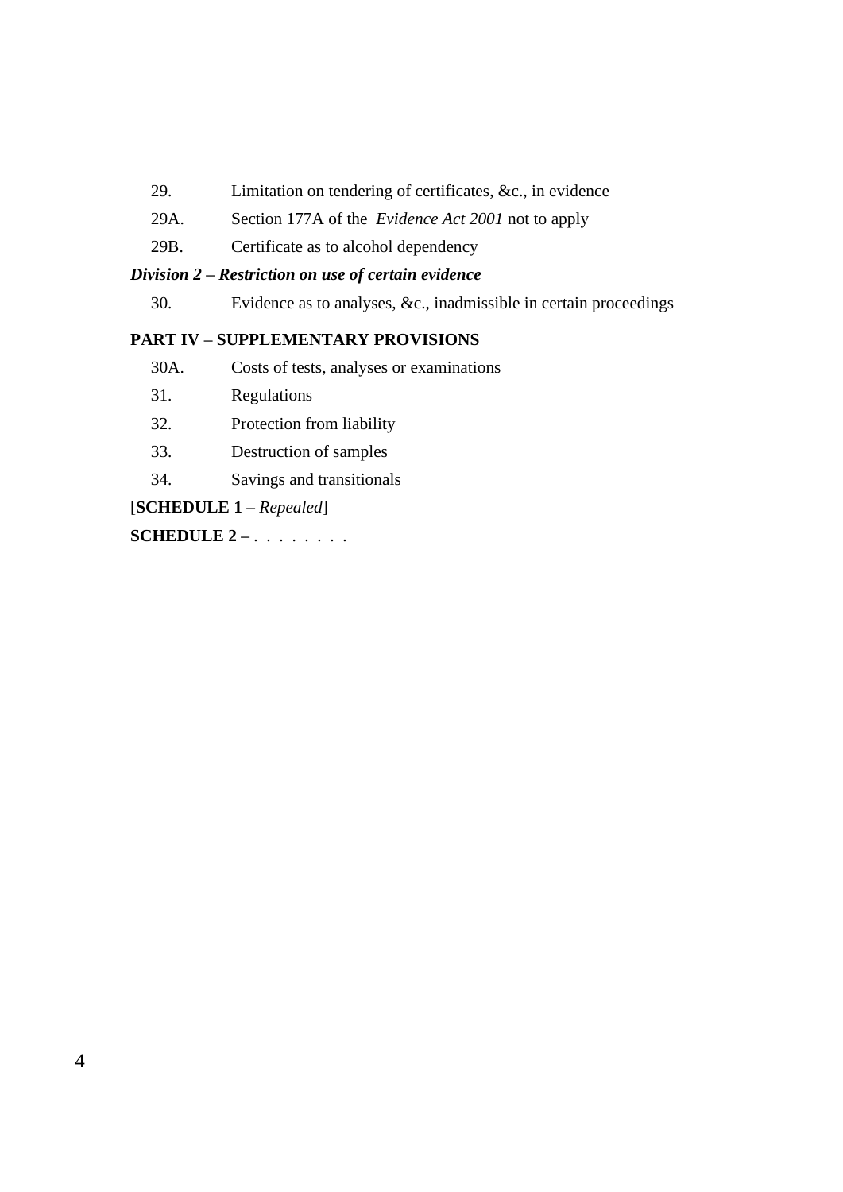29. Limitation on tendering of certificates, &c., in evidence

29A. Section 177A of the *Evidence Act 2001* not to apply

29B. Certificate as to alcohol dependency

***Division 2 – Restriction on use of certain evidence***

30. Evidence as to analyses, &c., inadmissible in certain proceedings

**PART IV – SUPPLEMENTARY PROVISIONS**

30A. Costs of tests, analyses or examinations

31. Regulations

32. Protection from liability

33. Destruction of samples

34. Savings and transitionals

[**SCHEDULE 1 –** *Repealed*]

**SCHEDULE 2 –** . . . . . . . .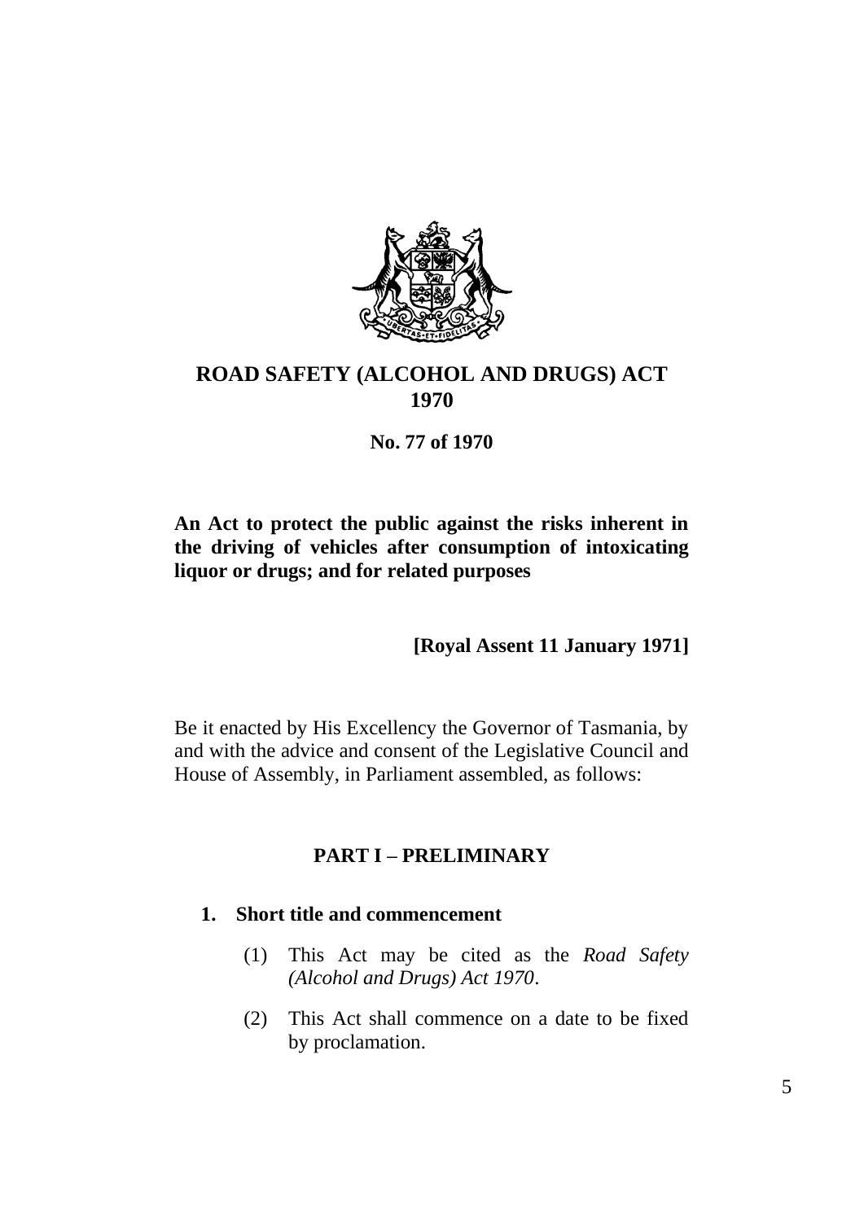# ROAD SAFETY (ALCOHOL AND DRUGS) ACT 1970

**No. 77 of 1970**

**An Act to protect the public against the risks inherent in the driving of vehicles after consumption of intoxicating liquor or drugs; and for related purposes**

**[Royal Assent 11 January 1971]**

Be it enacted by His Excellency the Governor of Tasmania, by and with the advice and consent of the Legislative Council and House of Assembly, in Parliament assembled, as follows:

## PART I – PRELIMINARY

### 1. Short title and commencement

(1) This Act may be cited as the *Road Safety (Alcohol and Drugs) Act 1970*.

(2) This Act shall commence on a date to be fixed by proclamation.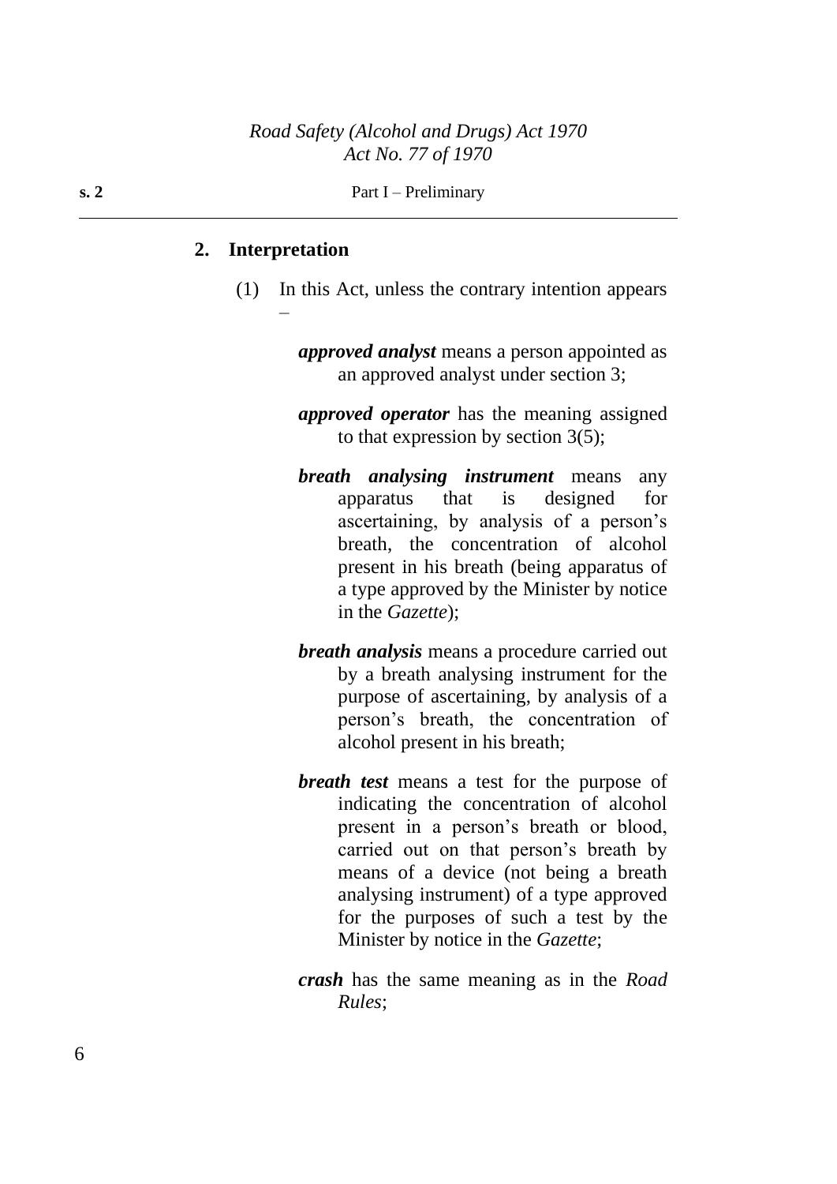## 2. Interpretation

(1) In this Act, unless the contrary intention appears –

***approved analyst*** means a person appointed as an approved analyst under section 3;

***approved operator*** has the meaning assigned to that expression by section 3(5);

***breath analysing instrument*** means any apparatus that is designed for ascertaining, by analysis of a person's breath, the concentration of alcohol present in his breath (being apparatus of a type approved by the Minister by notice in the *Gazette*);

***breath analysis*** means a procedure carried out by a breath analysing instrument for the purpose of ascertaining, by analysis of a person's breath, the concentration of alcohol present in his breath;

***breath test*** means a test for the purpose of indicating the concentration of alcohol present in a person's breath or blood, carried out on that person's breath by means of a device (not being a breath analysing instrument) of a type approved for the purposes of such a test by the Minister by notice in the *Gazette*;

***crash*** has the same meaning as in the *Road Rules*;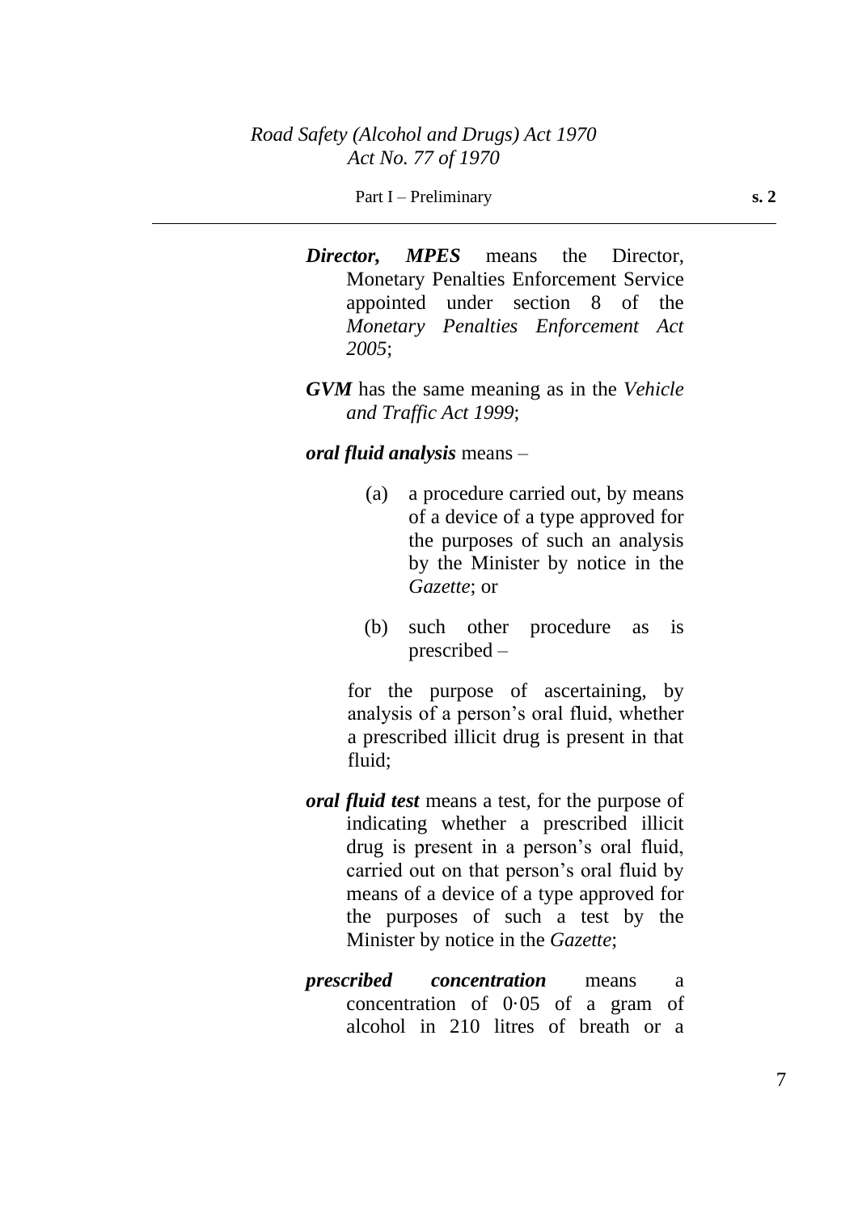***Director, MPES*** means the Director, Monetary Penalties Enforcement Service appointed under section 8 of the *Monetary Penalties Enforcement Act 2005*;

***GVM*** has the same meaning as in the *Vehicle and Traffic Act 1999*;

***oral fluid analysis*** means –

(a) a procedure carried out, by means of a device of a type approved for the purposes of such an analysis by the Minister by notice in the *Gazette*; or

(b) such other procedure as is prescribed –

for the purpose of ascertaining, by analysis of a person's oral fluid, whether a prescribed illicit drug is present in that fluid;

***oral fluid test*** means a test, for the purpose of indicating whether a prescribed illicit drug is present in a person's oral fluid, carried out on that person's oral fluid by means of a device of a type approved for the purposes of such a test by the Minister by notice in the *Gazette*;

***prescribed concentration*** means a concentration of 0·05 of a gram of alcohol in 210 litres of breath or a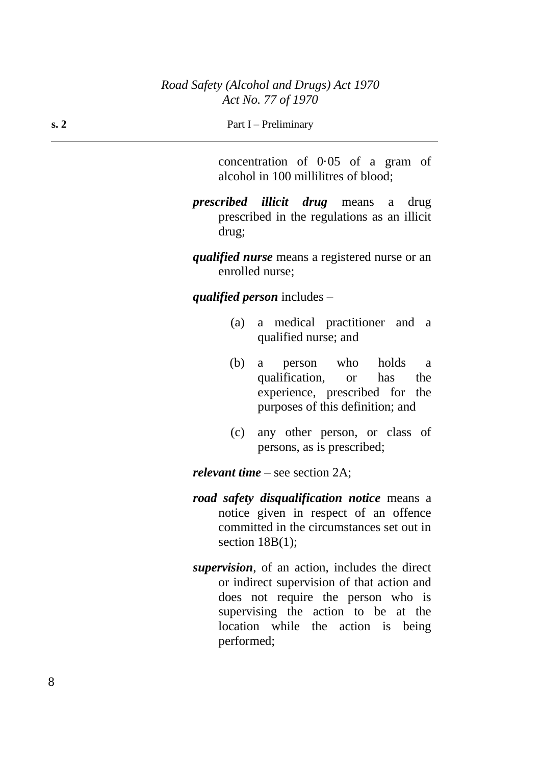concentration of 0·05 of a gram of alcohol in 100 millilitres of blood;

***prescribed illicit drug*** means a drug prescribed in the regulations as an illicit drug;

***qualified nurse*** means a registered nurse or an enrolled nurse;

***qualified person*** includes –

(a) a medical practitioner and a qualified nurse; and

(b) a person who holds a qualification, or has the experience, prescribed for the purposes of this definition; and

(c) any other person, or class of persons, as is prescribed;

***relevant time*** – see section 2A;

***road safety disqualification notice*** means a notice given in respect of an offence committed in the circumstances set out in section 18B(1);

***supervision***, of an action, includes the direct or indirect supervision of that action and does not require the person who is supervising the action to be at the location while the action is being performed;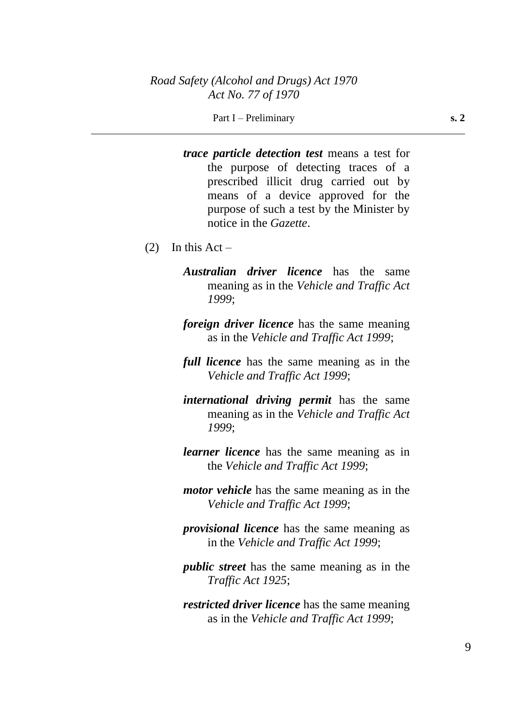***trace particle detection test*** means a test for the purpose of detecting traces of a prescribed illicit drug carried out by means of a device approved for the purpose of such a test by the Minister by notice in the *Gazette*.

(2) In this Act –

***Australian driver licence*** has the same meaning as in the *Vehicle and Traffic Act 1999*;

***foreign driver licence*** has the same meaning as in the *Vehicle and Traffic Act 1999*;

***full licence*** has the same meaning as in the *Vehicle and Traffic Act 1999*;

***international driving permit*** has the same meaning as in the *Vehicle and Traffic Act 1999*;

***learner licence*** has the same meaning as in the *Vehicle and Traffic Act 1999*;

***motor vehicle*** has the same meaning as in the *Vehicle and Traffic Act 1999*;

***provisional licence*** has the same meaning as in the *Vehicle and Traffic Act 1999*;

***public street*** has the same meaning as in the *Traffic Act 1925*;

***restricted driver licence*** has the same meaning as in the *Vehicle and Traffic Act 1999*;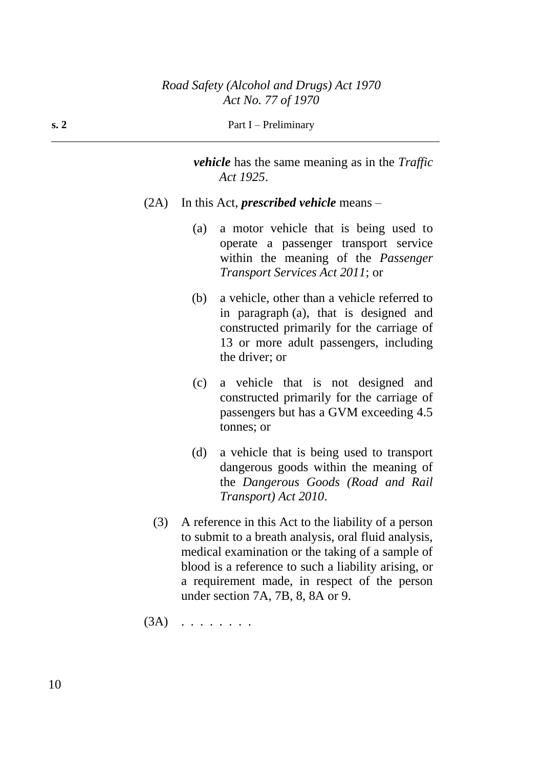***vehicle*** has the same meaning as in the *Traffic Act 1925*.

(2A) In this Act, ***prescribed vehicle*** means –

(a) a motor vehicle that is being used to operate a passenger transport service within the meaning of the *Passenger Transport Services Act 2011*; or

(b) a vehicle, other than a vehicle referred to in paragraph (a), that is designed and constructed primarily for the carriage of 13 or more adult passengers, including the driver; or

(c) a vehicle that is not designed and constructed primarily for the carriage of passengers but has a GVM exceeding 4.5 tonnes; or

(d) a vehicle that is being used to transport dangerous goods within the meaning of the *Dangerous Goods (Road and Rail Transport) Act 2010*.

(3) A reference in this Act to the liability of a person to submit to a breath analysis, oral fluid analysis, medical examination or the taking of a sample of blood is a reference to such a liability arising, or a requirement made, in respect of the person under section 7A, 7B, 8, 8A or 9.

(3A) . . . . . . . .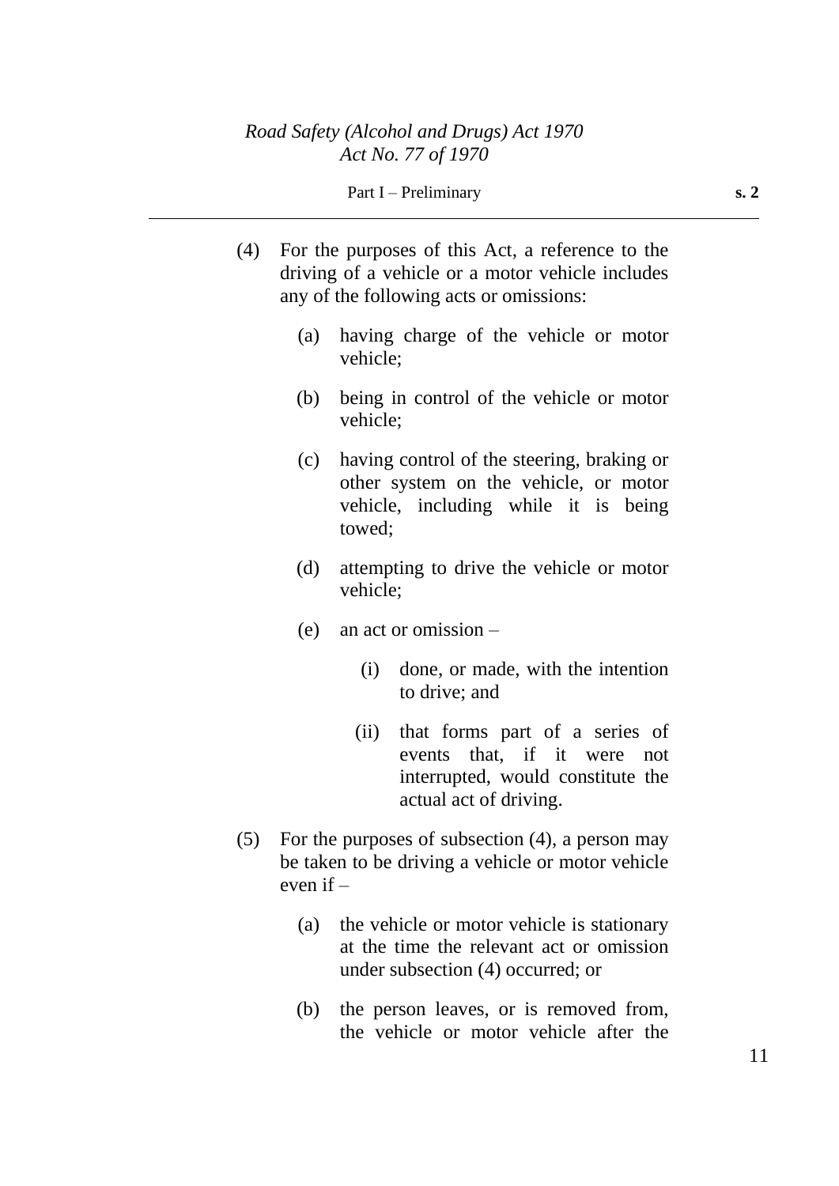(4) For the purposes of this Act, a reference to the driving of a vehicle or a motor vehicle includes any of the following acts or omissions:

(a) having charge of the vehicle or motor vehicle;

(b) being in control of the vehicle or motor vehicle;

(c) having control of the steering, braking or other system on the vehicle, or motor vehicle, including while it is being towed;

(d) attempting to drive the vehicle or motor vehicle;

(e) an act or omission –

(i) done, or made, with the intention to drive; and

(ii) that forms part of a series of events that, if it were not interrupted, would constitute the actual act of driving.

(5) For the purposes of subsection (4), a person may be taken to be driving a vehicle or motor vehicle even if –

(a) the vehicle or motor vehicle is stationary at the time the relevant act or omission under subsection (4) occurred; or

(b) the person leaves, or is removed from, the vehicle or motor vehicle after the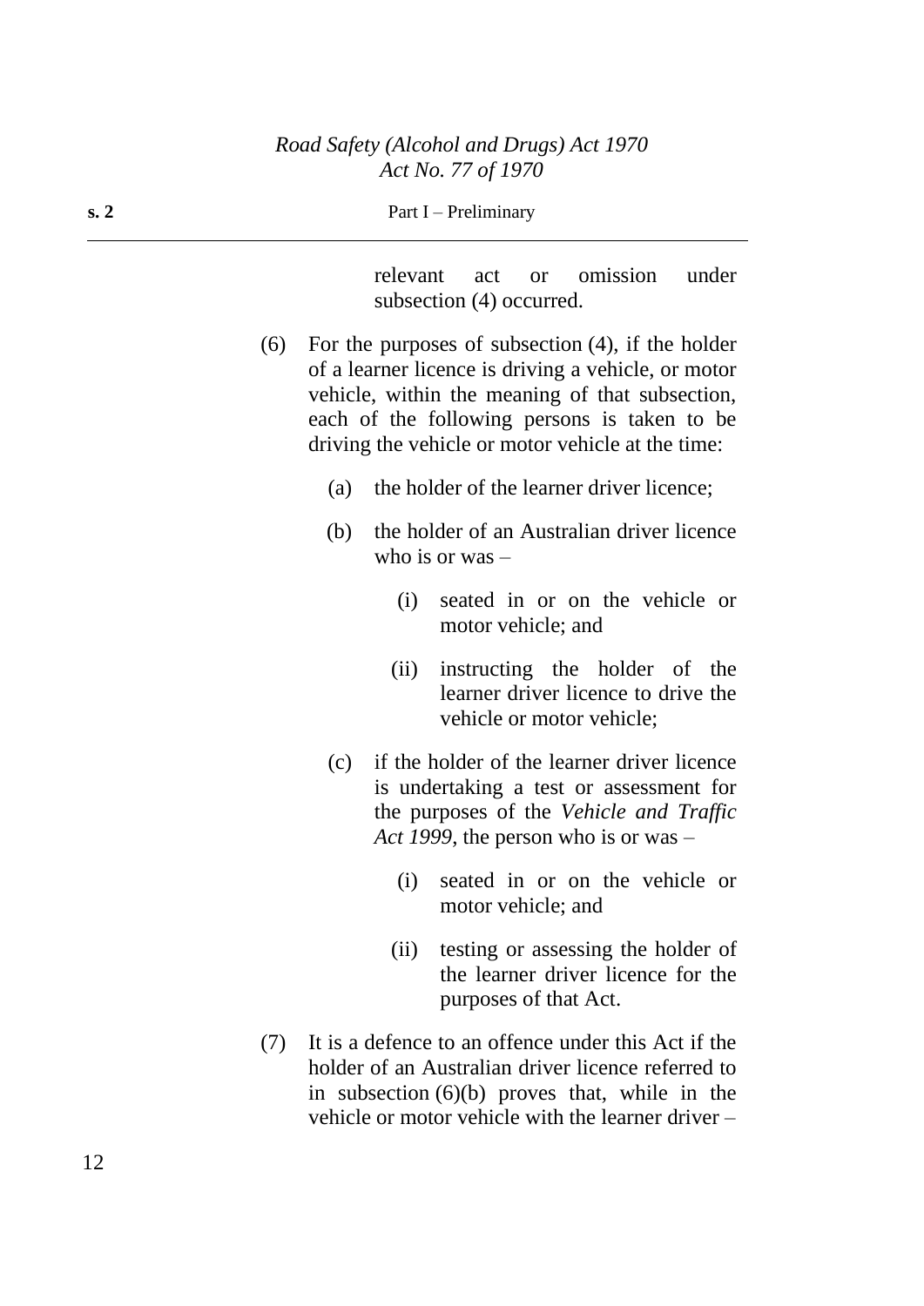relevant act or omission under subsection (4) occurred.

(6) For the purposes of subsection (4), if the holder of a learner licence is driving a vehicle, or motor vehicle, within the meaning of that subsection, each of the following persons is taken to be driving the vehicle or motor vehicle at the time:

(a) the holder of the learner driver licence;

(b) the holder of an Australian driver licence who is or was –

(i) seated in or on the vehicle or motor vehicle; and

(ii) instructing the holder of the learner driver licence to drive the vehicle or motor vehicle;

(c) if the holder of the learner driver licence is undertaking a test or assessment for the purposes of the *Vehicle and Traffic Act 1999*, the person who is or was –

(i) seated in or on the vehicle or motor vehicle; and

(ii) testing or assessing the holder of the learner driver licence for the purposes of that Act.

(7) It is a defence to an offence under this Act if the holder of an Australian driver licence referred to in subsection (6)(b) proves that, while in the vehicle or motor vehicle with the learner driver –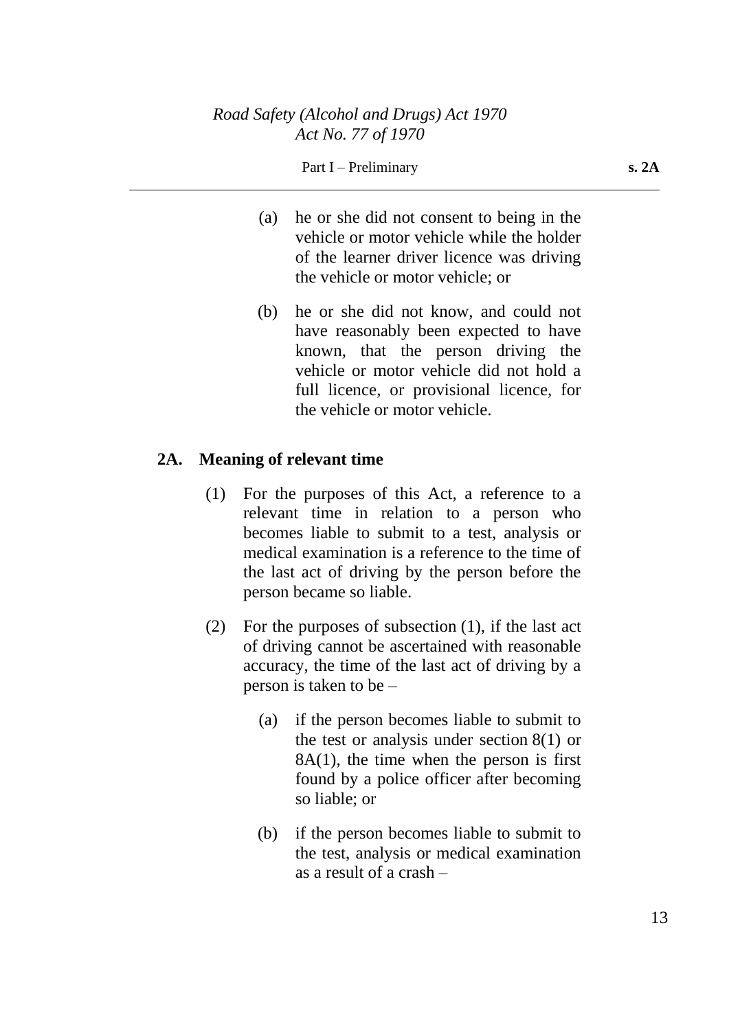(a) he or she did not consent to being in the vehicle or motor vehicle while the holder of the learner driver licence was driving the vehicle or motor vehicle; or

(b) he or she did not know, and could not have reasonably been expected to have known, that the person driving the vehicle or motor vehicle did not hold a full licence, or provisional licence, for the vehicle or motor vehicle.

## 2A. Meaning of relevant time

(1) For the purposes of this Act, a reference to a relevant time in relation to a person who becomes liable to submit to a test, analysis or medical examination is a reference to the time of the last act of driving by the person before the person became so liable.

(2) For the purposes of subsection (1), if the last act of driving cannot be ascertained with reasonable accuracy, the time of the last act of driving by a person is taken to be –

(a) if the person becomes liable to submit to the test or analysis under section 8(1) or 8A(1), the time when the person is first found by a police officer after becoming so liable; or

(b) if the person becomes liable to submit to the test, analysis or medical examination as a result of a crash –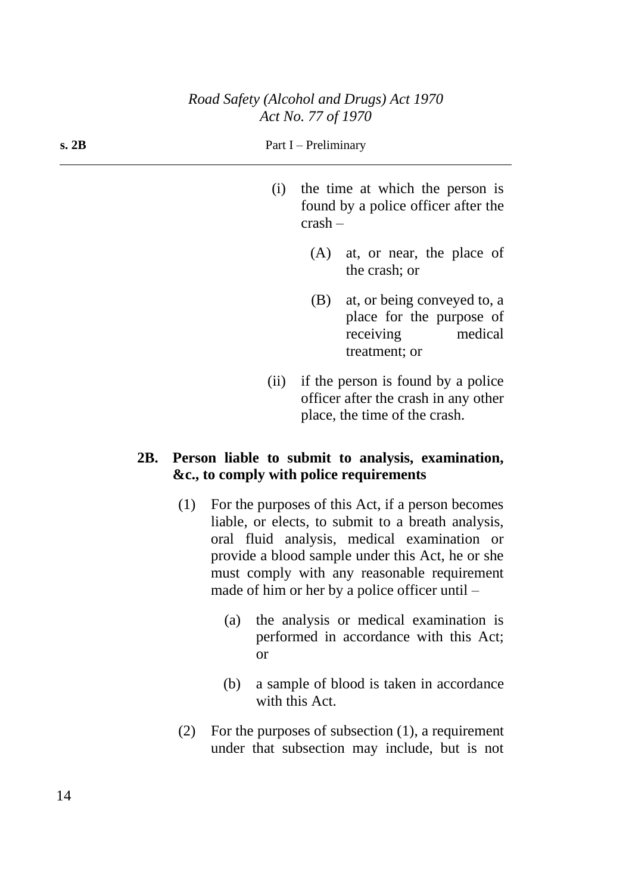(i) the time at which the person is found by a police officer after the crash –

(A) at, or near, the place of the crash; or

(B) at, or being conveyed to, a place for the purpose of receiving medical treatment; or

(ii) if the person is found by a police officer after the crash in any other place, the time of the crash.

**2B. Person liable to submit to analysis, examination, &c., to comply with police requirements**

(1) For the purposes of this Act, if a person becomes liable, or elects, to submit to a breath analysis, oral fluid analysis, medical examination or provide a blood sample under this Act, he or she must comply with any reasonable requirement made of him or her by a police officer until –

(a) the analysis or medical examination is performed in accordance with this Act; or

(b) a sample of blood is taken in accordance with this Act.

(2) For the purposes of subsection (1), a requirement under that subsection may include, but is not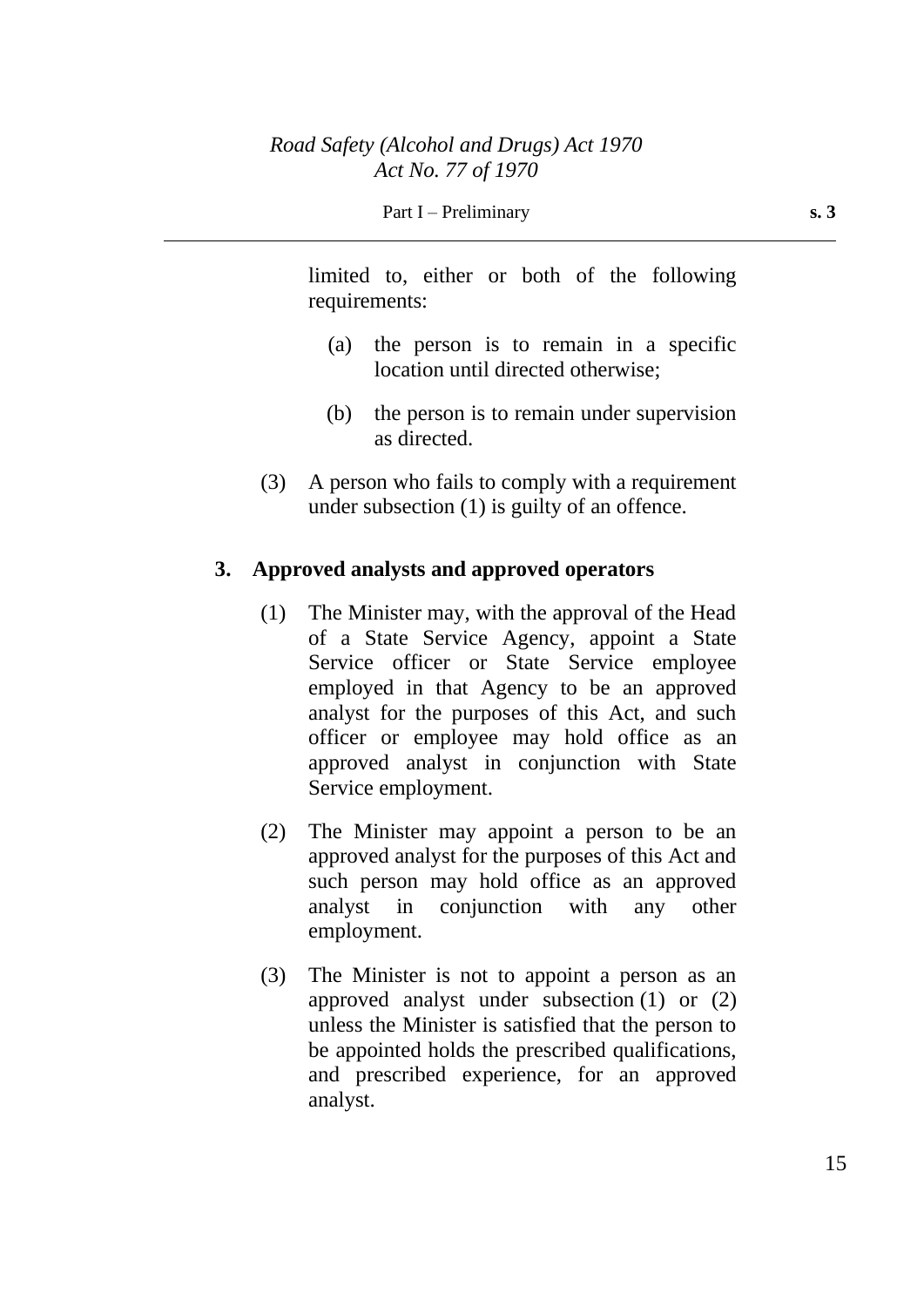limited to, either or both of the following requirements:

(a) the person is to remain in a specific location until directed otherwise;

(b) the person is to remain under supervision as directed.

(3) A person who fails to comply with a requirement under subsection (1) is guilty of an offence.

**3. Approved analysts and approved operators**

(1) The Minister may, with the approval of the Head of a State Service Agency, appoint a State Service officer or State Service employee employed in that Agency to be an approved analyst for the purposes of this Act, and such officer or employee may hold office as an approved analyst in conjunction with State Service employment.

(2) The Minister may appoint a person to be an approved analyst for the purposes of this Act and such person may hold office as an approved analyst in conjunction with any other employment.

(3) The Minister is not to appoint a person as an approved analyst under subsection (1) or (2) unless the Minister is satisfied that the person to be appointed holds the prescribed qualifications, and prescribed experience, for an approved analyst.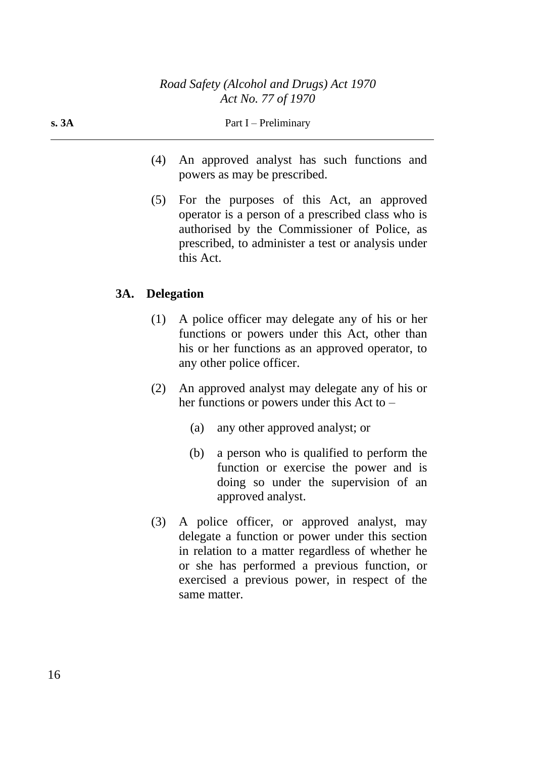(4) An approved analyst has such functions and powers as may be prescribed.

(5) For the purposes of this Act, an approved operator is a person of a prescribed class who is authorised by the Commissioner of Police, as prescribed, to administer a test or analysis under this Act.

### 3A. Delegation

(1) A police officer may delegate any of his or her functions or powers under this Act, other than his or her functions as an approved operator, to any other police officer.

(2) An approved analyst may delegate any of his or her functions or powers under this Act to –

(a) any other approved analyst; or

(b) a person who is qualified to perform the function or exercise the power and is doing so under the supervision of an approved analyst.

(3) A police officer, or approved analyst, may delegate a function or power under this section in relation to a matter regardless of whether he or she has performed a previous function, or exercised a previous power, in respect of the same matter.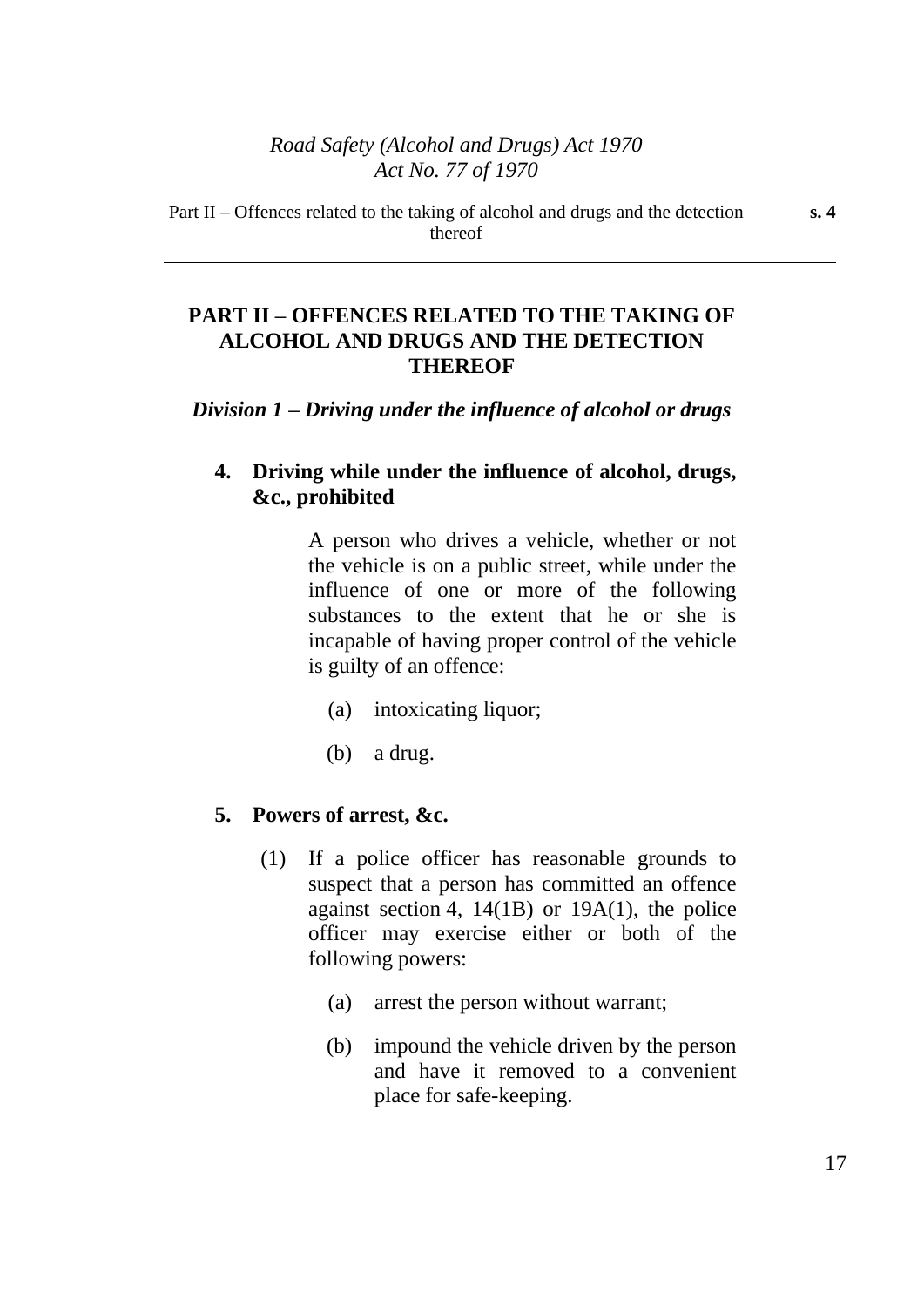## PART II – OFFENCES RELATED TO THE TAKING OF ALCOHOL AND DRUGS AND THE DETECTION THEREOF

### *Division 1 – Driving under the influence of alcohol or drugs*

#### 4. Driving while under the influence of alcohol, drugs, &c., prohibited

A person who drives a vehicle, whether or not the vehicle is on a public street, while under the influence of one or more of the following substances to the extent that he or she is incapable of having proper control of the vehicle is guilty of an offence:

(a) intoxicating liquor;

(b) a drug.

#### 5. Powers of arrest, &c.

(1) If a police officer has reasonable grounds to suspect that a person has committed an offence against section 4, 14(1B) or 19A(1), the police officer may exercise either or both of the following powers:

(a) arrest the person without warrant;

(b) impound the vehicle driven by the person and have it removed to a convenient place for safe-keeping.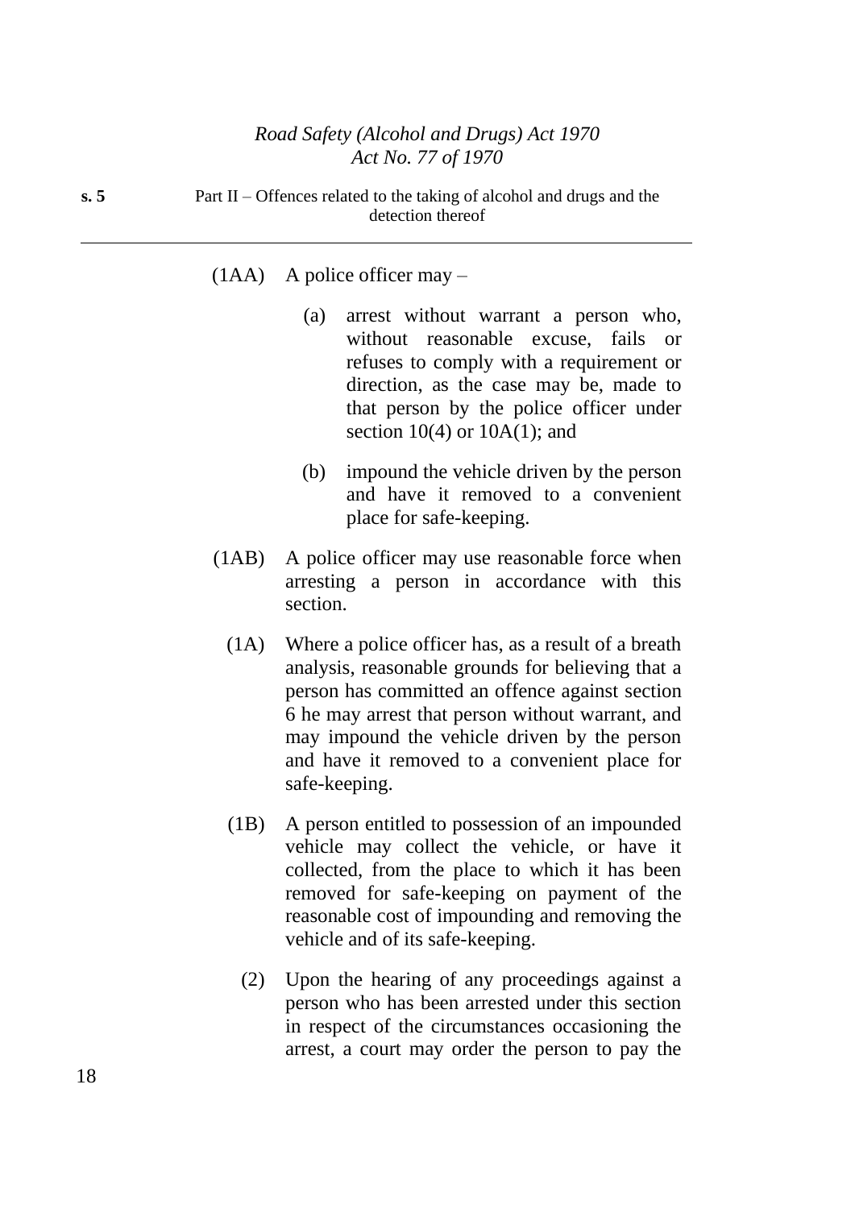(1AA) A police officer may –

(a) arrest without warrant a person who, without reasonable excuse, fails or refuses to comply with a requirement or direction, as the case may be, made to that person by the police officer under section 10(4) or 10A(1); and

(b) impound the vehicle driven by the person and have it removed to a convenient place for safe-keeping.

(1AB) A police officer may use reasonable force when arresting a person in accordance with this section.

(1A) Where a police officer has, as a result of a breath analysis, reasonable grounds for believing that a person has committed an offence against section 6 he may arrest that person without warrant, and may impound the vehicle driven by the person and have it removed to a convenient place for safe-keeping.

(1B) A person entitled to possession of an impounded vehicle may collect the vehicle, or have it collected, from the place to which it has been removed for safe-keeping on payment of the reasonable cost of impounding and removing the vehicle and of its safe-keeping.

(2) Upon the hearing of any proceedings against a person who has been arrested under this section in respect of the circumstances occasioning the arrest, a court may order the person to pay the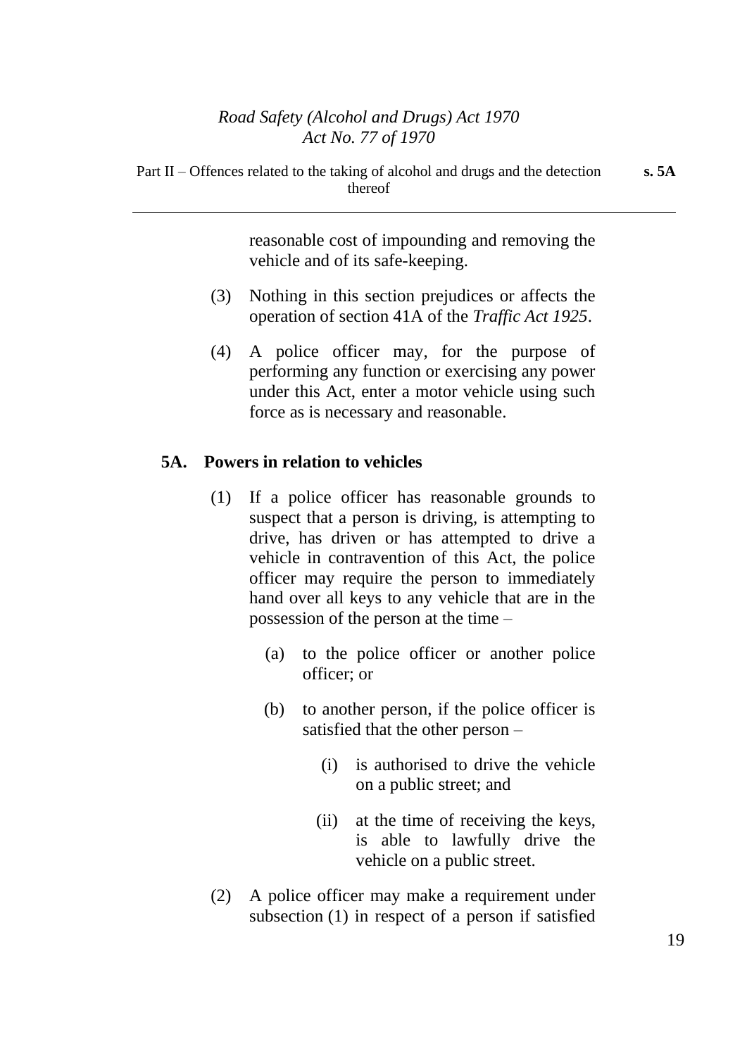reasonable cost of impounding and removing the vehicle and of its safe-keeping.

(3) Nothing in this section prejudices or affects the operation of section 41A of the *Traffic Act 1925*.

(4) A police officer may, for the purpose of performing any function or exercising any power under this Act, enter a motor vehicle using such force as is necessary and reasonable.

## 5A. Powers in relation to vehicles

(1) If a police officer has reasonable grounds to suspect that a person is driving, is attempting to drive, has driven or has attempted to drive a vehicle in contravention of this Act, the police officer may require the person to immediately hand over all keys to any vehicle that are in the possession of the person at the time –

   (a) to the police officer or another police officer; or

   (b) to another person, if the police officer is satisfied that the other person –

      (i) is authorised to drive the vehicle on a public street; and

      (ii) at the time of receiving the keys, is able to lawfully drive the vehicle on a public street.

(2) A police officer may make a requirement under subsection (1) in respect of a person if satisfied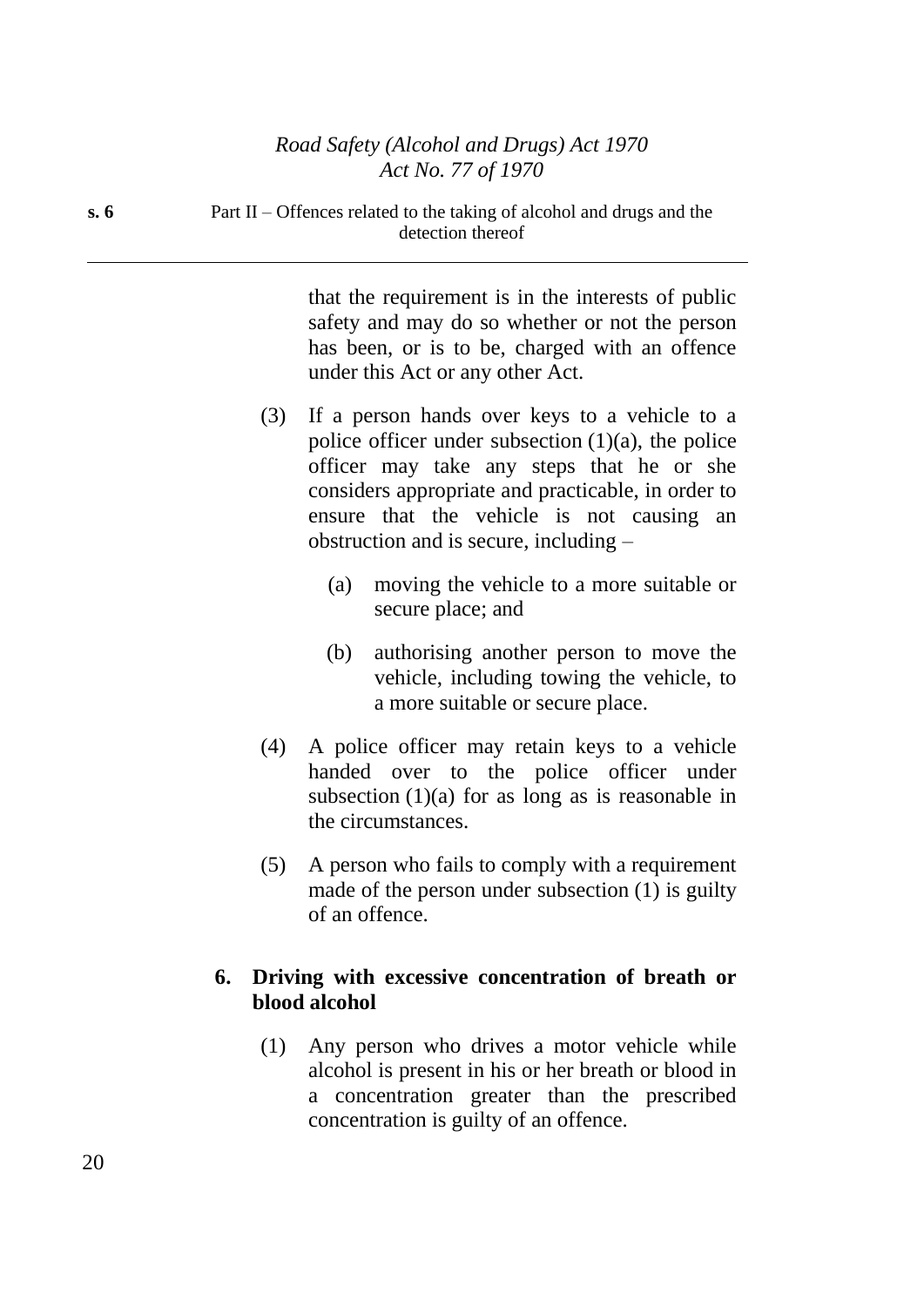that the requirement is in the interests of public safety and may do so whether or not the person has been, or is to be, charged with an offence under this Act or any other Act.

(3) If a person hands over keys to a vehicle to a police officer under subsection (1)(a), the police officer may take any steps that he or she considers appropriate and practicable, in order to ensure that the vehicle is not causing an obstruction and is secure, including –

(a) moving the vehicle to a more suitable or secure place; and

(b) authorising another person to move the vehicle, including towing the vehicle, to a more suitable or secure place.

(4) A police officer may retain keys to a vehicle handed over to the police officer under subsection (1)(a) for as long as is reasonable in the circumstances.

(5) A person who fails to comply with a requirement made of the person under subsection (1) is guilty of an offence.

### 6. Driving with excessive concentration of breath or blood alcohol

(1) Any person who drives a motor vehicle while alcohol is present in his or her breath or blood in a concentration greater than the prescribed concentration is guilty of an offence.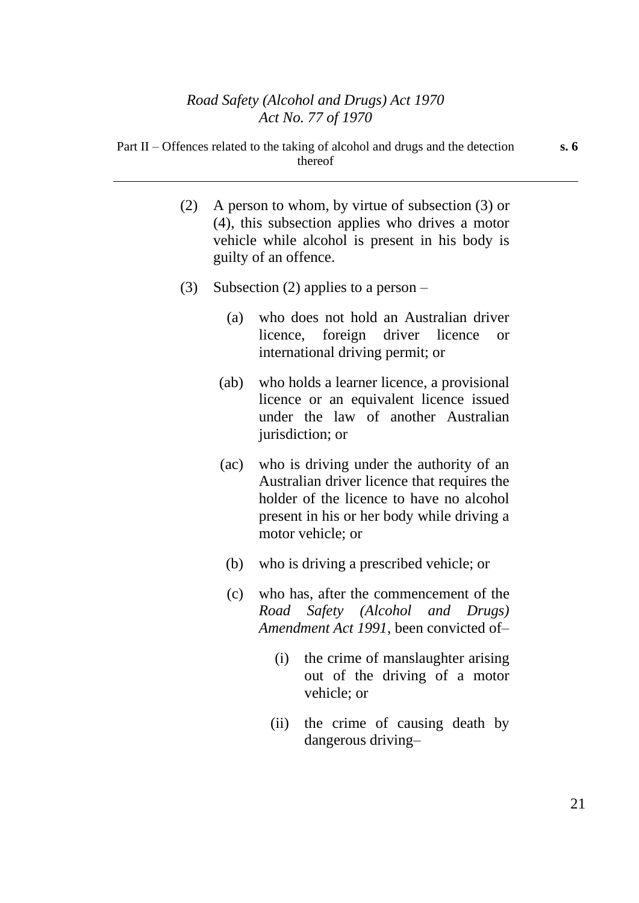(2) A person to whom, by virtue of subsection (3) or (4), this subsection applies who drives a motor vehicle while alcohol is present in his body is guilty of an offence.

(3) Subsection (2) applies to a person –

(a) who does not hold an Australian driver licence, foreign driver licence or international driving permit; or

(ab) who holds a learner licence, a provisional licence or an equivalent licence issued under the law of another Australian jurisdiction; or

(ac) who is driving under the authority of an Australian driver licence that requires the holder of the licence to have no alcohol present in his or her body while driving a motor vehicle; or

(b) who is driving a prescribed vehicle; or

(c) who has, after the commencement of the *Road Safety (Alcohol and Drugs) Amendment Act 1991*, been convicted of–

(i) the crime of manslaughter arising out of the driving of a motor vehicle; or

(ii) the crime of causing death by dangerous driving–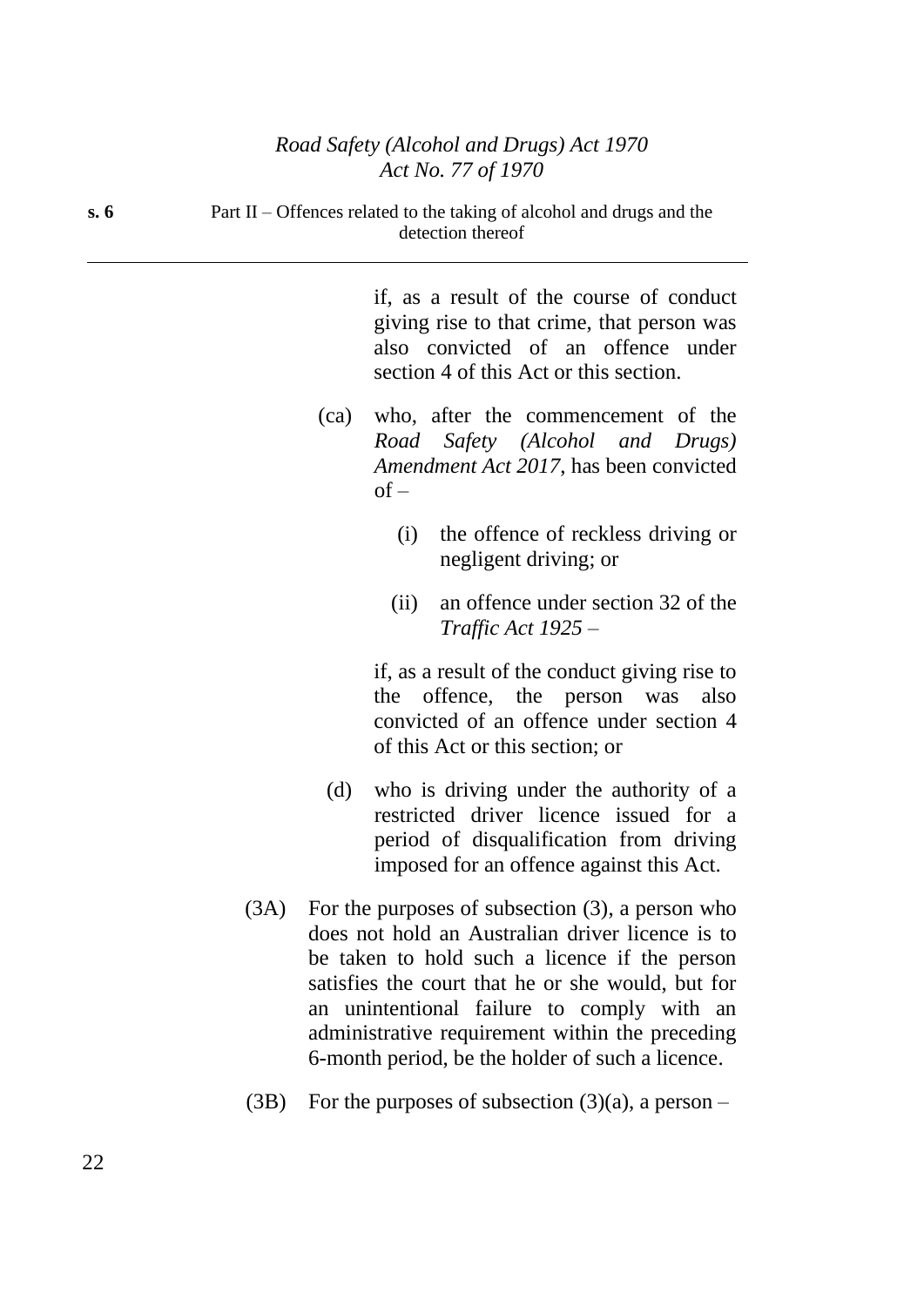if, as a result of the course of conduct giving rise to that crime, that person was also convicted of an offence under section 4 of this Act or this section.

(ca) who, after the commencement of the *Road Safety (Alcohol and Drugs) Amendment Act 2017*, has been convicted of –

(i) the offence of reckless driving or negligent driving; or

(ii) an offence under section 32 of the *Traffic Act 1925* –

if, as a result of the conduct giving rise to the offence, the person was also convicted of an offence under section 4 of this Act or this section; or

(d) who is driving under the authority of a restricted driver licence issued for a period of disqualification from driving imposed for an offence against this Act.

(3A) For the purposes of subsection (3), a person who does not hold an Australian driver licence is to be taken to hold such a licence if the person satisfies the court that he or she would, but for an unintentional failure to comply with an administrative requirement within the preceding 6-month period, be the holder of such a licence.

(3B) For the purposes of subsection (3)(a), a person –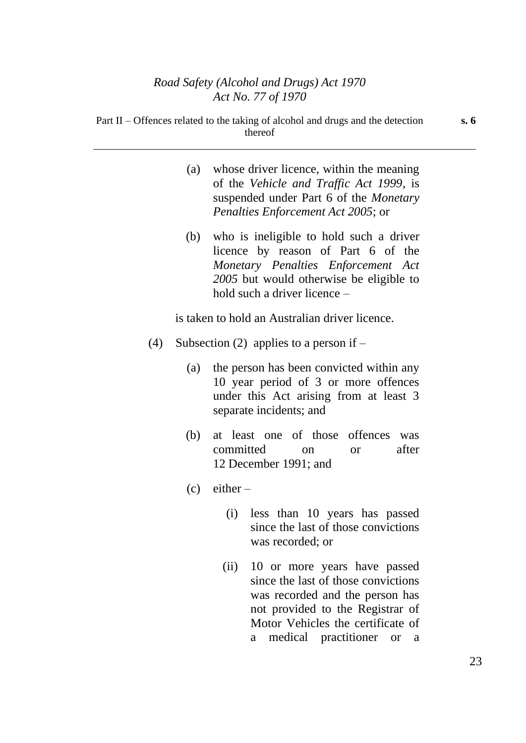(a) whose driver licence, within the meaning of the *Vehicle and Traffic Act 1999*, is suspended under Part 6 of the *Monetary Penalties Enforcement Act 2005*; or

(b) who is ineligible to hold such a driver licence by reason of Part 6 of the *Monetary Penalties Enforcement Act 2005* but would otherwise be eligible to hold such a driver licence –

is taken to hold an Australian driver licence.

(4) Subsection (2) applies to a person if –

(a) the person has been convicted within any 10 year period of 3 or more offences under this Act arising from at least 3 separate incidents; and

(b) at least one of those offences was committed on or after 12 December 1991; and

(c) either –

(i) less than 10 years has passed since the last of those convictions was recorded; or

(ii) 10 or more years have passed since the last of those convictions was recorded and the person has not provided to the Registrar of Motor Vehicles the certificate of a medical practitioner or a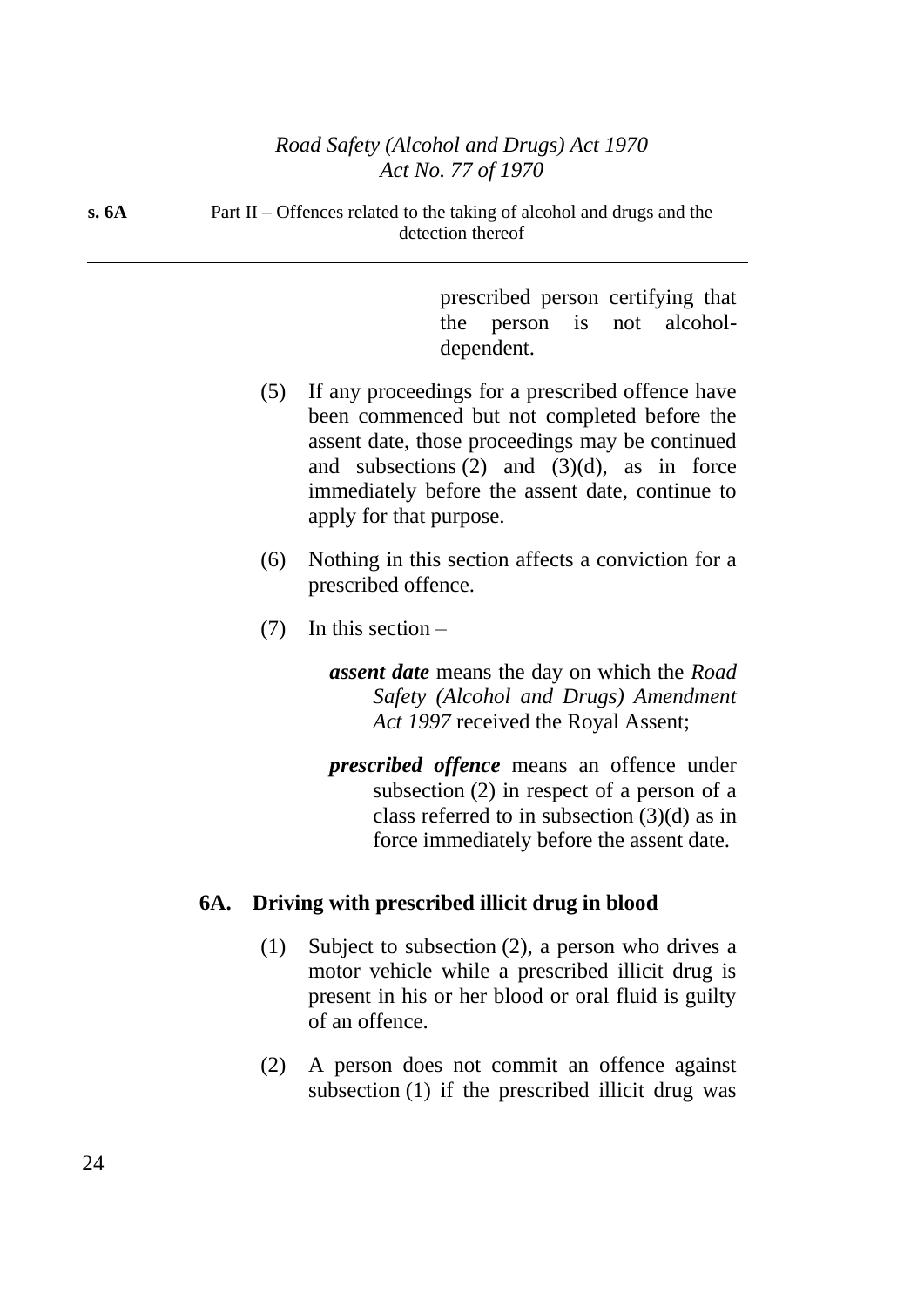prescribed person certifying that the person is not alcohol-dependent.

(5) If any proceedings for a prescribed offence have been commenced but not completed before the assent date, those proceedings may be continued and subsections (2) and (3)(d), as in force immediately before the assent date, continue to apply for that purpose.

(6) Nothing in this section affects a conviction for a prescribed offence.

(7) In this section –

***assent date*** means the day on which the *Road Safety (Alcohol and Drugs) Amendment Act 1997* received the Royal Assent;

***prescribed offence*** means an offence under subsection (2) in respect of a person of a class referred to in subsection (3)(d) as in force immediately before the assent date.

### 6A. Driving with prescribed illicit drug in blood

(1) Subject to subsection (2), a person who drives a motor vehicle while a prescribed illicit drug is present in his or her blood or oral fluid is guilty of an offence.

(2) A person does not commit an offence against subsection (1) if the prescribed illicit drug was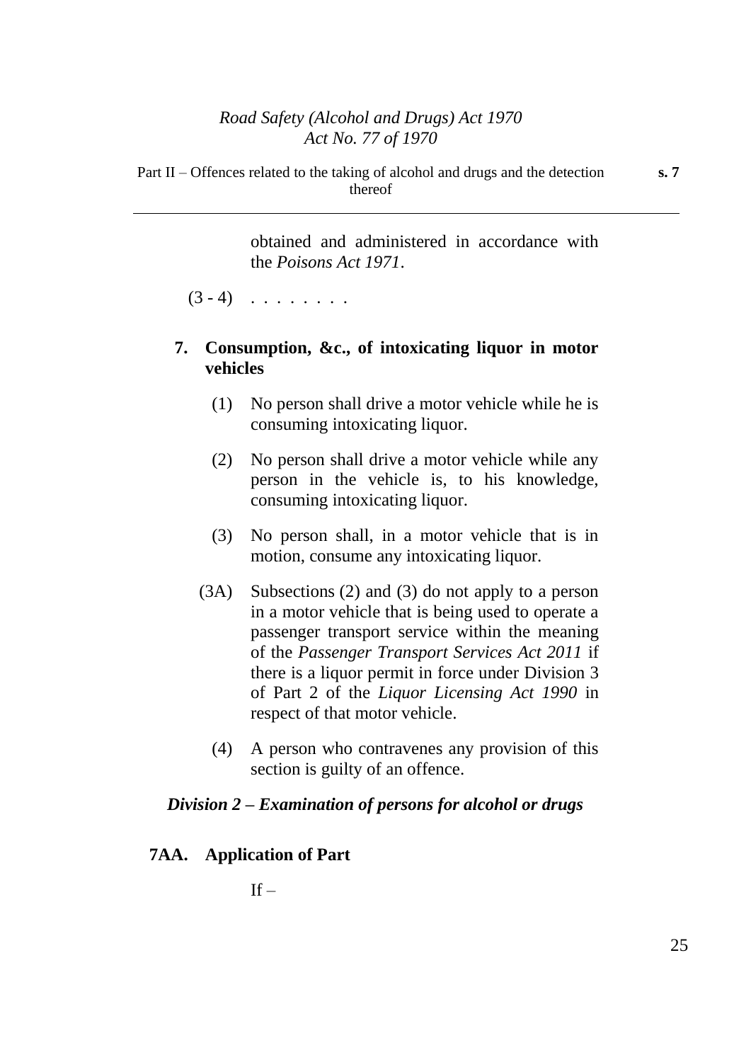obtained and administered in accordance with the *Poisons Act 1971*.

(3 - 4) . . . . . . . .

### 7. Consumption, &c., of intoxicating liquor in motor vehicles

(1) No person shall drive a motor vehicle while he is consuming intoxicating liquor.

(2) No person shall drive a motor vehicle while any person in the vehicle is, to his knowledge, consuming intoxicating liquor.

(3) No person shall, in a motor vehicle that is in motion, consume any intoxicating liquor.

(3A) Subsections (2) and (3) do not apply to a person in a motor vehicle that is being used to operate a passenger transport service within the meaning of the *Passenger Transport Services Act 2011* if there is a liquor permit in force under Division 3 of Part 2 of the *Liquor Licensing Act 1990* in respect of that motor vehicle.

(4) A person who contravenes any provision of this section is guilty of an offence.

## *Division 2 – Examination of persons for alcohol or drugs*

### 7AA. Application of Part

If –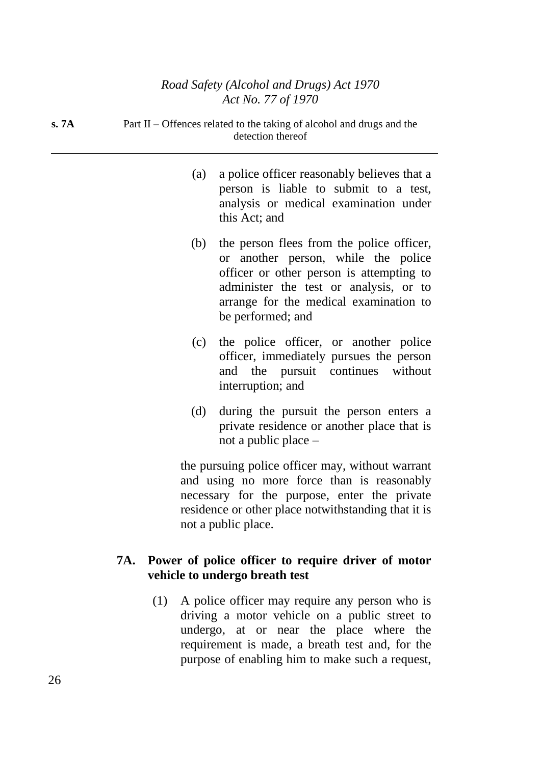(a) a police officer reasonably believes that a person is liable to submit to a test, analysis or medical examination under this Act; and

(b) the person flees from the police officer, or another person, while the police officer or other person is attempting to administer the test or analysis, or to arrange for the medical examination to be performed; and

(c) the police officer, or another police officer, immediately pursues the person and the pursuit continues without interruption; and

(d) during the pursuit the person enters a private residence or another place that is not a public place –

the pursuing police officer may, without warrant and using no more force than is reasonably necessary for the purpose, enter the private residence or other place notwithstanding that it is not a public place.

### 7A. Power of police officer to require driver of motor vehicle to undergo breath test

(1) A police officer may require any person who is driving a motor vehicle on a public street to undergo, at or near the place where the requirement is made, a breath test and, for the purpose of enabling him to make such a request,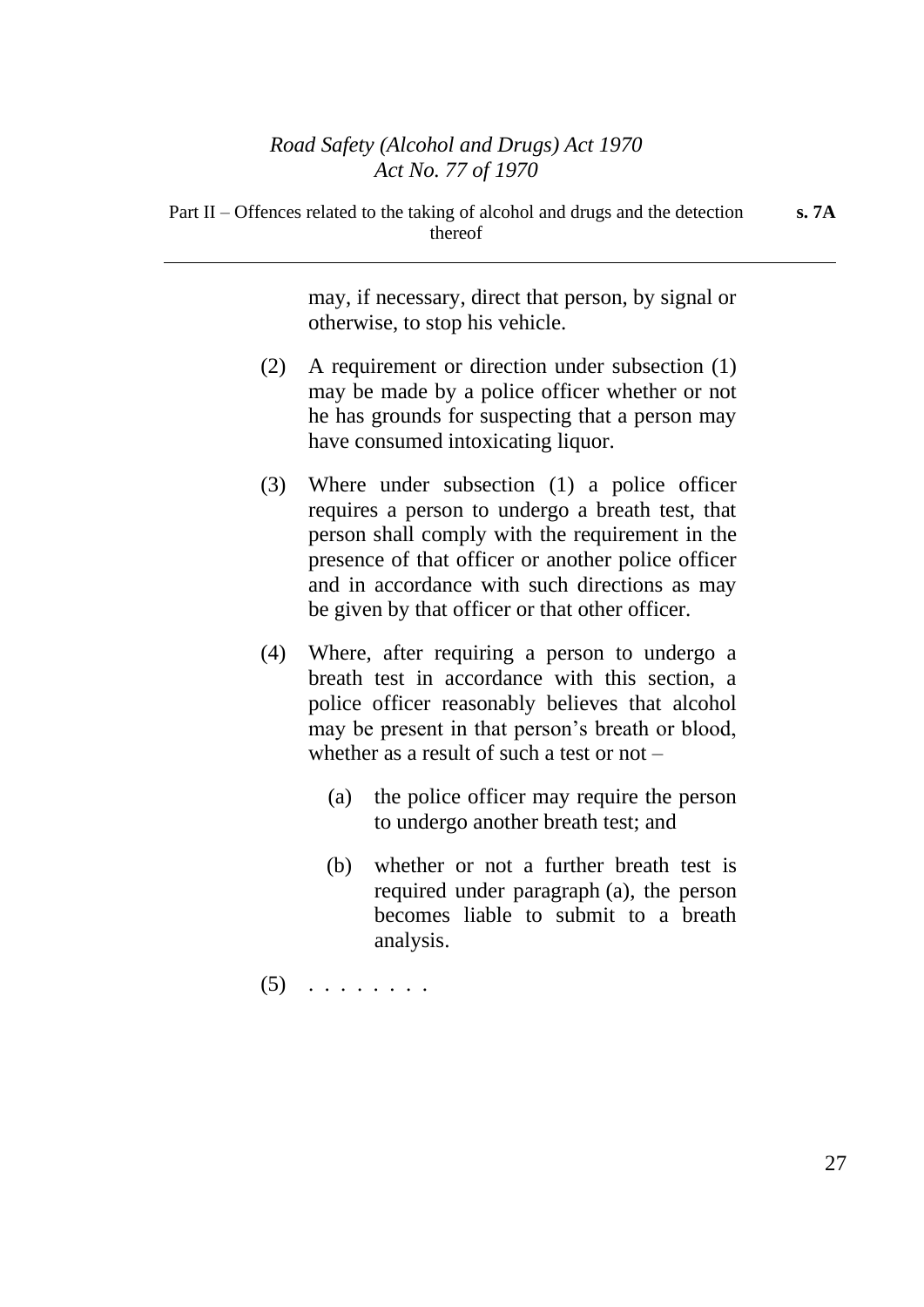may, if necessary, direct that person, by signal or otherwise, to stop his vehicle.

(2) A requirement or direction under subsection (1) may be made by a police officer whether or not he has grounds for suspecting that a person may have consumed intoxicating liquor.

(3) Where under subsection (1) a police officer requires a person to undergo a breath test, that person shall comply with the requirement in the presence of that officer or another police officer and in accordance with such directions as may be given by that officer or that other officer.

(4) Where, after requiring a person to undergo a breath test in accordance with this section, a police officer reasonably believes that alcohol may be present in that person's breath or blood, whether as a result of such a test or not –

(a) the police officer may require the person to undergo another breath test; and

(b) whether or not a further breath test is required under paragraph (a), the person becomes liable to submit to a breath analysis.

(5) . . . . . . . .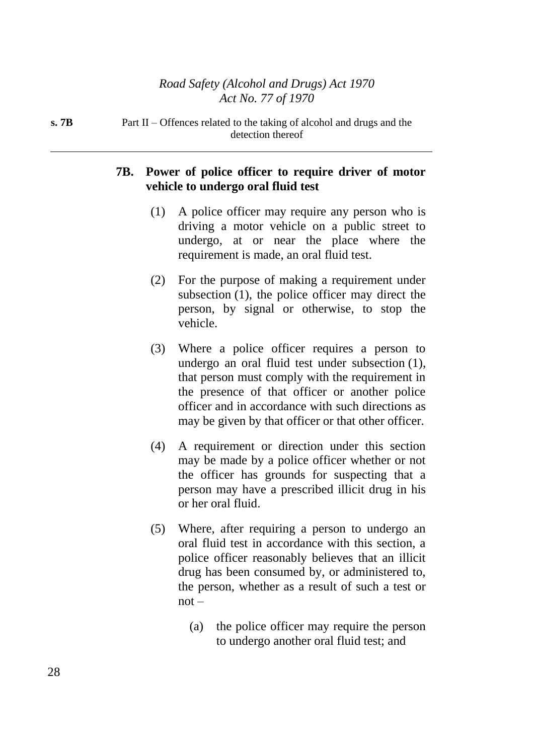## 7B. Power of police officer to require driver of motor vehicle to undergo oral fluid test

(1) A police officer may require any person who is driving a motor vehicle on a public street to undergo, at or near the place where the requirement is made, an oral fluid test.

(2) For the purpose of making a requirement under subsection (1), the police officer may direct the person, by signal or otherwise, to stop the vehicle.

(3) Where a police officer requires a person to undergo an oral fluid test under subsection (1), that person must comply with the requirement in the presence of that officer or another police officer and in accordance with such directions as may be given by that officer or that other officer.

(4) A requirement or direction under this section may be made by a police officer whether or not the officer has grounds for suspecting that a person may have a prescribed illicit drug in his or her oral fluid.

(5) Where, after requiring a person to undergo an oral fluid test in accordance with this section, a police officer reasonably believes that an illicit drug has been consumed by, or administered to, the person, whether as a result of such a test or not –

(a) the police officer may require the person to undergo another oral fluid test; and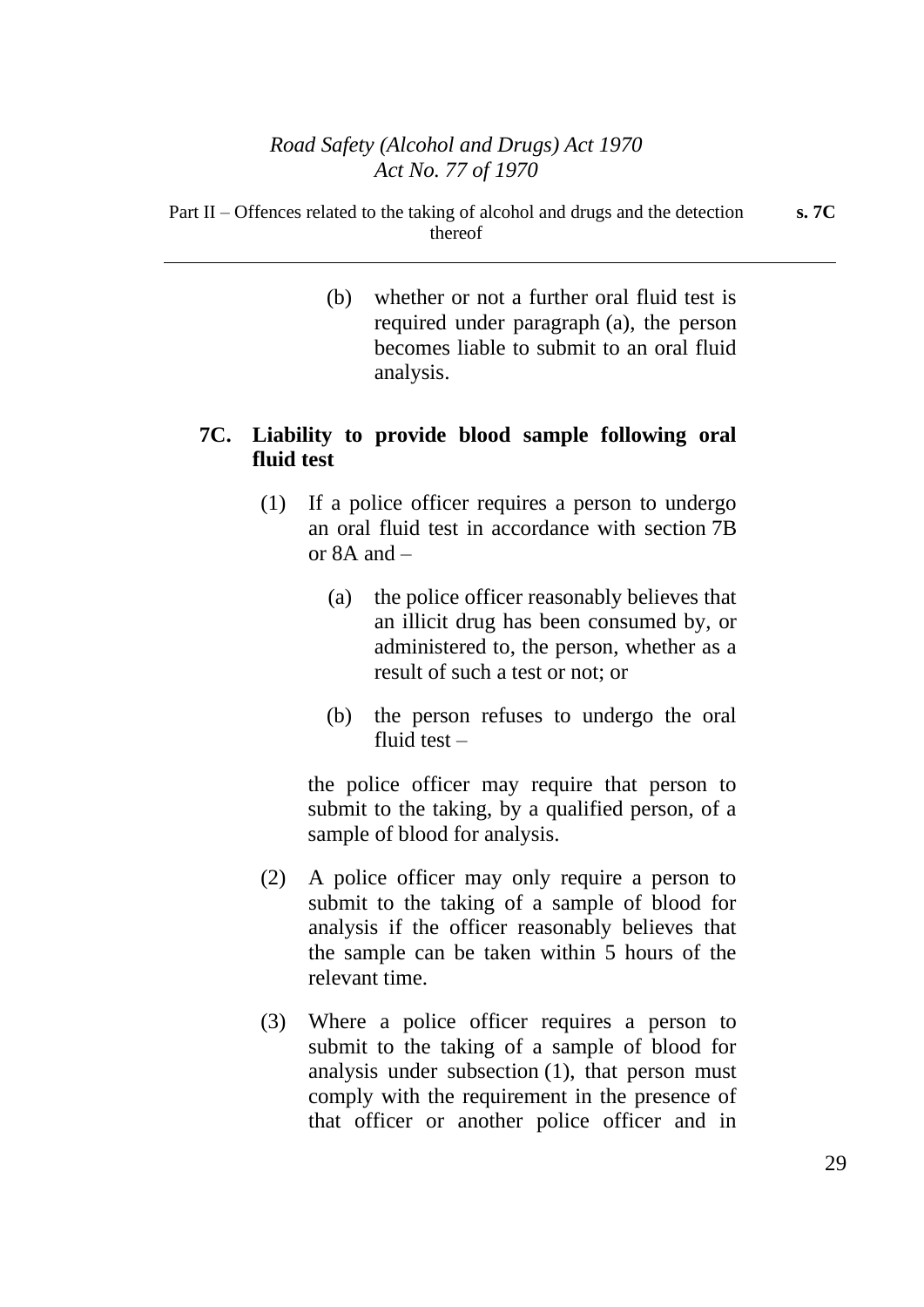(b) whether or not a further oral fluid test is required under paragraph (a), the person becomes liable to submit to an oral fluid analysis.

## 7C. Liability to provide blood sample following oral fluid test

(1) If a police officer requires a person to undergo an oral fluid test in accordance with section 7B or 8A and –

(a) the police officer reasonably believes that an illicit drug has been consumed by, or administered to, the person, whether as a result of such a test or not; or

(b) the person refuses to undergo the oral fluid test –

the police officer may require that person to submit to the taking, by a qualified person, of a sample of blood for analysis.

(2) A police officer may only require a person to submit to the taking of a sample of blood for analysis if the officer reasonably believes that the sample can be taken within 5 hours of the relevant time.

(3) Where a police officer requires a person to submit to the taking of a sample of blood for analysis under subsection (1), that person must comply with the requirement in the presence of that officer or another police officer and in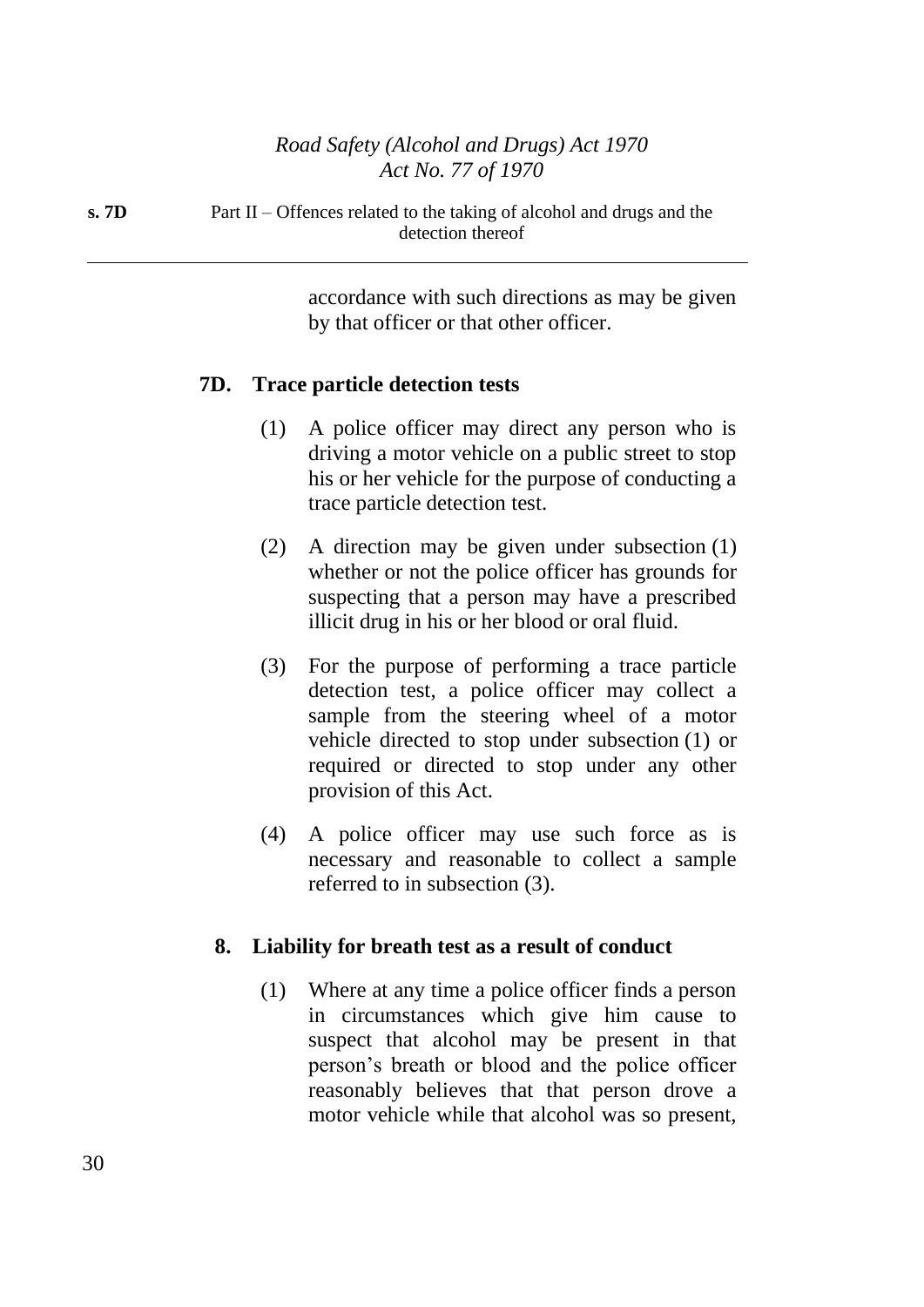accordance with such directions as may be given by that officer or that other officer.

### 7D. Trace particle detection tests

(1) A police officer may direct any person who is driving a motor vehicle on a public street to stop his or her vehicle for the purpose of conducting a trace particle detection test.

(2) A direction may be given under subsection (1) whether or not the police officer has grounds for suspecting that a person may have a prescribed illicit drug in his or her blood or oral fluid.

(3) For the purpose of performing a trace particle detection test, a police officer may collect a sample from the steering wheel of a motor vehicle directed to stop under subsection (1) or required or directed to stop under any other provision of this Act.

(4) A police officer may use such force as is necessary and reasonable to collect a sample referred to in subsection (3).

### 8. Liability for breath test as a result of conduct

(1) Where at any time a police officer finds a person in circumstances which give him cause to suspect that alcohol may be present in that person's breath or blood and the police officer reasonably believes that that person drove a motor vehicle while that alcohol was so present,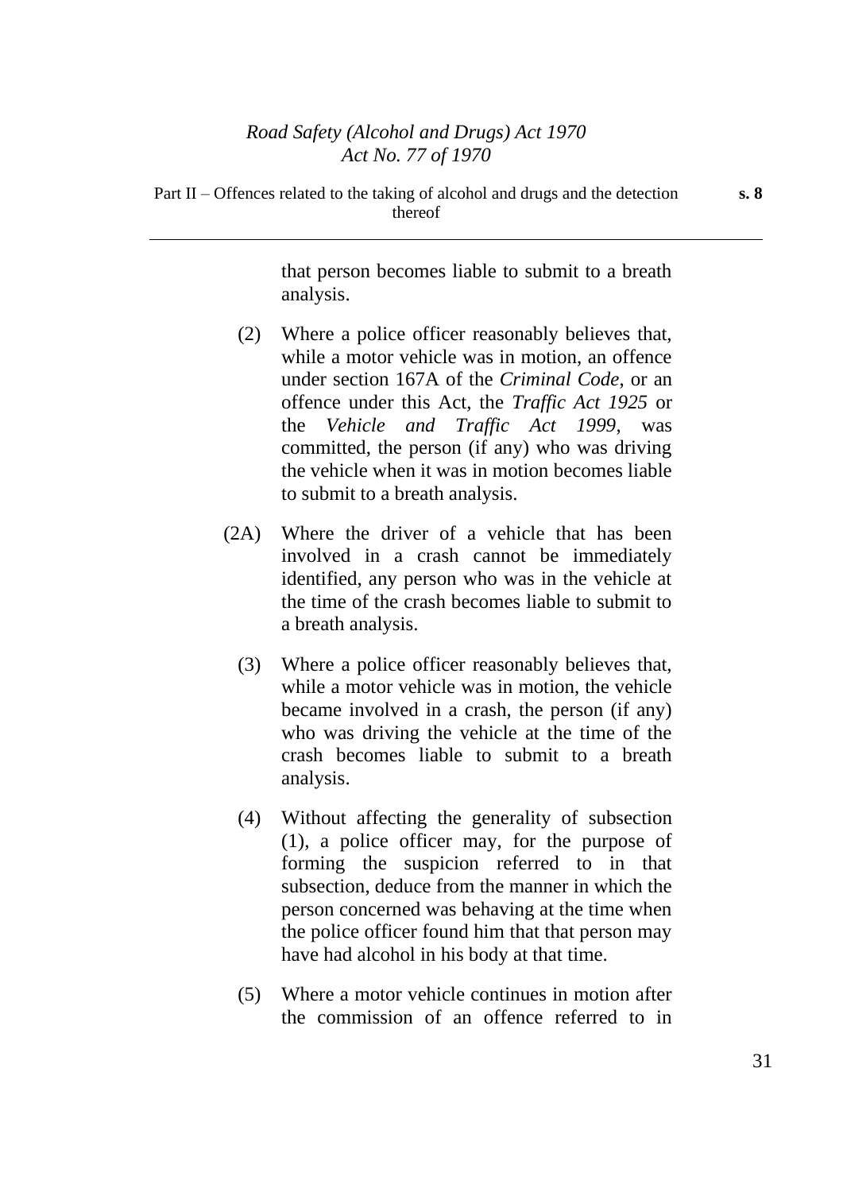that person becomes liable to submit to a breath analysis.

(2) Where a police officer reasonably believes that, while a motor vehicle was in motion, an offence under section 167A of the *Criminal Code*, or an offence under this Act, the *Traffic Act 1925* or the *Vehicle and Traffic Act 1999*, was committed, the person (if any) who was driving the vehicle when it was in motion becomes liable to submit to a breath analysis.

(2A) Where the driver of a vehicle that has been involved in a crash cannot be immediately identified, any person who was in the vehicle at the time of the crash becomes liable to submit to a breath analysis.

(3) Where a police officer reasonably believes that, while a motor vehicle was in motion, the vehicle became involved in a crash, the person (if any) who was driving the vehicle at the time of the crash becomes liable to submit to a breath analysis.

(4) Without affecting the generality of subsection (1), a police officer may, for the purpose of forming the suspicion referred to in that subsection, deduce from the manner in which the person concerned was behaving at the time when the police officer found him that that person may have had alcohol in his body at that time.

(5) Where a motor vehicle continues in motion after the commission of an offence referred to in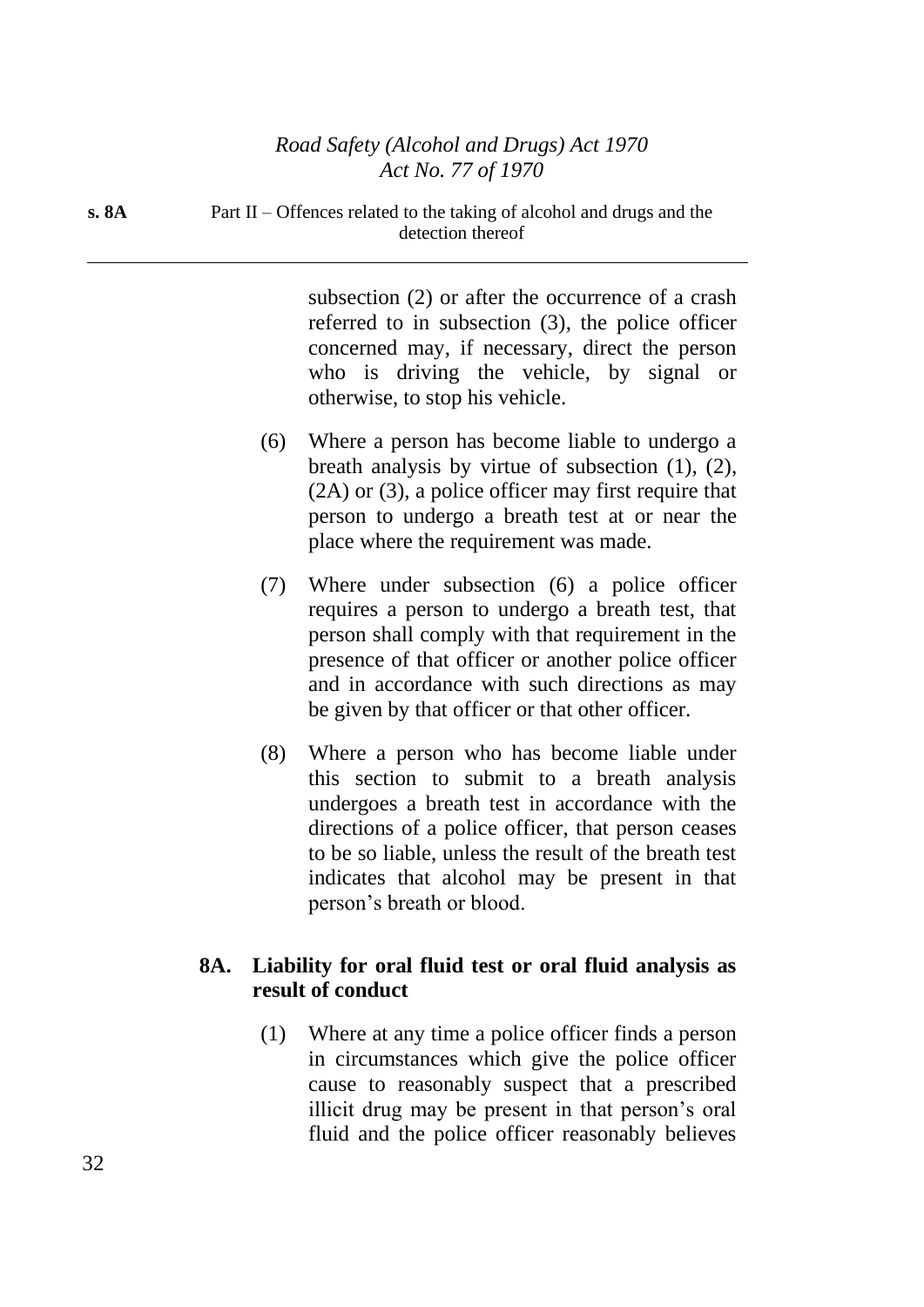subsection (2) or after the occurrence of a crash referred to in subsection (3), the police officer concerned may, if necessary, direct the person who is driving the vehicle, by signal or otherwise, to stop his vehicle.

(6) Where a person has become liable to undergo a breath analysis by virtue of subsection (1), (2), (2A) or (3), a police officer may first require that person to undergo a breath test at or near the place where the requirement was made.

(7) Where under subsection (6) a police officer requires a person to undergo a breath test, that person shall comply with that requirement in the presence of that officer or another police officer and in accordance with such directions as may be given by that officer or that other officer.

(8) Where a person who has become liable under this section to submit to a breath analysis undergoes a breath test in accordance with the directions of a police officer, that person ceases to be so liable, unless the result of the breath test indicates that alcohol may be present in that person's breath or blood.

### 8A. Liability for oral fluid test or oral fluid analysis as result of conduct

(1) Where at any time a police officer finds a person in circumstances which give the police officer cause to reasonably suspect that a prescribed illicit drug may be present in that person's oral fluid and the police officer reasonably believes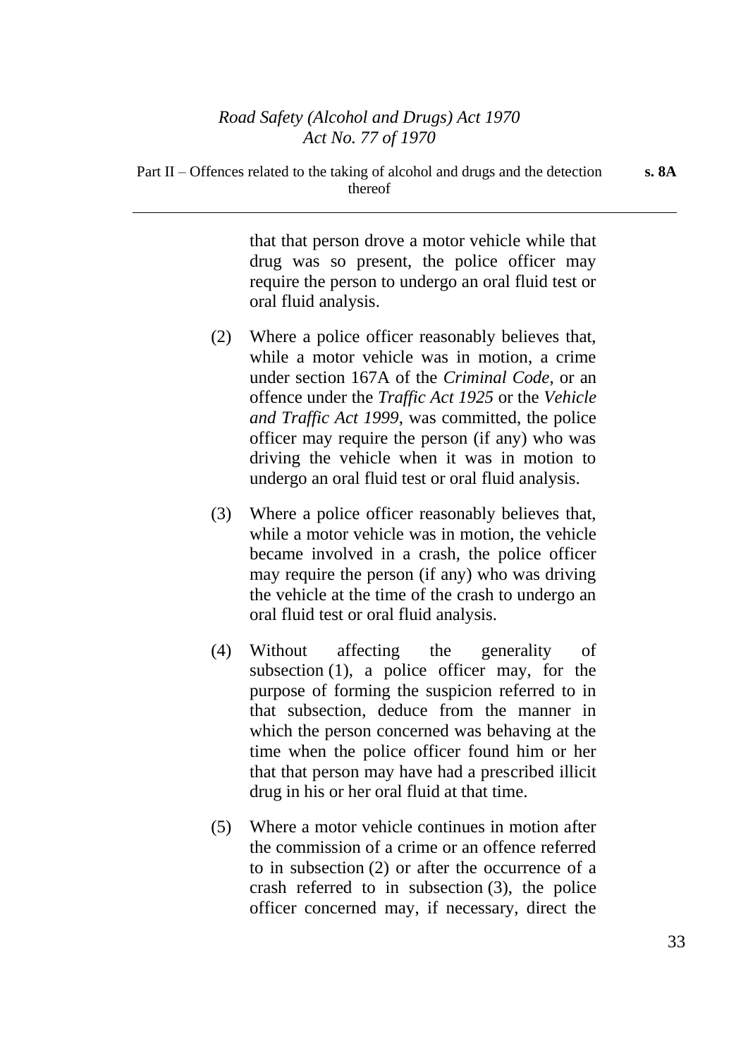that that person drove a motor vehicle while that drug was so present, the police officer may require the person to undergo an oral fluid test or oral fluid analysis.

(2) Where a police officer reasonably believes that, while a motor vehicle was in motion, a crime under section 167A of the *Criminal Code*, or an offence under the *Traffic Act 1925* or the *Vehicle and Traffic Act 1999*, was committed, the police officer may require the person (if any) who was driving the vehicle when it was in motion to undergo an oral fluid test or oral fluid analysis.

(3) Where a police officer reasonably believes that, while a motor vehicle was in motion, the vehicle became involved in a crash, the police officer may require the person (if any) who was driving the vehicle at the time of the crash to undergo an oral fluid test or oral fluid analysis.

(4) Without affecting the generality of subsection (1), a police officer may, for the purpose of forming the suspicion referred to in that subsection, deduce from the manner in which the person concerned was behaving at the time when the police officer found him or her that that person may have had a prescribed illicit drug in his or her oral fluid at that time.

(5) Where a motor vehicle continues in motion after the commission of a crime or an offence referred to in subsection (2) or after the occurrence of a crash referred to in subsection (3), the police officer concerned may, if necessary, direct the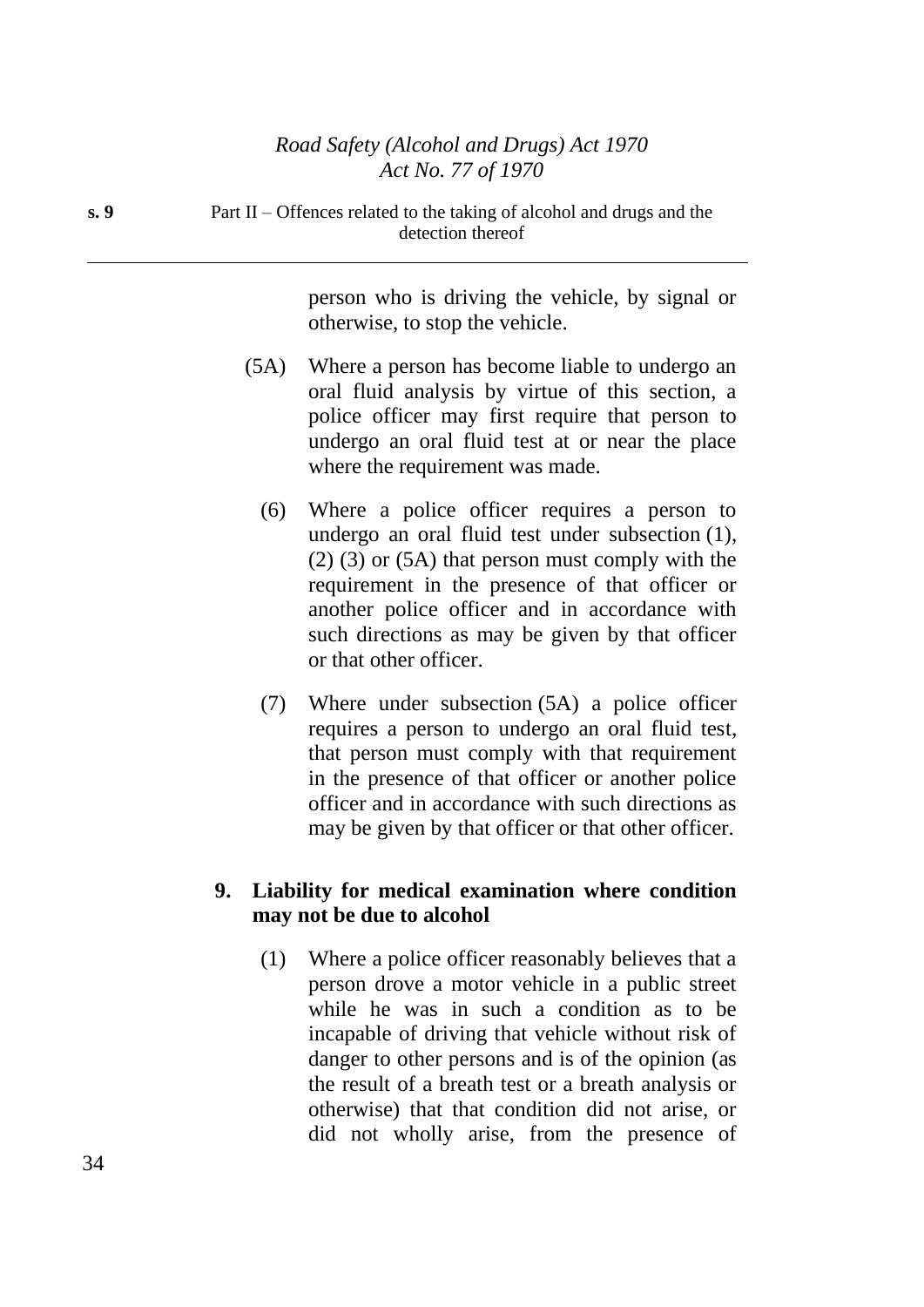person who is driving the vehicle, by signal or otherwise, to stop the vehicle.

(5A) Where a person has become liable to undergo an oral fluid analysis by virtue of this section, a police officer may first require that person to undergo an oral fluid test at or near the place where the requirement was made.

(6) Where a police officer requires a person to undergo an oral fluid test under subsection (1), (2) (3) or (5A) that person must comply with the requirement in the presence of that officer or another police officer and in accordance with such directions as may be given by that officer or that other officer.

(7) Where under subsection (5A) a police officer requires a person to undergo an oral fluid test, that person must comply with that requirement in the presence of that officer or another police officer and in accordance with such directions as may be given by that officer or that other officer.

### 9. Liability for medical examination where condition may not be due to alcohol

(1) Where a police officer reasonably believes that a person drove a motor vehicle in a public street while he was in such a condition as to be incapable of driving that vehicle without risk of danger to other persons and is of the opinion (as the result of a breath test or a breath analysis or otherwise) that that condition did not arise, or did not wholly arise, from the presence of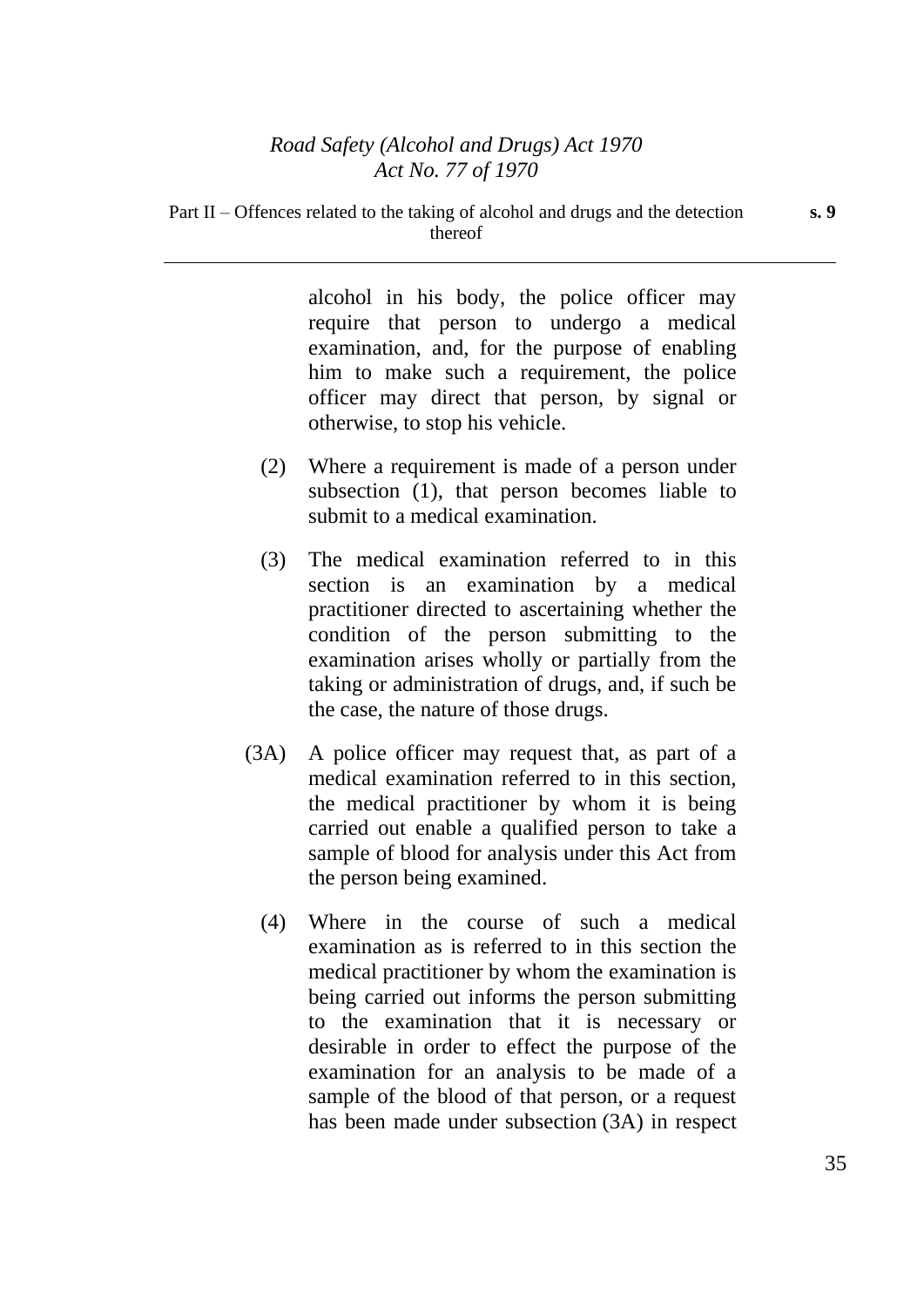alcohol in his body, the police officer may require that person to undergo a medical examination, and, for the purpose of enabling him to make such a requirement, the police officer may direct that person, by signal or otherwise, to stop his vehicle.

(2) Where a requirement is made of a person under subsection (1), that person becomes liable to submit to a medical examination.

(3) The medical examination referred to in this section is an examination by a medical practitioner directed to ascertaining whether the condition of the person submitting to the examination arises wholly or partially from the taking or administration of drugs, and, if such be the case, the nature of those drugs.

(3A) A police officer may request that, as part of a medical examination referred to in this section, the medical practitioner by whom it is being carried out enable a qualified person to take a sample of blood for analysis under this Act from the person being examined.

(4) Where in the course of such a medical examination as is referred to in this section the medical practitioner by whom the examination is being carried out informs the person submitting to the examination that it is necessary or desirable in order to effect the purpose of the examination for an analysis to be made of a sample of the blood of that person, or a request has been made under subsection (3A) in respect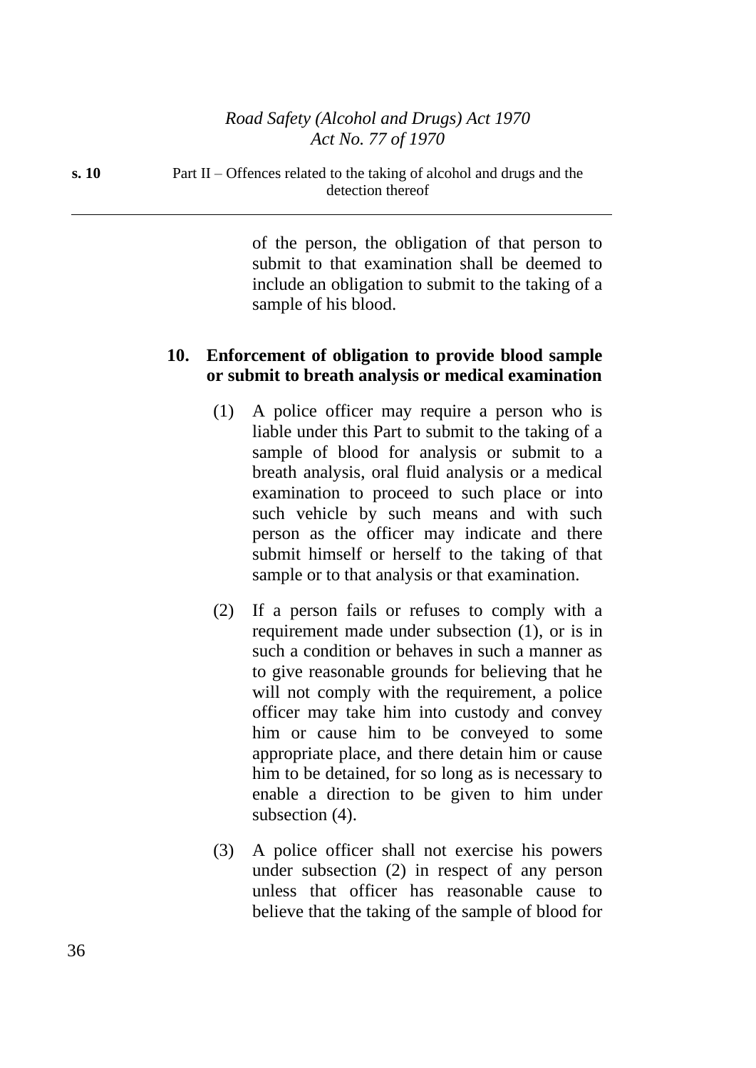of the person, the obligation of that person to submit to that examination shall be deemed to include an obligation to submit to the taking of a sample of his blood.

## 10. Enforcement of obligation to provide blood sample or submit to breath analysis or medical examination

(1) A police officer may require a person who is liable under this Part to submit to the taking of a sample of blood for analysis or submit to a breath analysis, oral fluid analysis or a medical examination to proceed to such place or into such vehicle by such means and with such person as the officer may indicate and there submit himself or herself to the taking of that sample or to that analysis or that examination.

(2) If a person fails or refuses to comply with a requirement made under subsection (1), or is in such a condition or behaves in such a manner as to give reasonable grounds for believing that he will not comply with the requirement, a police officer may take him into custody and convey him or cause him to be conveyed to some appropriate place, and there detain him or cause him to be detained, for so long as is necessary to enable a direction to be given to him under subsection (4).

(3) A police officer shall not exercise his powers under subsection (2) in respect of any person unless that officer has reasonable cause to believe that the taking of the sample of blood for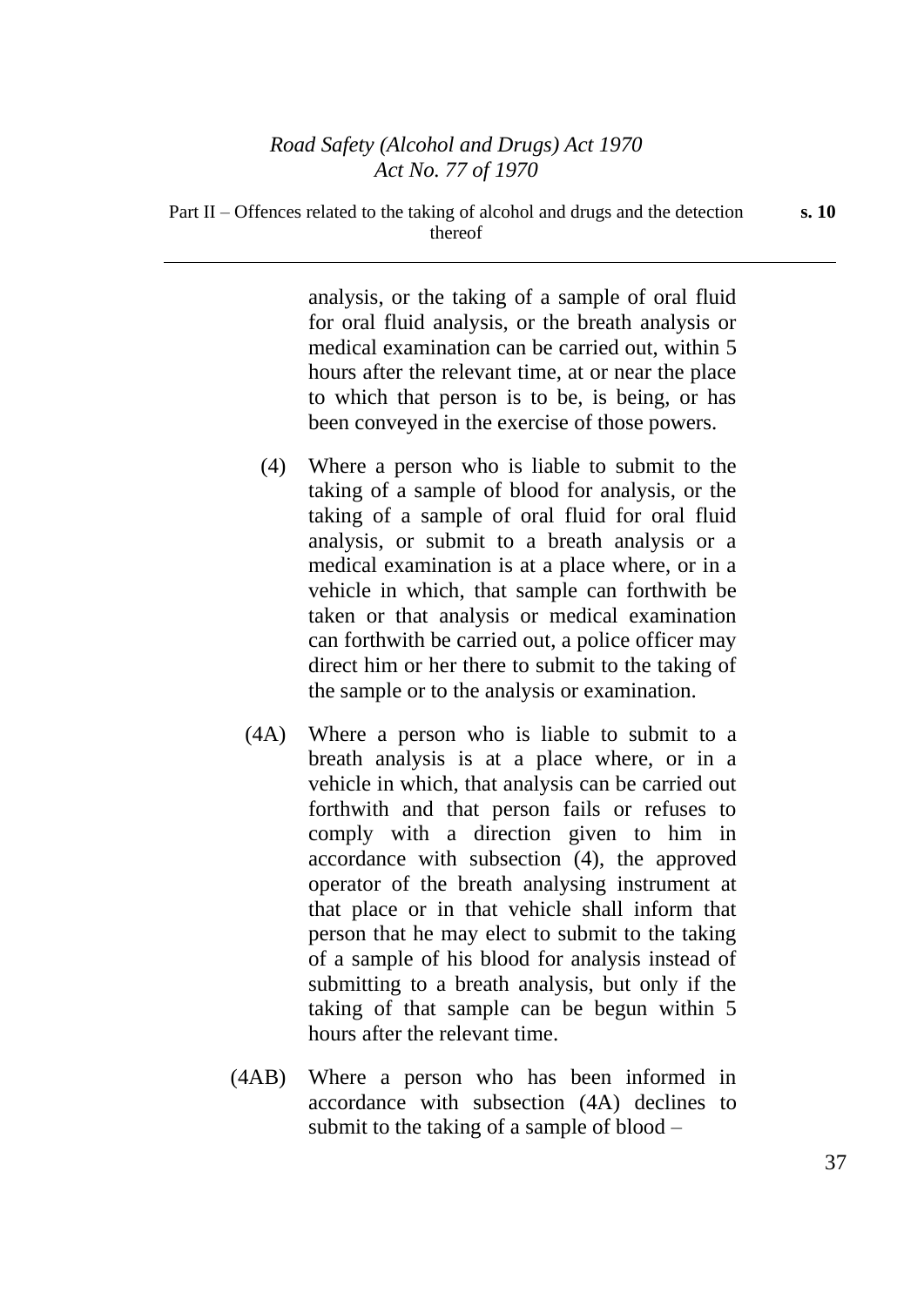analysis, or the taking of a sample of oral fluid for oral fluid analysis, or the breath analysis or medical examination can be carried out, within 5 hours after the relevant time, at or near the place to which that person is to be, is being, or has been conveyed in the exercise of those powers.

(4) Where a person who is liable to submit to the taking of a sample of blood for analysis, or the taking of a sample of oral fluid for oral fluid analysis, or submit to a breath analysis or a medical examination is at a place where, or in a vehicle in which, that sample can forthwith be taken or that analysis or medical examination can forthwith be carried out, a police officer may direct him or her there to submit to the taking of the sample or to the analysis or examination.

(4A) Where a person who is liable to submit to a breath analysis is at a place where, or in a vehicle in which, that analysis can be carried out forthwith and that person fails or refuses to comply with a direction given to him in accordance with subsection (4), the approved operator of the breath analysing instrument at that place or in that vehicle shall inform that person that he may elect to submit to the taking of a sample of his blood for analysis instead of submitting to a breath analysis, but only if the taking of that sample can be begun within 5 hours after the relevant time.

(4AB) Where a person who has been informed in accordance with subsection (4A) declines to submit to the taking of a sample of blood –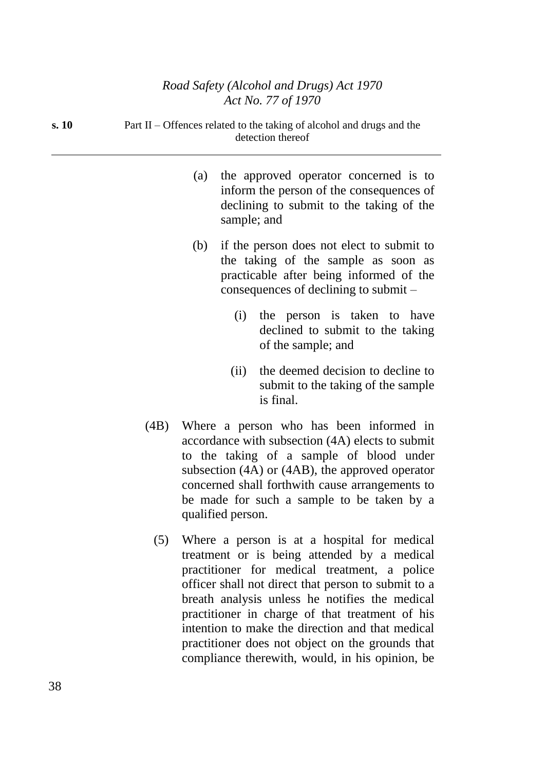(a) the approved operator concerned is to inform the person of the consequences of declining to submit to the taking of the sample; and

(b) if the person does not elect to submit to the taking of the sample as soon as practicable after being informed of the consequences of declining to submit –

(i) the person is taken to have declined to submit to the taking of the sample; and

(ii) the deemed decision to decline to submit to the taking of the sample is final.

(4B) Where a person who has been informed in accordance with subsection (4A) elects to submit to the taking of a sample of blood under subsection (4A) or (4AB), the approved operator concerned shall forthwith cause arrangements to be made for such a sample to be taken by a qualified person.

(5) Where a person is at a hospital for medical treatment or is being attended by a medical practitioner for medical treatment, a police officer shall not direct that person to submit to a breath analysis unless he notifies the medical practitioner in charge of that treatment of his intention to make the direction and that medical practitioner does not object on the grounds that compliance therewith, would, in his opinion, be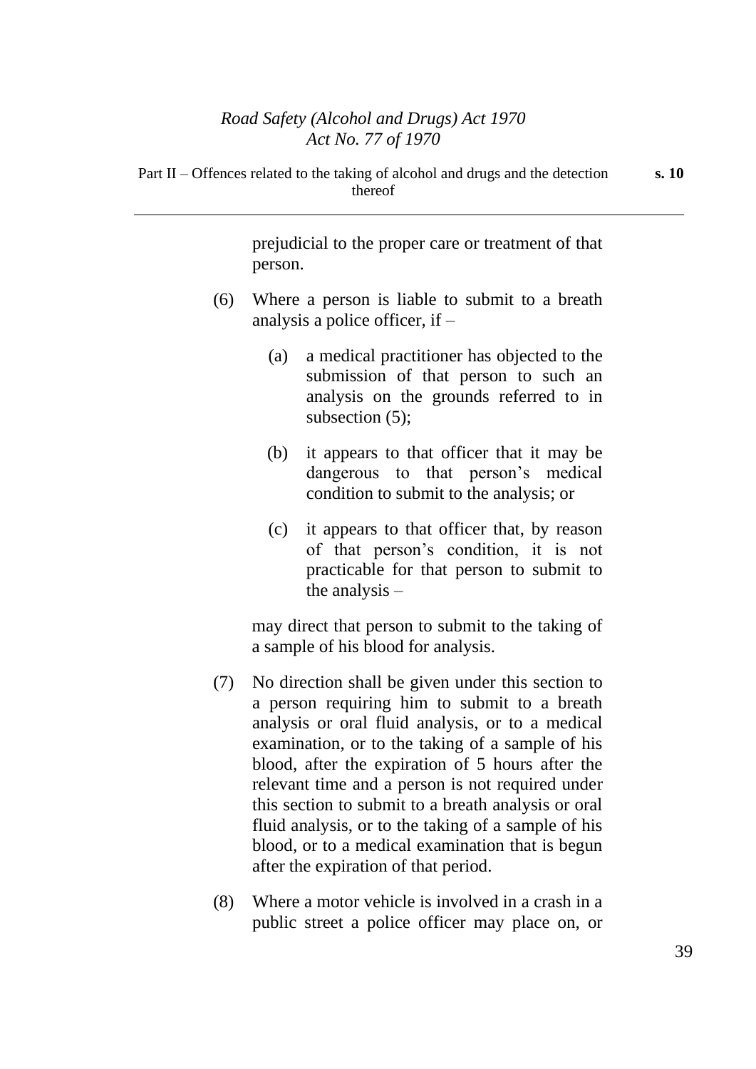prejudicial to the proper care or treatment of that person.

(6) Where a person is liable to submit to a breath analysis a police officer, if –

(a) a medical practitioner has objected to the submission of that person to such an analysis on the grounds referred to in subsection (5);

(b) it appears to that officer that it may be dangerous to that person's medical condition to submit to the analysis; or

(c) it appears to that officer that, by reason of that person's condition, it is not practicable for that person to submit to the analysis –

may direct that person to submit to the taking of a sample of his blood for analysis.

(7) No direction shall be given under this section to a person requiring him to submit to a breath analysis or oral fluid analysis, or to a medical examination, or to the taking of a sample of his blood, after the expiration of 5 hours after the relevant time and a person is not required under this section to submit to a breath analysis or oral fluid analysis, or to the taking of a sample of his blood, or to a medical examination that is begun after the expiration of that period.

(8) Where a motor vehicle is involved in a crash in a public street a police officer may place on, or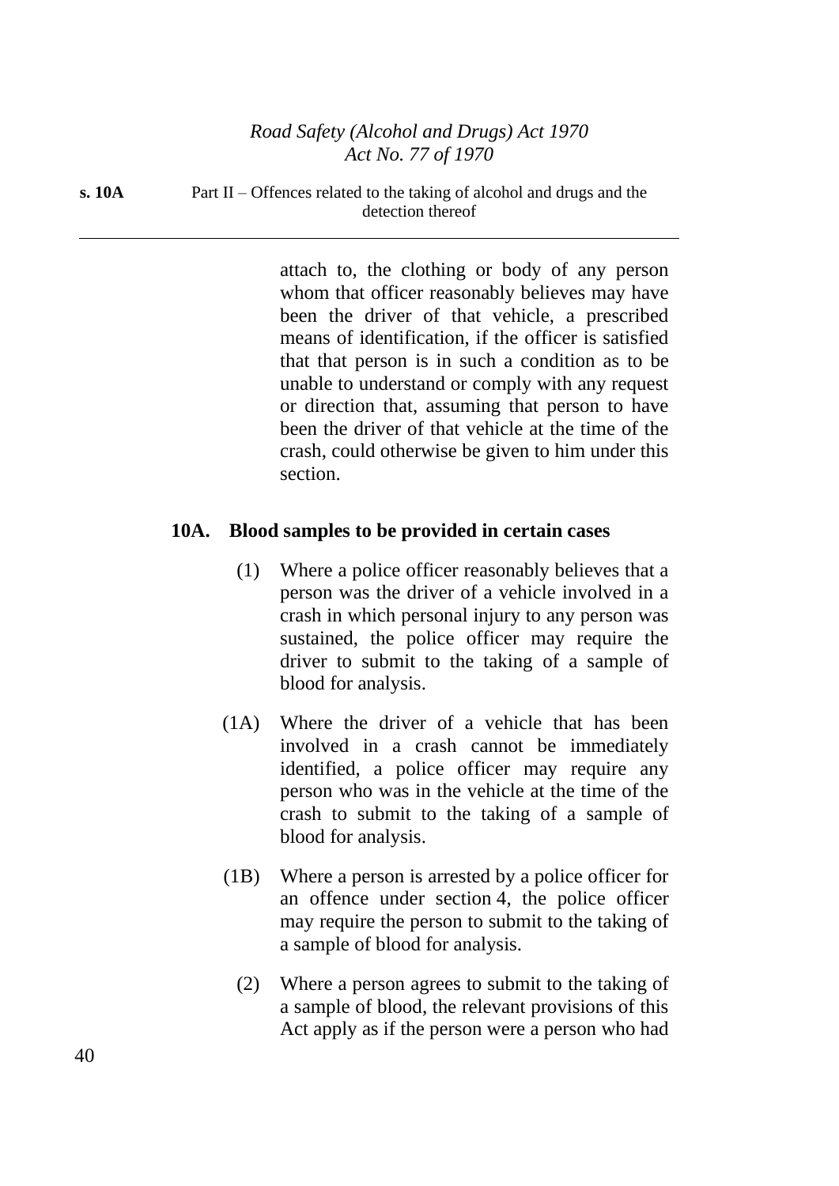attach to, the clothing or body of any person whom that officer reasonably believes may have been the driver of that vehicle, a prescribed means of identification, if the officer is satisfied that that person is in such a condition as to be unable to understand or comply with any request or direction that, assuming that person to have been the driver of that vehicle at the time of the crash, could otherwise be given to him under this section.

### 10A. Blood samples to be provided in certain cases

(1) Where a police officer reasonably believes that a person was the driver of a vehicle involved in a crash in which personal injury to any person was sustained, the police officer may require the driver to submit to the taking of a sample of blood for analysis.

(1A) Where the driver of a vehicle that has been involved in a crash cannot be immediately identified, a police officer may require any person who was in the vehicle at the time of the crash to submit to the taking of a sample of blood for analysis.

(1B) Where a person is arrested by a police officer for an offence under section 4, the police officer may require the person to submit to the taking of a sample of blood for analysis.

(2) Where a person agrees to submit to the taking of a sample of blood, the relevant provisions of this Act apply as if the person were a person who had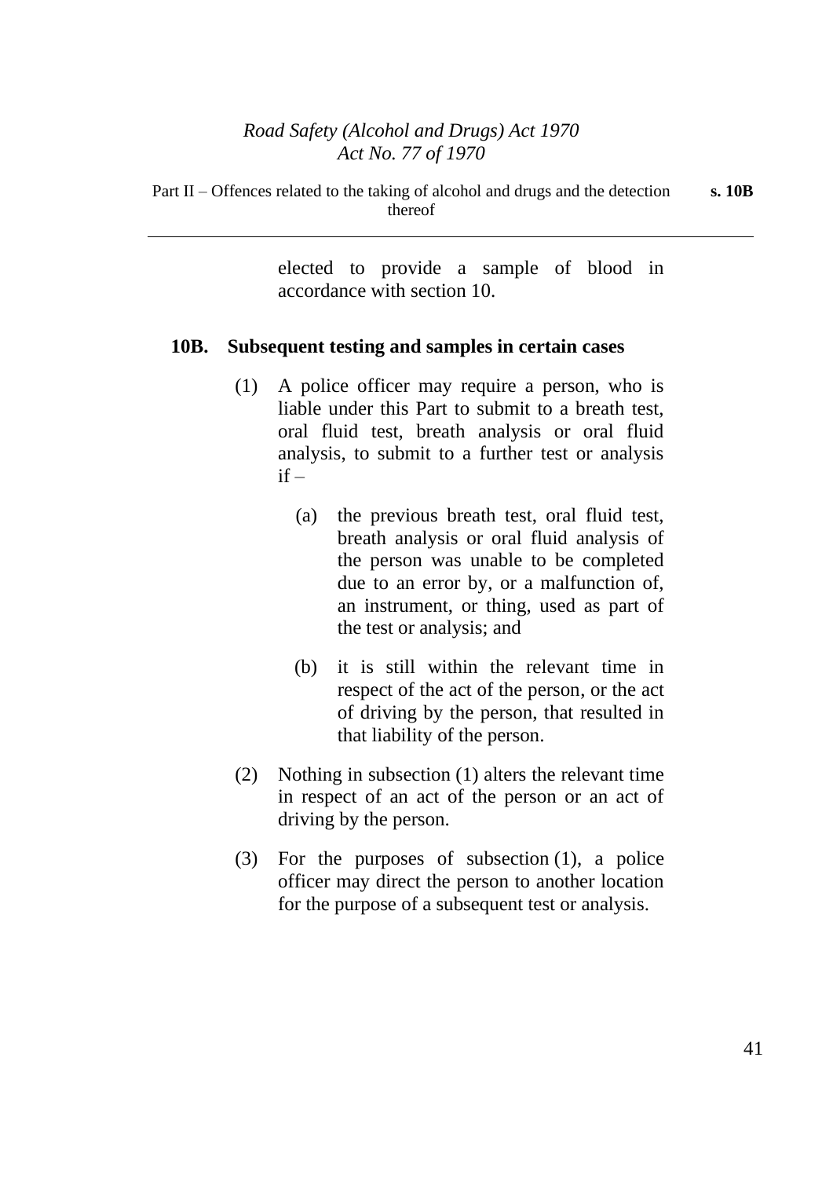elected to provide a sample of blood in accordance with section 10.

**10B. Subsequent testing and samples in certain cases**

(1) A police officer may require a person, who is liable under this Part to submit to a breath test, oral fluid test, breath analysis or oral fluid analysis, to submit to a further test or analysis if –

(a) the previous breath test, oral fluid test, breath analysis or oral fluid analysis of the person was unable to be completed due to an error by, or a malfunction of, an instrument, or thing, used as part of the test or analysis; and

(b) it is still within the relevant time in respect of the act of the person, or the act of driving by the person, that resulted in that liability of the person.

(2) Nothing in subsection (1) alters the relevant time in respect of an act of the person or an act of driving by the person.

(3) For the purposes of subsection (1), a police officer may direct the person to another location for the purpose of a subsequent test or analysis.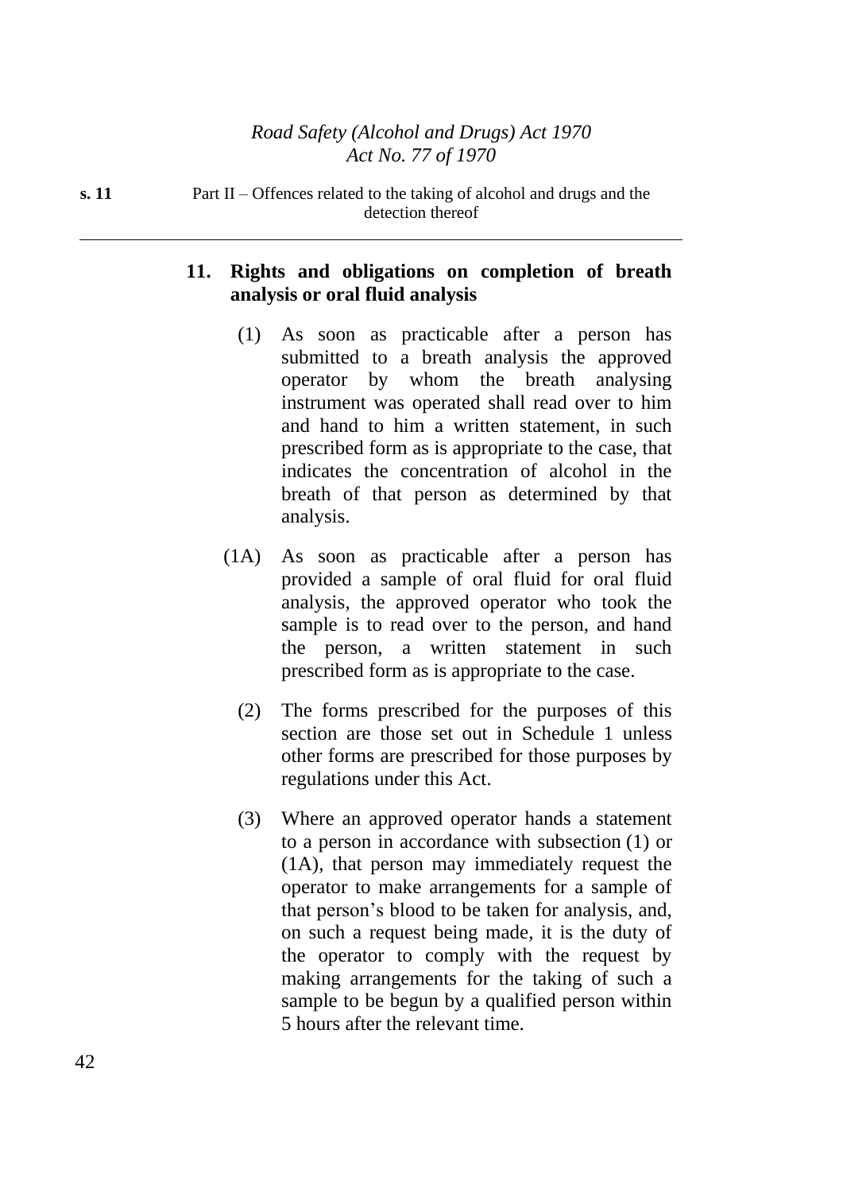## 11. Rights and obligations on completion of breath analysis or oral fluid analysis

(1) As soon as practicable after a person has submitted to a breath analysis the approved operator by whom the breath analysing instrument was operated shall read over to him and hand to him a written statement, in such prescribed form as is appropriate to the case, that indicates the concentration of alcohol in the breath of that person as determined by that analysis.

(1A) As soon as practicable after a person has provided a sample of oral fluid for oral fluid analysis, the approved operator who took the sample is to read over to the person, and hand the person, a written statement in such prescribed form as is appropriate to the case.

(2) The forms prescribed for the purposes of this section are those set out in Schedule 1 unless other forms are prescribed for those purposes by regulations under this Act.

(3) Where an approved operator hands a statement to a person in accordance with subsection (1) or (1A), that person may immediately request the operator to make arrangements for a sample of that person's blood to be taken for analysis, and, on such a request being made, it is the duty of the operator to comply with the request by making arrangements for the taking of such a sample to be begun by a qualified person within 5 hours after the relevant time.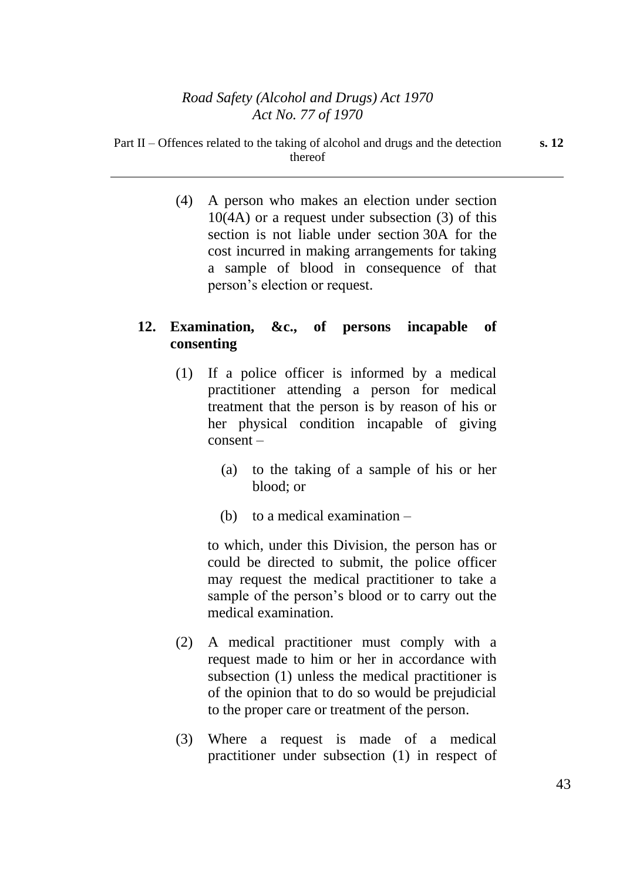(4) A person who makes an election under section 10(4A) or a request under subsection (3) of this section is not liable under section 30A for the cost incurred in making arrangements for taking a sample of blood in consequence of that person's election or request.

## 12. Examination, &c., of persons incapable of consenting

(1) If a police officer is informed by a medical practitioner attending a person for medical treatment that the person is by reason of his or her physical condition incapable of giving consent –

(a) to the taking of a sample of his or her blood; or

(b) to a medical examination –

to which, under this Division, the person has or could be directed to submit, the police officer may request the medical practitioner to take a sample of the person's blood or to carry out the medical examination.

(2) A medical practitioner must comply with a request made to him or her in accordance with subsection (1) unless the medical practitioner is of the opinion that to do so would be prejudicial to the proper care or treatment of the person.

(3) Where a request is made of a medical practitioner under subsection (1) in respect of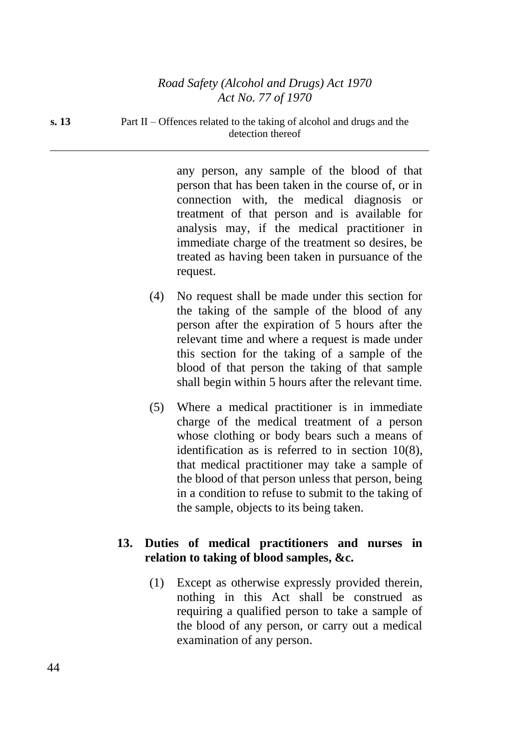any person, any sample of the blood of that person that has been taken in the course of, or in connection with, the medical diagnosis or treatment of that person and is available for analysis may, if the medical practitioner in immediate charge of the treatment so desires, be treated as having been taken in pursuance of the request.

(4) No request shall be made under this section for the taking of the sample of the blood of any person after the expiration of 5 hours after the relevant time and where a request is made under this section for the taking of a sample of the blood of that person the taking of that sample shall begin within 5 hours after the relevant time.

(5) Where a medical practitioner is in immediate charge of the medical treatment of a person whose clothing or body bears such a means of identification as is referred to in section 10(8), that medical practitioner may take a sample of the blood of that person unless that person, being in a condition to refuse to submit to the taking of the sample, objects to its being taken.

### 13. Duties of medical practitioners and nurses in relation to taking of blood samples, &c.

(1) Except as otherwise expressly provided therein, nothing in this Act shall be construed as requiring a qualified person to take a sample of the blood of any person, or carry out a medical examination of any person.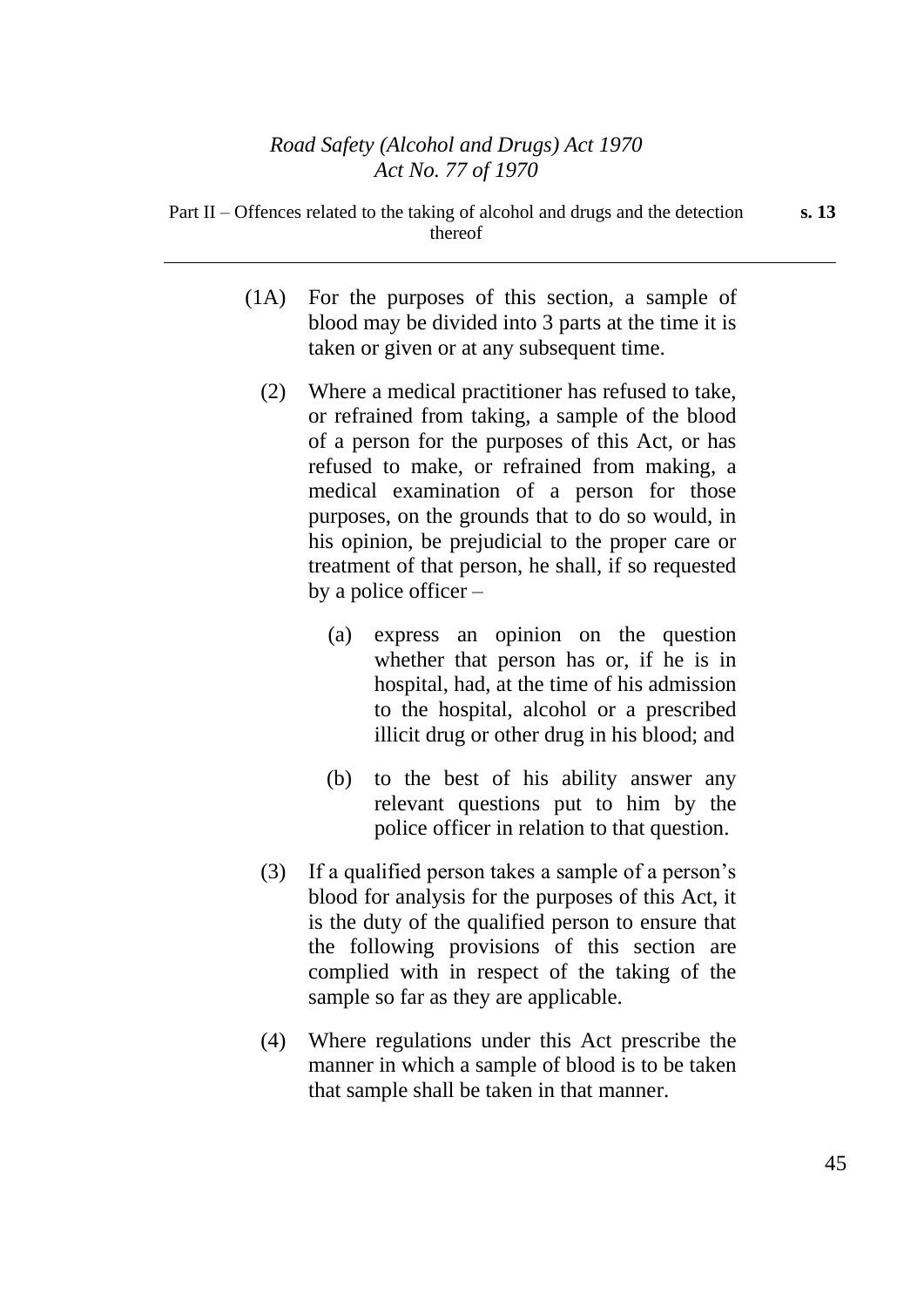(1A) For the purposes of this section, a sample of blood may be divided into 3 parts at the time it is taken or given or at any subsequent time.

(2) Where a medical practitioner has refused to take, or refrained from taking, a sample of the blood of a person for the purposes of this Act, or has refused to make, or refrained from making, a medical examination of a person for those purposes, on the grounds that to do so would, in his opinion, be prejudicial to the proper care or treatment of that person, he shall, if so requested by a police officer –

(a) express an opinion on the question whether that person has or, if he is in hospital, had, at the time of his admission to the hospital, alcohol or a prescribed illicit drug or other drug in his blood; and

(b) to the best of his ability answer any relevant questions put to him by the police officer in relation to that question.

(3) If a qualified person takes a sample of a person's blood for analysis for the purposes of this Act, it is the duty of the qualified person to ensure that the following provisions of this section are complied with in respect of the taking of the sample so far as they are applicable.

(4) Where regulations under this Act prescribe the manner in which a sample of blood is to be taken that sample shall be taken in that manner.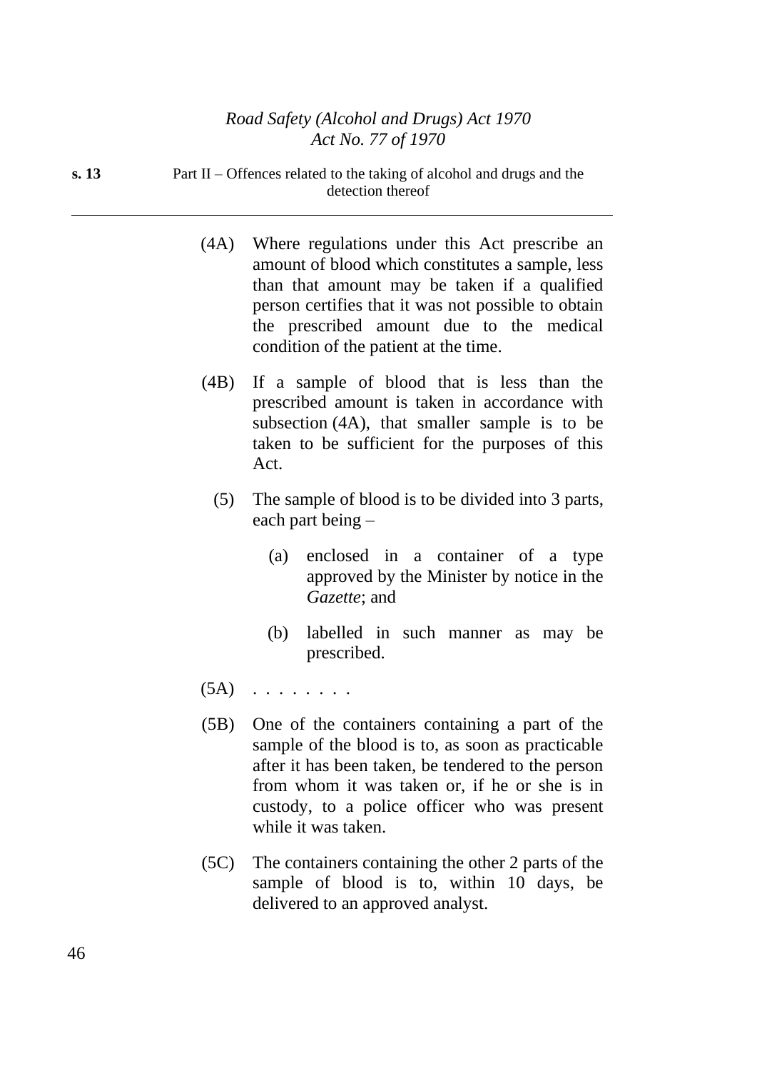(4A) Where regulations under this Act prescribe an amount of blood which constitutes a sample, less than that amount may be taken if a qualified person certifies that it was not possible to obtain the prescribed amount due to the medical condition of the patient at the time.

(4B) If a sample of blood that is less than the prescribed amount is taken in accordance with subsection (4A), that smaller sample is to be taken to be sufficient for the purposes of this Act.

(5) The sample of blood is to be divided into 3 parts, each part being –

(a) enclosed in a container of a type approved by the Minister by notice in the *Gazette*; and

(b) labelled in such manner as may be prescribed.

(5A) . . . . . . . .

(5B) One of the containers containing a part of the sample of the blood is to, as soon as practicable after it has been taken, be tendered to the person from whom it was taken or, if he or she is in custody, to a police officer who was present while it was taken.

(5C) The containers containing the other 2 parts of the sample of blood is to, within 10 days, be delivered to an approved analyst.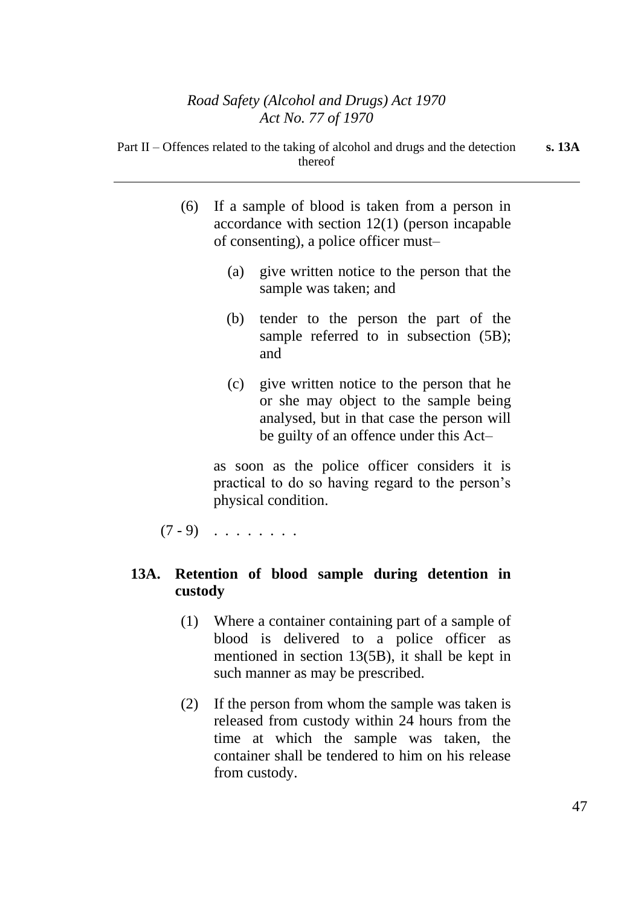(6) If a sample of blood is taken from a person in accordance with section 12(1) (person incapable of consenting), a police officer must–

(a) give written notice to the person that the sample was taken; and

(b) tender to the person the part of the sample referred to in subsection (5B); and

(c) give written notice to the person that he or she may object to the sample being analysed, but in that case the person will be guilty of an offence under this Act–

as soon as the police officer considers it is practical to do so having regard to the person's physical condition.

(7 - 9) . . . . . . . .

### 13A. Retention of blood sample during detention in custody

(1) Where a container containing part of a sample of blood is delivered to a police officer as mentioned in section 13(5B), it shall be kept in such manner as may be prescribed.

(2) If the person from whom the sample was taken is released from custody within 24 hours from the time at which the sample was taken, the container shall be tendered to him on his release from custody.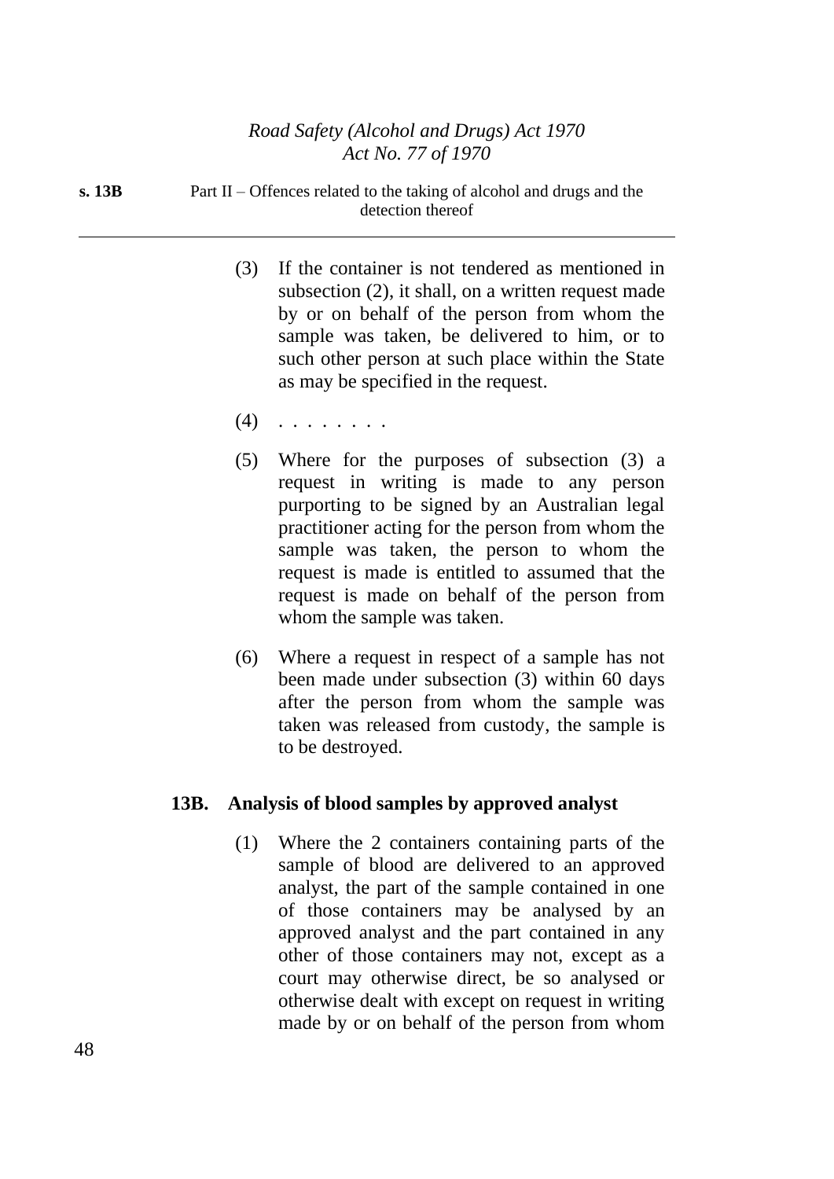(3) If the container is not tendered as mentioned in subsection (2), it shall, on a written request made by or on behalf of the person from whom the sample was taken, be delivered to him, or to such other person at such place within the State as may be specified in the request.

(4) . . . . . . . .

(5) Where for the purposes of subsection (3) a request in writing is made to any person purporting to be signed by an Australian legal practitioner acting for the person from whom the sample was taken, the person to whom the request is made is entitled to assumed that the request is made on behalf of the person from whom the sample was taken.

(6) Where a request in respect of a sample has not been made under subsection (3) within 60 days after the person from whom the sample was taken was released from custody, the sample is to be destroyed.

### 13B. Analysis of blood samples by approved analyst

(1) Where the 2 containers containing parts of the sample of blood are delivered to an approved analyst, the part of the sample contained in one of those containers may be analysed by an approved analyst and the part contained in any other of those containers may not, except as a court may otherwise direct, be so analysed or otherwise dealt with except on request in writing made by or on behalf of the person from whom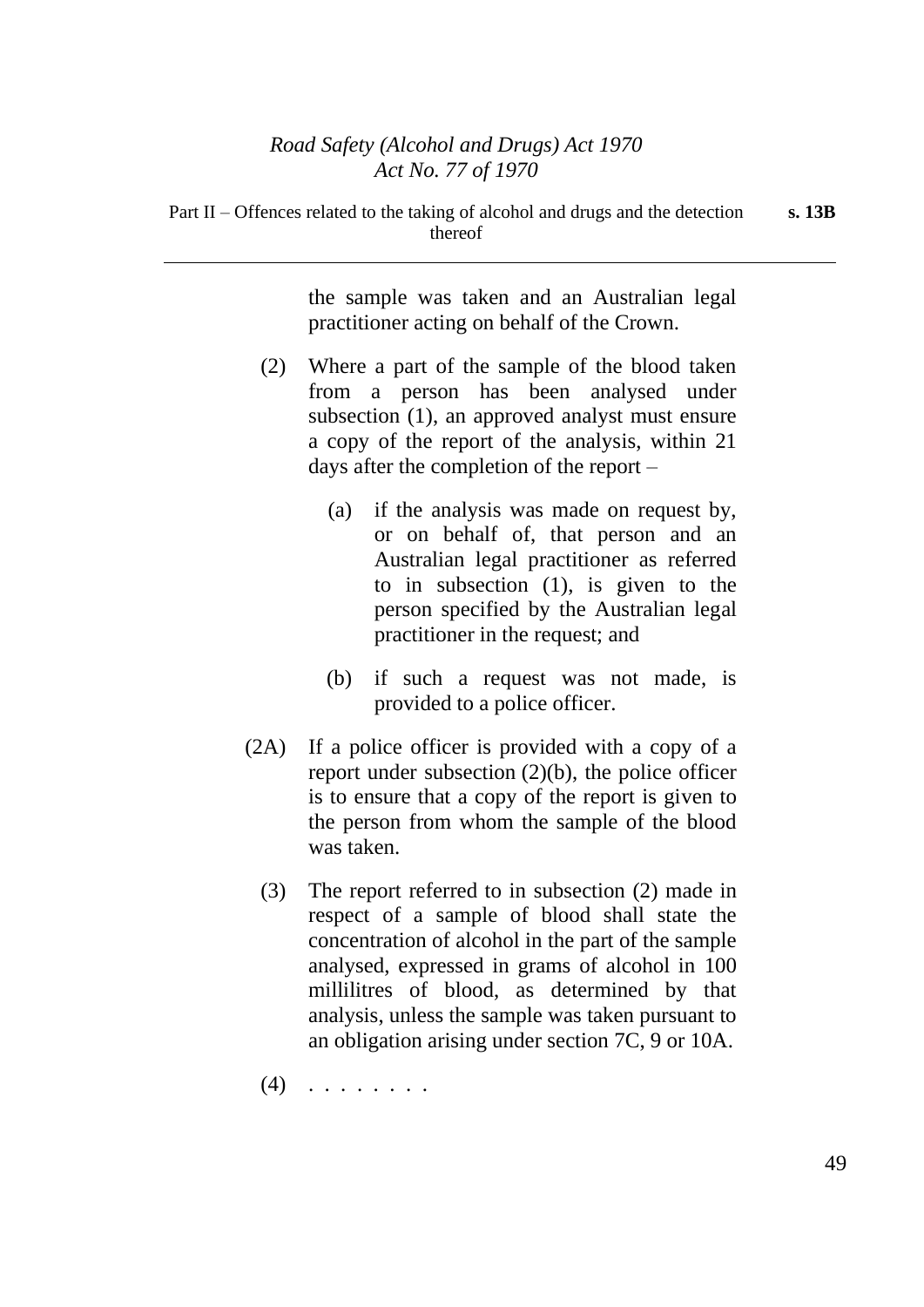the sample was taken and an Australian legal practitioner acting on behalf of the Crown.

(2) Where a part of the sample of the blood taken from a person has been analysed under subsection (1), an approved analyst must ensure a copy of the report of the analysis, within 21 days after the completion of the report –

(a) if the analysis was made on request by, or on behalf of, that person and an Australian legal practitioner as referred to in subsection (1), is given to the person specified by the Australian legal practitioner in the request; and

(b) if such a request was not made, is provided to a police officer.

(2A) If a police officer is provided with a copy of a report under subsection (2)(b), the police officer is to ensure that a copy of the report is given to the person from whom the sample of the blood was taken.

(3) The report referred to in subsection (2) made in respect of a sample of blood shall state the concentration of alcohol in the part of the sample analysed, expressed in grams of alcohol in 100 millilitres of blood, as determined by that analysis, unless the sample was taken pursuant to an obligation arising under section 7C, 9 or 10A.

(4) . . . . . . . .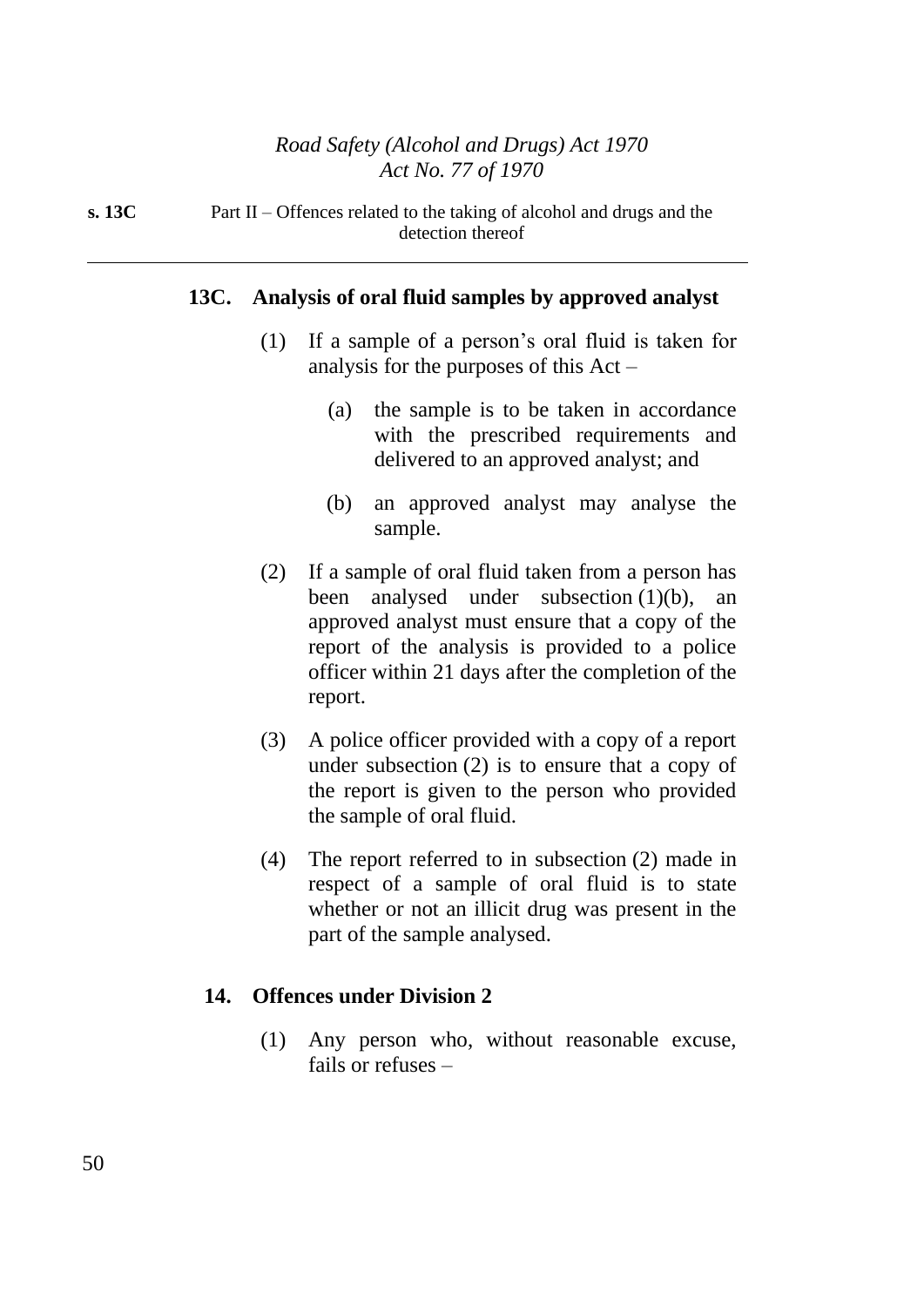## 13C. Analysis of oral fluid samples by approved analyst

(1) If a sample of a person's oral fluid is taken for analysis for the purposes of this Act –

(a) the sample is to be taken in accordance with the prescribed requirements and delivered to an approved analyst; and

(b) an approved analyst may analyse the sample.

(2) If a sample of oral fluid taken from a person has been analysed under subsection (1)(b), an approved analyst must ensure that a copy of the report of the analysis is provided to a police officer within 21 days after the completion of the report.

(3) A police officer provided with a copy of a report under subsection (2) is to ensure that a copy of the report is given to the person who provided the sample of oral fluid.

(4) The report referred to in subsection (2) made in respect of a sample of oral fluid is to state whether or not an illicit drug was present in the part of the sample analysed.

## 14. Offences under Division 2

(1) Any person who, without reasonable excuse, fails or refuses –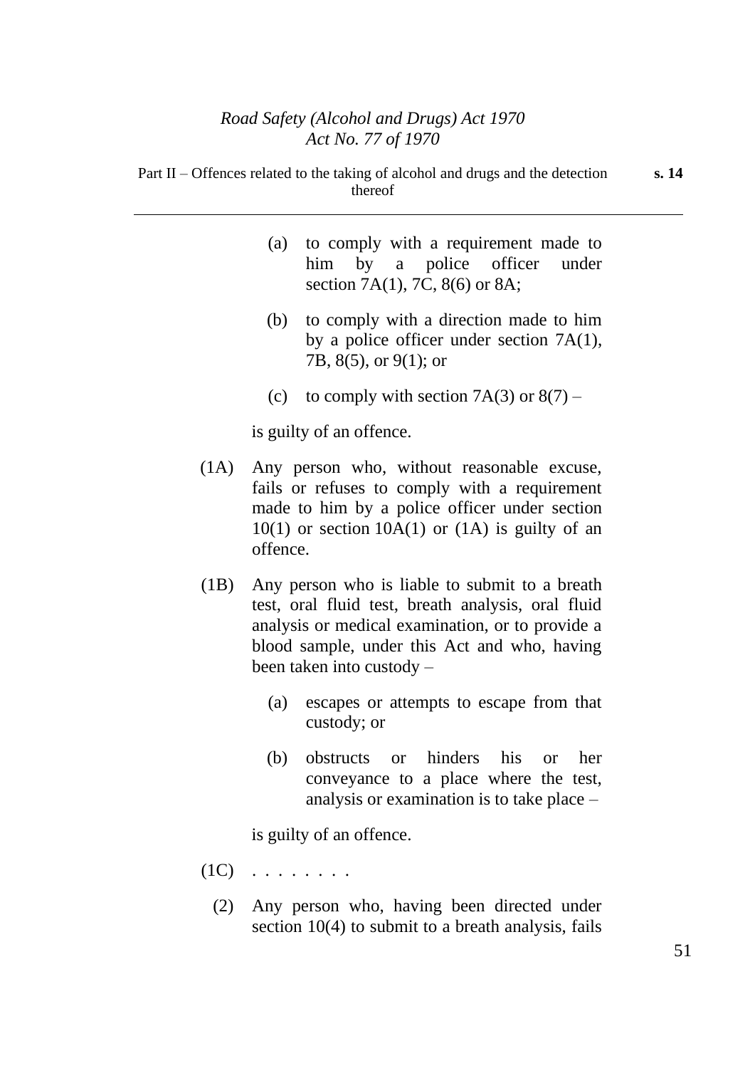(a) to comply with a requirement made to him by a police officer under section 7A(1), 7C, 8(6) or 8A;

(b) to comply with a direction made to him by a police officer under section 7A(1), 7B, 8(5), or 9(1); or

(c) to comply with section 7A(3) or 8(7) –

is guilty of an offence.

(1A) Any person who, without reasonable excuse, fails or refuses to comply with a requirement made to him by a police officer under section 10(1) or section 10A(1) or (1A) is guilty of an offence.

(1B) Any person who is liable to submit to a breath test, oral fluid test, breath analysis, oral fluid analysis or medical examination, or to provide a blood sample, under this Act and who, having been taken into custody –

(a) escapes or attempts to escape from that custody; or

(b) obstructs or hinders his or her conveyance to a place where the test, analysis or examination is to take place –

is guilty of an offence.

(1C) . . . . . . . .

(2) Any person who, having been directed under section 10(4) to submit to a breath analysis, fails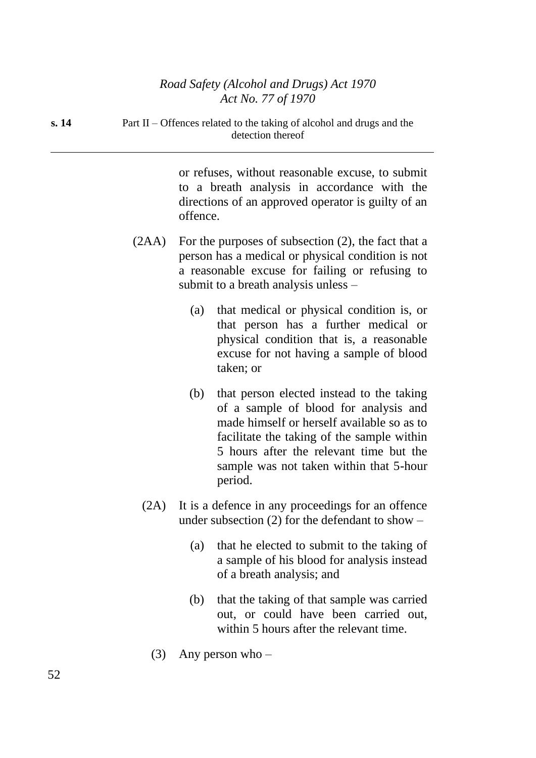or refuses, without reasonable excuse, to submit to a breath analysis in accordance with the directions of an approved operator is guilty of an offence.

(2AA) For the purposes of subsection (2), the fact that a person has a medical or physical condition is not a reasonable excuse for failing or refusing to submit to a breath analysis unless –

(a) that medical or physical condition is, or that person has a further medical or physical condition that is, a reasonable excuse for not having a sample of blood taken; or

(b) that person elected instead to the taking of a sample of blood for analysis and made himself or herself available so as to facilitate the taking of the sample within 5 hours after the relevant time but the sample was not taken within that 5-hour period.

(2A) It is a defence in any proceedings for an offence under subsection (2) for the defendant to show –

(a) that he elected to submit to the taking of a sample of his blood for analysis instead of a breath analysis; and

(b) that the taking of that sample was carried out, or could have been carried out, within 5 hours after the relevant time.

(3) Any person who –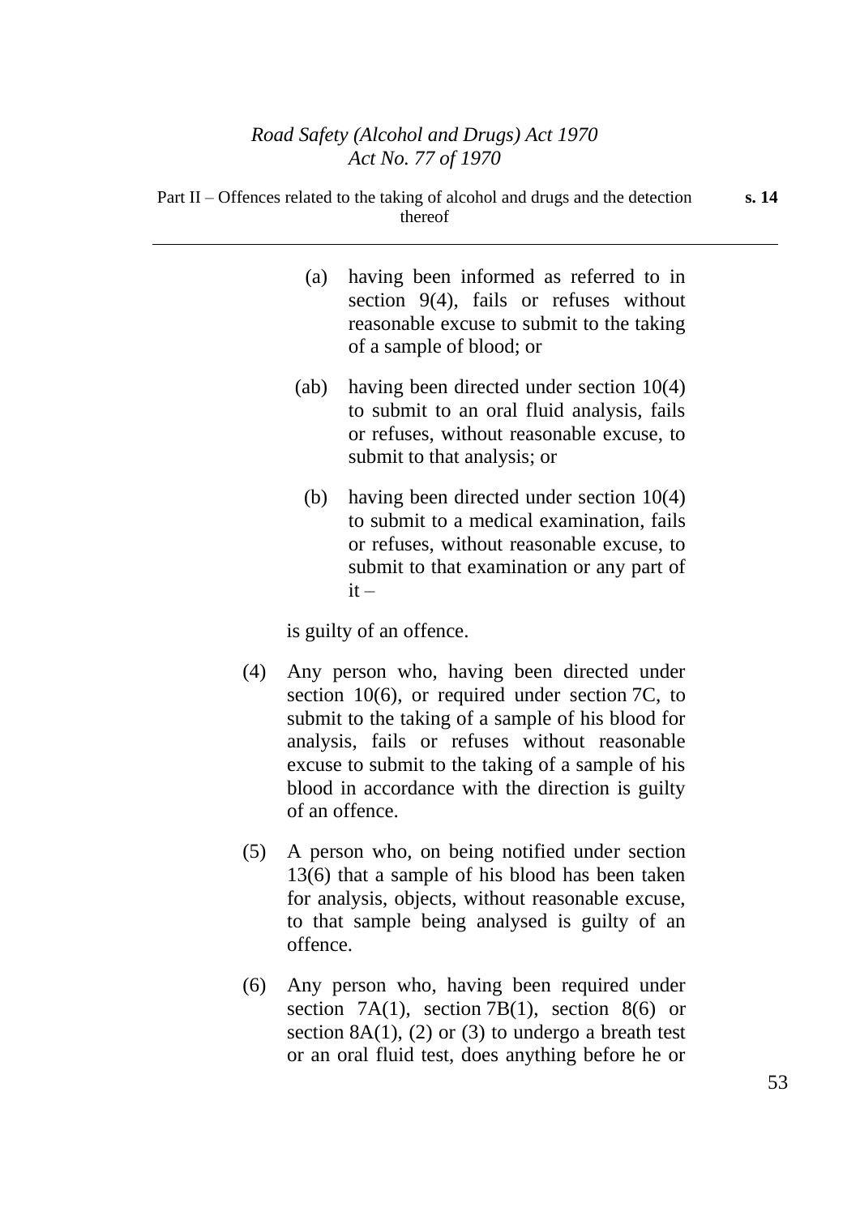(a) having been informed as referred to in section 9(4), fails or refuses without reasonable excuse to submit to the taking of a sample of blood; or

(ab) having been directed under section 10(4) to submit to an oral fluid analysis, fails or refuses, without reasonable excuse, to submit to that analysis; or

(b) having been directed under section 10(4) to submit to a medical examination, fails or refuses, without reasonable excuse, to submit to that examination or any part of it –

is guilty of an offence.

(4) Any person who, having been directed under section 10(6), or required under section 7C, to submit to the taking of a sample of his blood for analysis, fails or refuses without reasonable excuse to submit to the taking of a sample of his blood in accordance with the direction is guilty of an offence.

(5) A person who, on being notified under section 13(6) that a sample of his blood has been taken for analysis, objects, without reasonable excuse, to that sample being analysed is guilty of an offence.

(6) Any person who, having been required under section 7A(1), section 7B(1), section 8(6) or section 8A(1), (2) or (3) to undergo a breath test or an oral fluid test, does anything before he or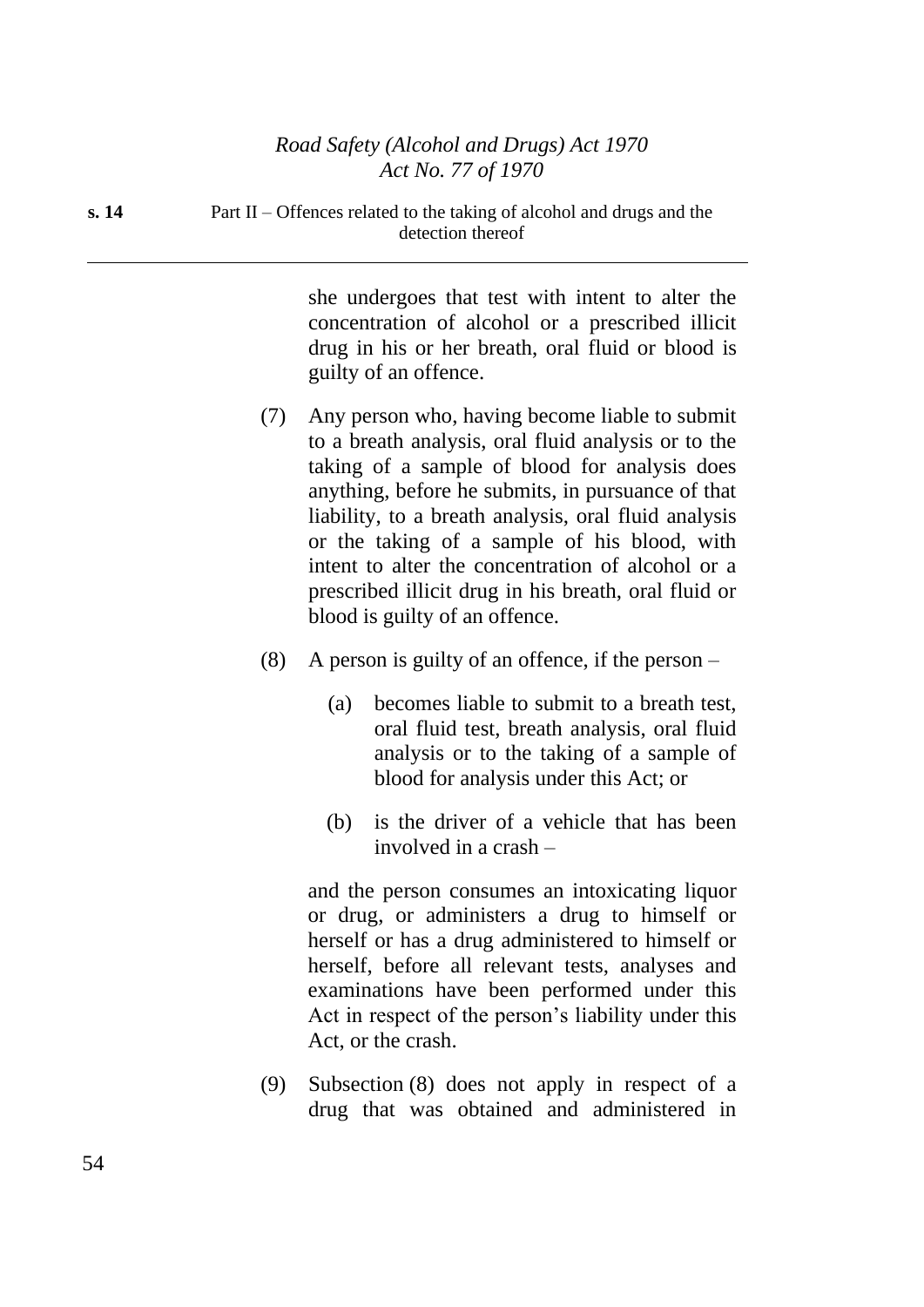she undergoes that test with intent to alter the concentration of alcohol or a prescribed illicit drug in his or her breath, oral fluid or blood is guilty of an offence.

(7) Any person who, having become liable to submit to a breath analysis, oral fluid analysis or to the taking of a sample of blood for analysis does anything, before he submits, in pursuance of that liability, to a breath analysis, oral fluid analysis or the taking of a sample of his blood, with intent to alter the concentration of alcohol or a prescribed illicit drug in his breath, oral fluid or blood is guilty of an offence.

(8) A person is guilty of an offence, if the person –

(a) becomes liable to submit to a breath test, oral fluid test, breath analysis, oral fluid analysis or to the taking of a sample of blood for analysis under this Act; or

(b) is the driver of a vehicle that has been involved in a crash –

and the person consumes an intoxicating liquor or drug, or administers a drug to himself or herself or has a drug administered to himself or herself, before all relevant tests, analyses and examinations have been performed under this Act in respect of the person's liability under this Act, or the crash.

(9) Subsection (8) does not apply in respect of a drug that was obtained and administered in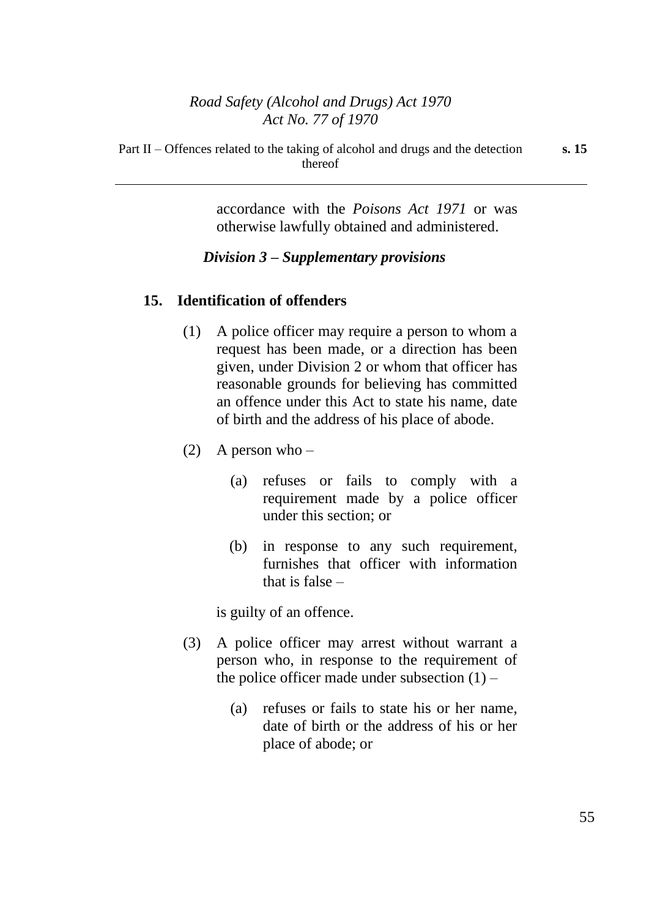accordance with the *Poisons Act 1971* or was otherwise lawfully obtained and administered.

### *Division 3 – Supplementary provisions*

#### 15. Identification of offenders

(1) A police officer may require a person to whom a request has been made, or a direction has been given, under Division 2 or whom that officer has reasonable grounds for believing has committed an offence under this Act to state his name, date of birth and the address of his place of abode.

(2) A person who –

(a) refuses or fails to comply with a requirement made by a police officer under this section; or

(b) in response to any such requirement, furnishes that officer with information that is false –

is guilty of an offence.

(3) A police officer may arrest without warrant a person who, in response to the requirement of the police officer made under subsection (1) –

(a) refuses or fails to state his or her name, date of birth or the address of his or her place of abode; or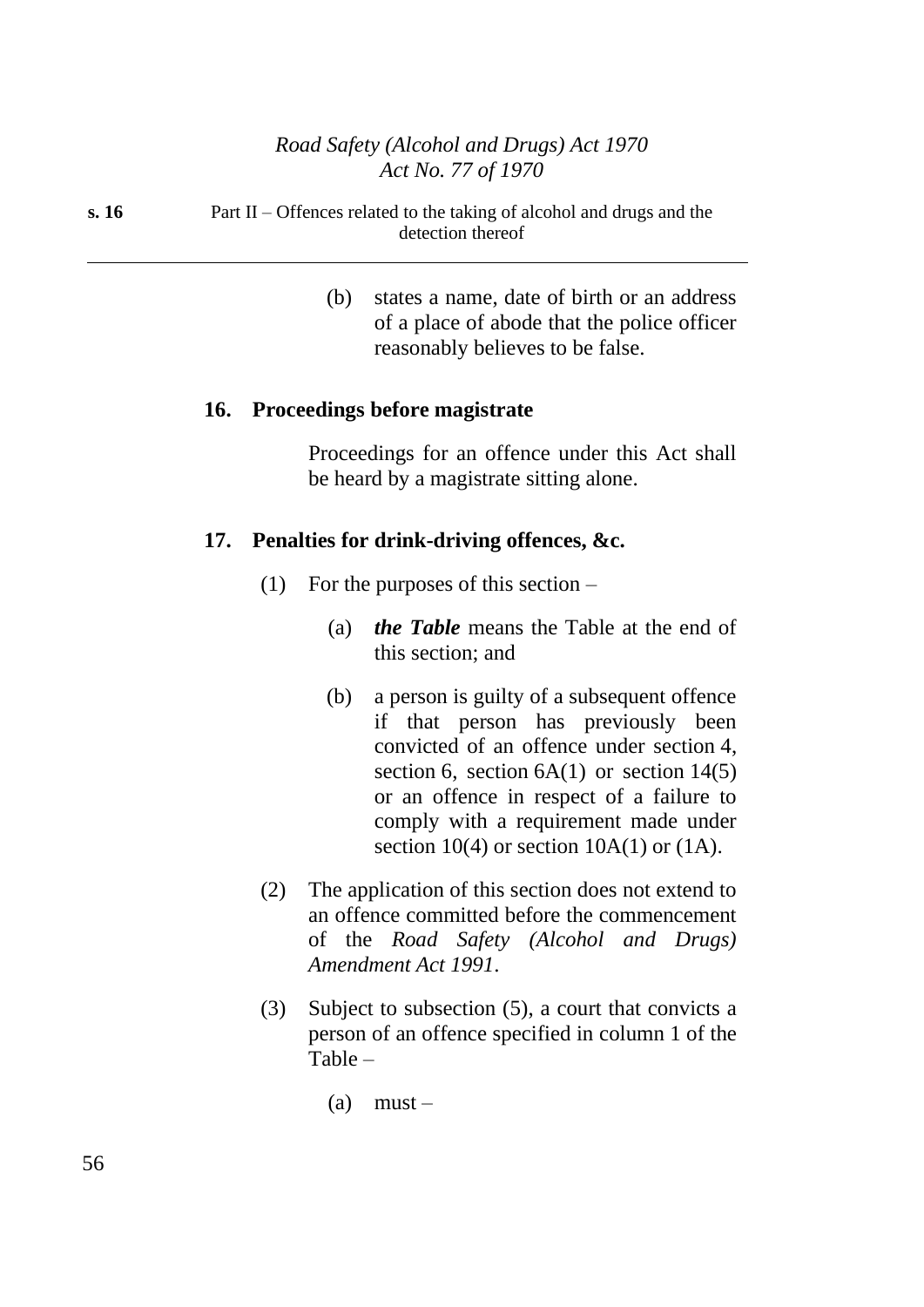(b) states a name, date of birth or an address of a place of abode that the police officer reasonably believes to be false.

### 16. Proceedings before magistrate

Proceedings for an offence under this Act shall be heard by a magistrate sitting alone.

### 17. Penalties for drink-driving offences, &c.

(1) For the purposes of this section –

(a) ***the Table*** means the Table at the end of this section; and

(b) a person is guilty of a subsequent offence if that person has previously been convicted of an offence under section 4, section 6, section 6A(1) or section 14(5) or an offence in respect of a failure to comply with a requirement made under section 10(4) or section 10A(1) or (1A).

(2) The application of this section does not extend to an offence committed before the commencement of the *Road Safety (Alcohol and Drugs) Amendment Act 1991*.

(3) Subject to subsection (5), a court that convicts a person of an offence specified in column 1 of the Table –

(a) must –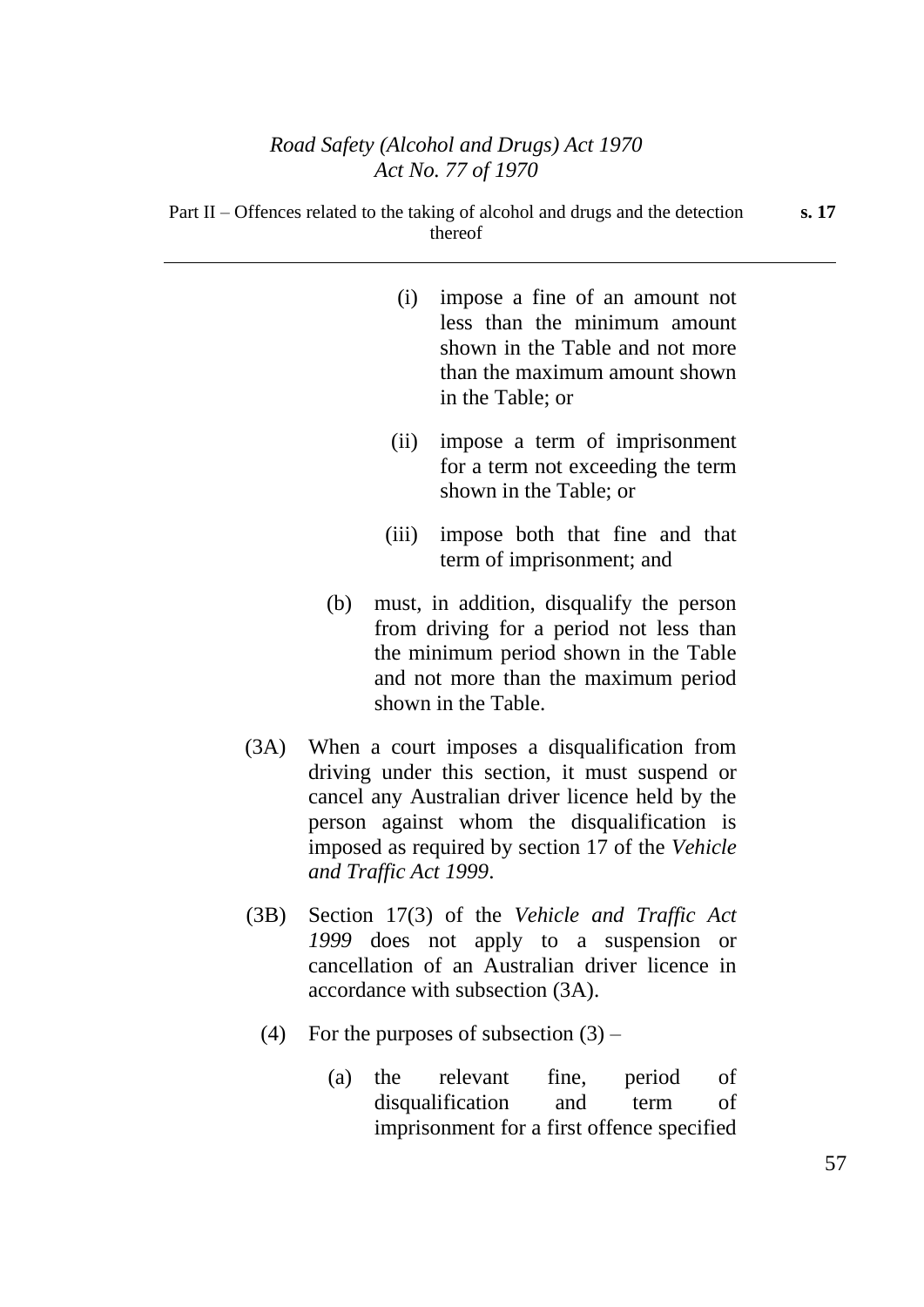(i) impose a fine of an amount not less than the minimum amount shown in the Table and not more than the maximum amount shown in the Table; or

(ii) impose a term of imprisonment for a term not exceeding the term shown in the Table; or

(iii) impose both that fine and that term of imprisonment; and

(b) must, in addition, disqualify the person from driving for a period not less than the minimum period shown in the Table and not more than the maximum period shown in the Table.

(3A) When a court imposes a disqualification from driving under this section, it must suspend or cancel any Australian driver licence held by the person against whom the disqualification is imposed as required by section 17 of the *Vehicle and Traffic Act 1999*.

(3B) Section 17(3) of the *Vehicle and Traffic Act 1999* does not apply to a suspension or cancellation of an Australian driver licence in accordance with subsection (3A).

(4) For the purposes of subsection (3) –

(a) the relevant fine, period of disqualification and term of imprisonment for a first offence specified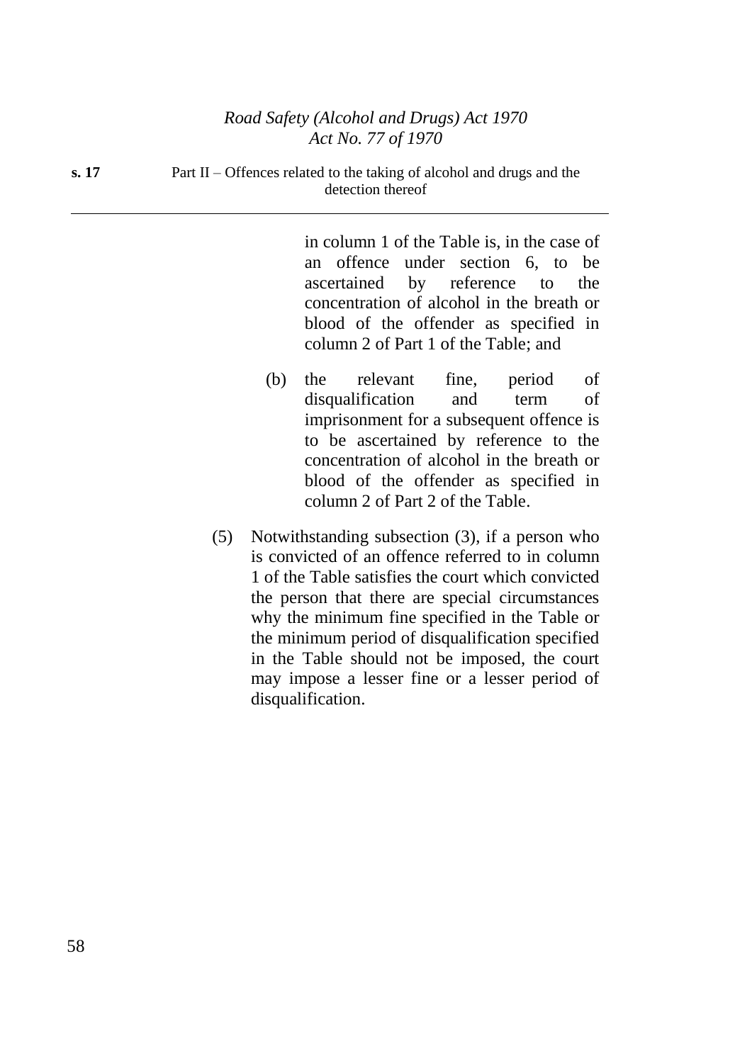in column 1 of the Table is, in the case of an offence under section 6, to be ascertained by reference to the concentration of alcohol in the breath or blood of the offender as specified in column 2 of Part 1 of the Table; and

(b) the relevant fine, period of disqualification and term of imprisonment for a subsequent offence is to be ascertained by reference to the concentration of alcohol in the breath or blood of the offender as specified in column 2 of Part 2 of the Table.

(5) Notwithstanding subsection (3), if a person who is convicted of an offence referred to in column 1 of the Table satisfies the court which convicted the person that there are special circumstances why the minimum fine specified in the Table or the minimum period of disqualification specified in the Table should not be imposed, the court may impose a lesser fine or a lesser period of disqualification.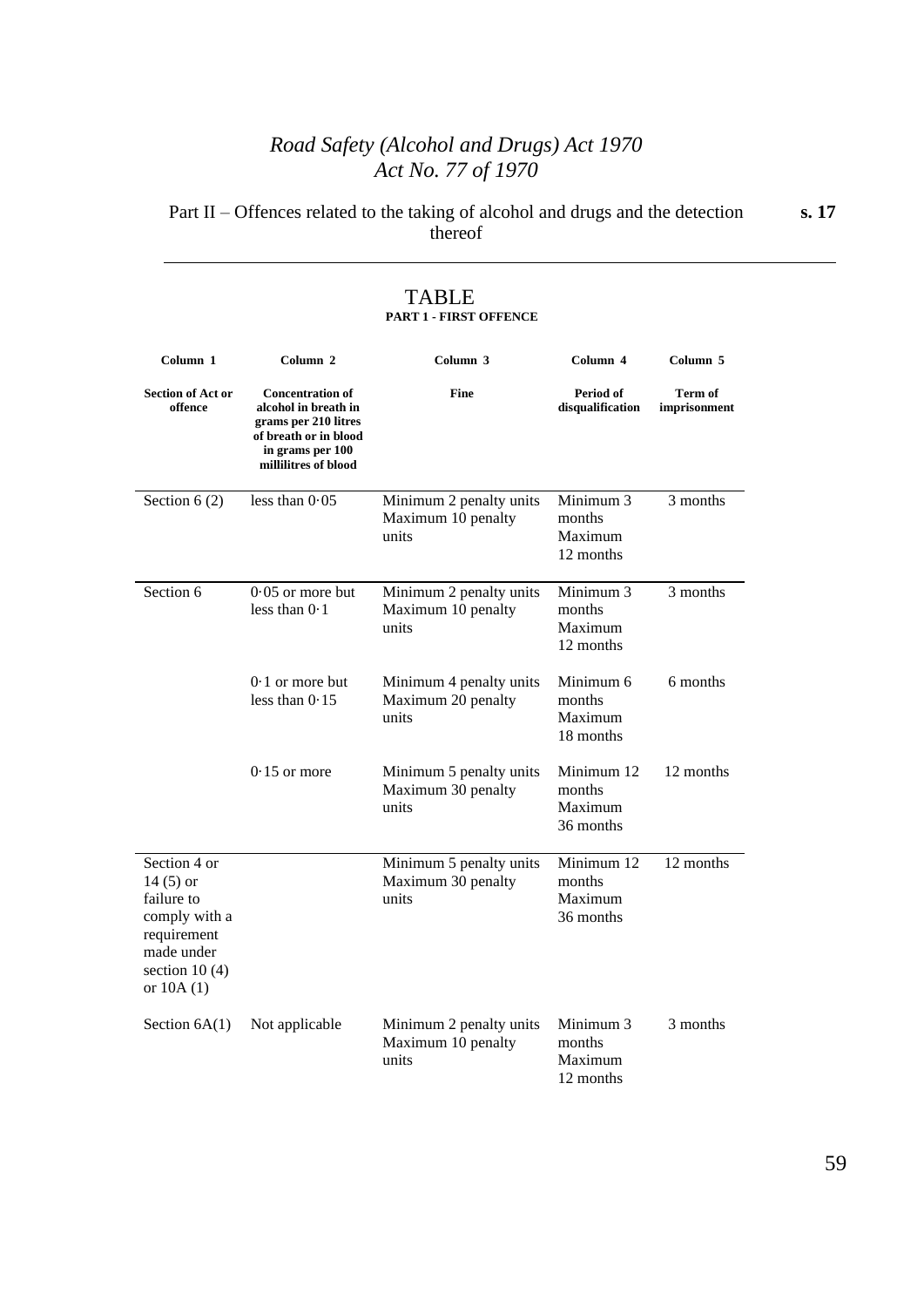# TABLE

## PART 1 - FIRST OFFENCE

| Column 1 | Column 2 | Column 3 | Column 4 | Column 5 |
|---|---|---|---|---|
| **Section of Act or offence** | **Concentration of alcohol in breath in grams per 210 litres of breath or in blood in grams per 100 millilitres of blood** | **Fine** | **Period of disqualification** | **Term of imprisonment** |
| Section 6 (2) | less than 0·05 | Minimum 2 penalty units Maximum 10 penalty units | Minimum 3 months Maximum 12 months | 3 months |
| Section 6 | 0·05 or more but less than 0·1 | Minimum 2 penalty units Maximum 10 penalty units | Minimum 3 months Maximum 12 months | 3 months |
| | 0·1 or more but less than 0·15 | Minimum 4 penalty units Maximum 20 penalty units | Minimum 6 months Maximum 18 months | 6 months |
| | 0·15 or more | Minimum 5 penalty units Maximum 30 penalty units | Minimum 12 months Maximum 36 months | 12 months |
| Section 4 or 14 (5) or failure to comply with a requirement made under section 10 (4) or 10A (1) | | Minimum 5 penalty units Maximum 30 penalty units | Minimum 12 months Maximum 36 months | 12 months |
| Section 6A(1) | Not applicable | Minimum 2 penalty units Maximum 10 penalty units | Minimum 3 months Maximum 12 months | 3 months |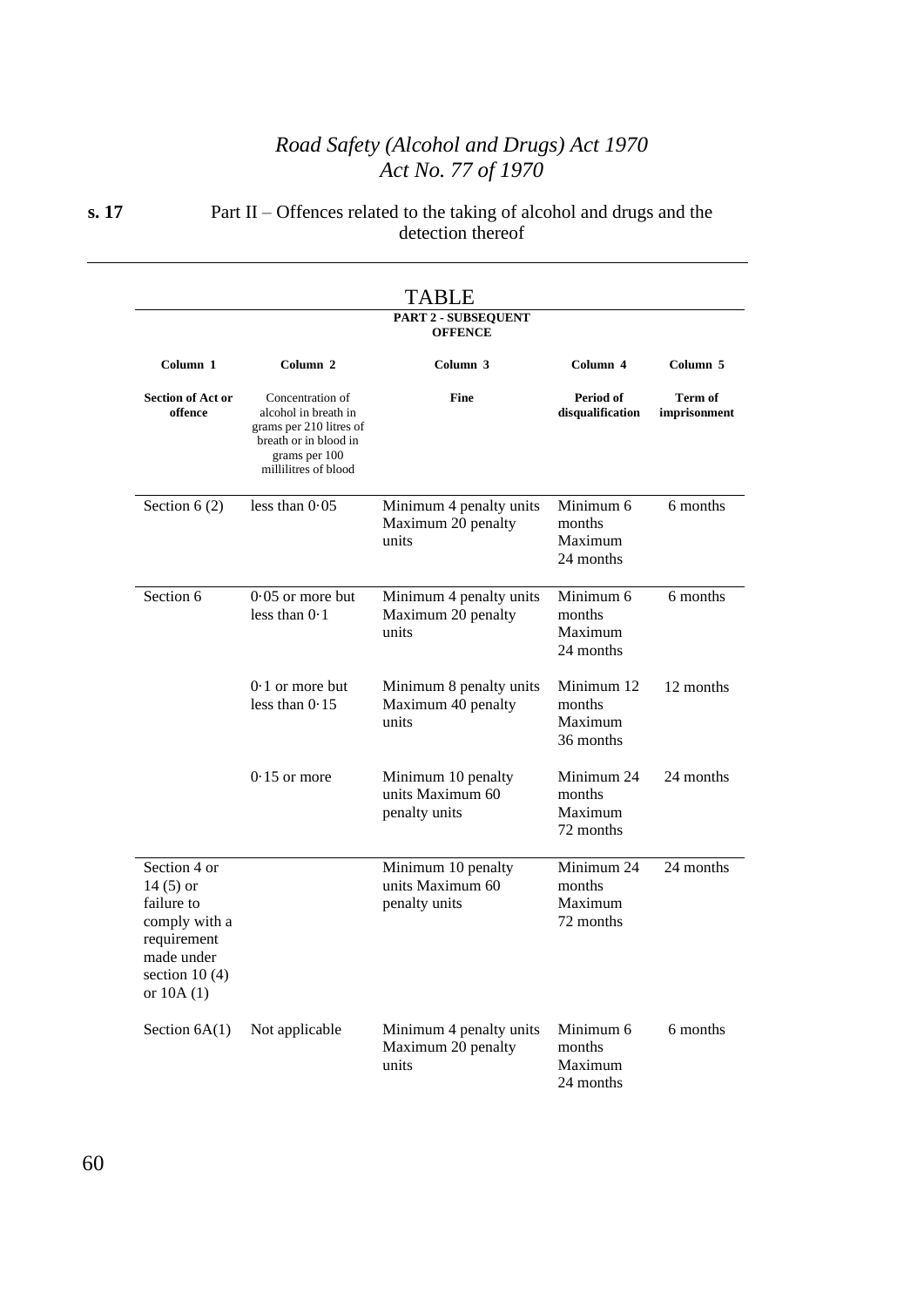# TABLE

**PART 2 - SUBSEQUENT OFFENCE**

| Column 1 | Column 2 | Column 3 | Column 4 | Column 5 |
|---|---|---|---|---|
| **Section of Act or offence** | Concentration of alcohol in breath in grams per 210 litres of breath or in blood in grams per 100 millilitres of blood | **Fine** | **Period of disqualification** | **Term of imprisonment** |
| Section 6 (2) | less than 0·05 | Minimum 4 penalty units Maximum 20 penalty units | Minimum 6 months Maximum 24 months | 6 months |
| Section 6 | 0·05 or more but less than 0·1 | Minimum 4 penalty units Maximum 20 penalty units | Minimum 6 months Maximum 24 months | 6 months |
| | 0·1 or more but less than 0·15 | Minimum 8 penalty units Maximum 40 penalty units | Minimum 12 months Maximum 36 months | 12 months |
| | 0·15 or more | Minimum 10 penalty units Maximum 60 penalty units | Minimum 24 months Maximum 72 months | 24 months |
| Section 4 or 14 (5) or failure to comply with a requirement made under section 10 (4) or 10A (1) | | Minimum 10 penalty units Maximum 60 penalty units | Minimum 24 months Maximum 72 months | 24 months |
| Section 6A(1) | Not applicable | Minimum 4 penalty units Maximum 20 penalty units | Minimum 6 months Maximum 24 months | 6 months |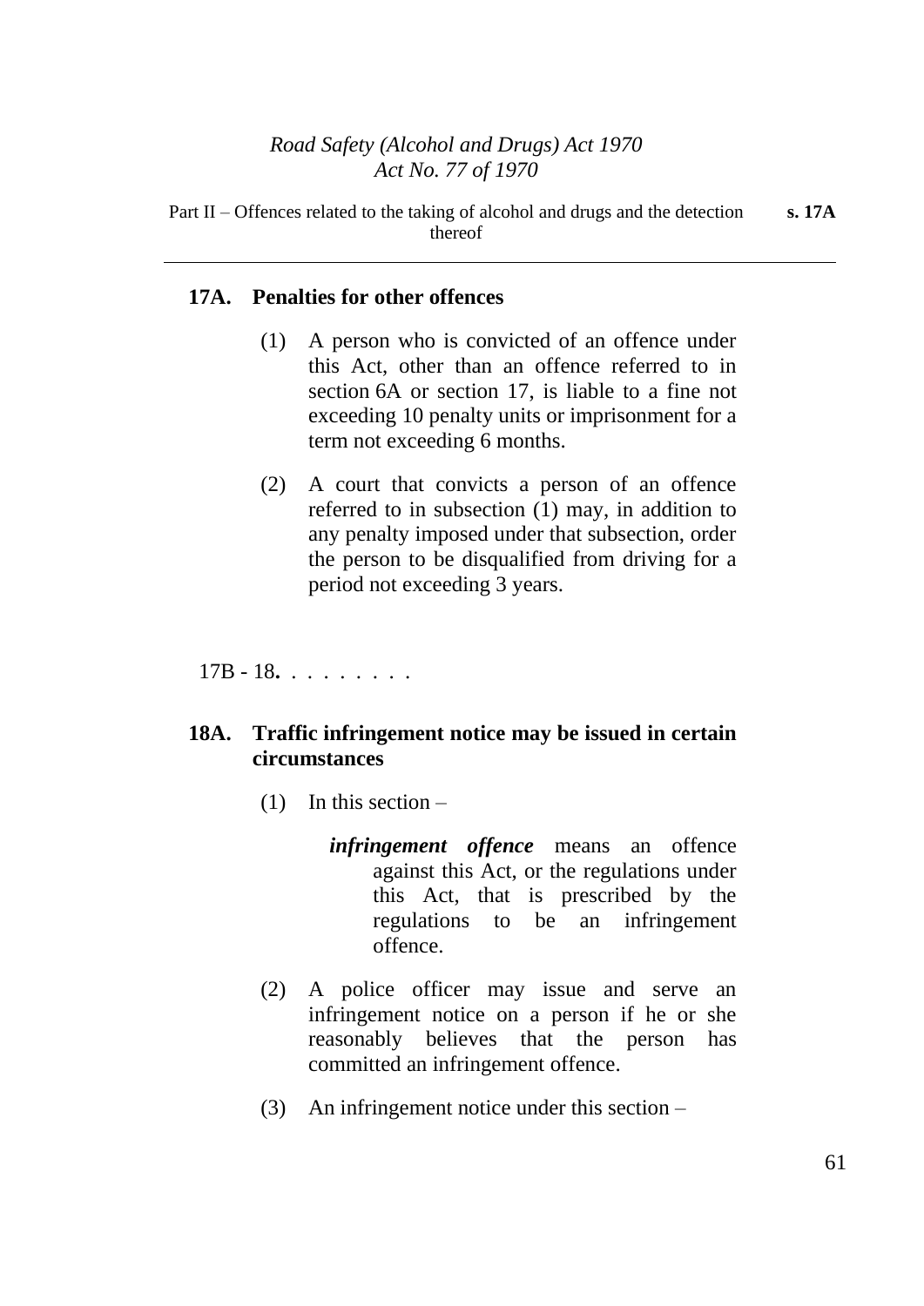## 17A. Penalties for other offences

(1) A person who is convicted of an offence under this Act, other than an offence referred to in section 6A or section 17, is liable to a fine not exceeding 10 penalty units or imprisonment for a term not exceeding 6 months.

(2) A court that convicts a person of an offence referred to in subsection (1) may, in addition to any penalty imposed under that subsection, order the person to be disqualified from driving for a period not exceeding 3 years.

17B - 18**.** . . . . . . . .

## 18A. Traffic infringement notice may be issued in certain circumstances

(1) In this section –

***infringement offence*** means an offence against this Act, or the regulations under this Act, that is prescribed by the regulations to be an infringement offence.

(2) A police officer may issue and serve an infringement notice on a person if he or she reasonably believes that the person has committed an infringement offence.

(3) An infringement notice under this section –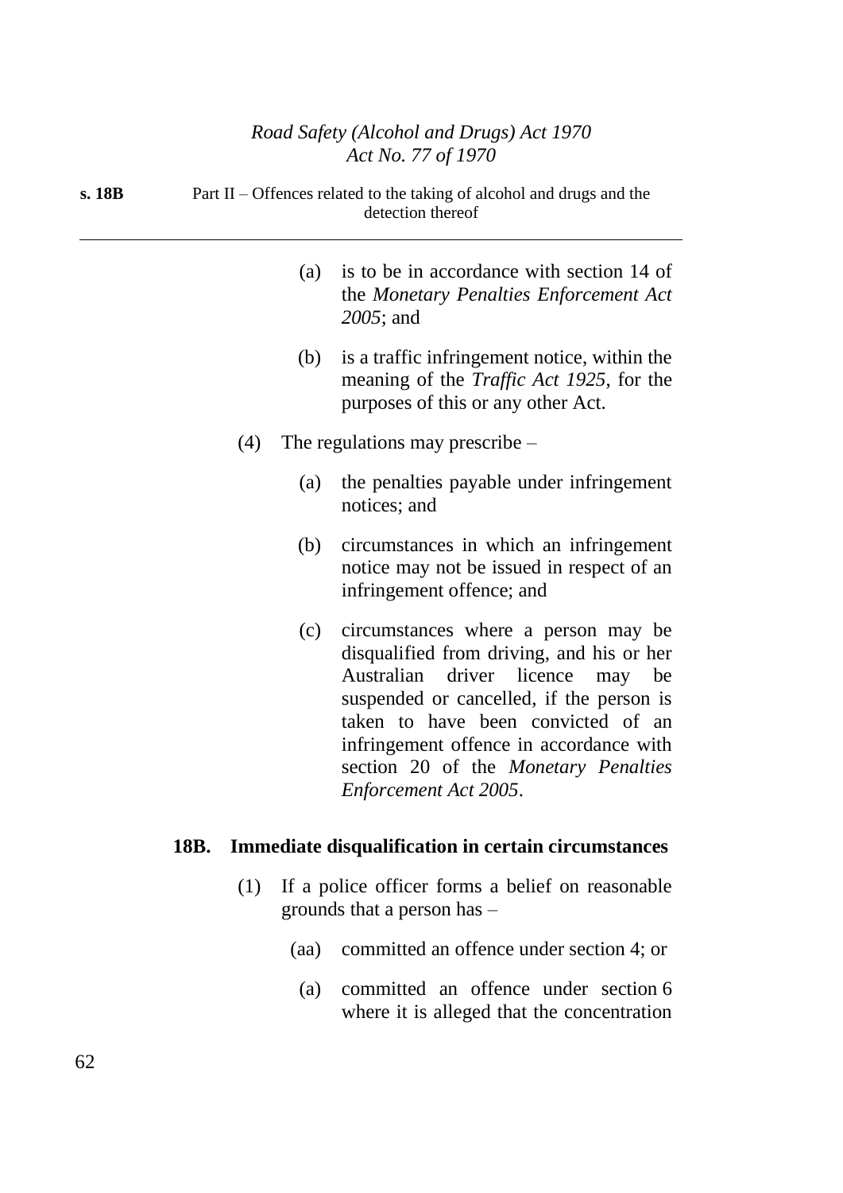(a) is to be in accordance with section 14 of the *Monetary Penalties Enforcement Act 2005*; and

(b) is a traffic infringement notice, within the meaning of the *Traffic Act 1925*, for the purposes of this or any other Act.

(4) The regulations may prescribe –

(a) the penalties payable under infringement notices; and

(b) circumstances in which an infringement notice may not be issued in respect of an infringement offence; and

(c) circumstances where a person may be disqualified from driving, and his or her Australian driver licence may be suspended or cancelled, if the person is taken to have been convicted of an infringement offence in accordance with section 20 of the *Monetary Penalties Enforcement Act 2005*.

**18B. Immediate disqualification in certain circumstances**

(1) If a police officer forms a belief on reasonable grounds that a person has –

(aa) committed an offence under section 4; or

(a) committed an offence under section 6 where it is alleged that the concentration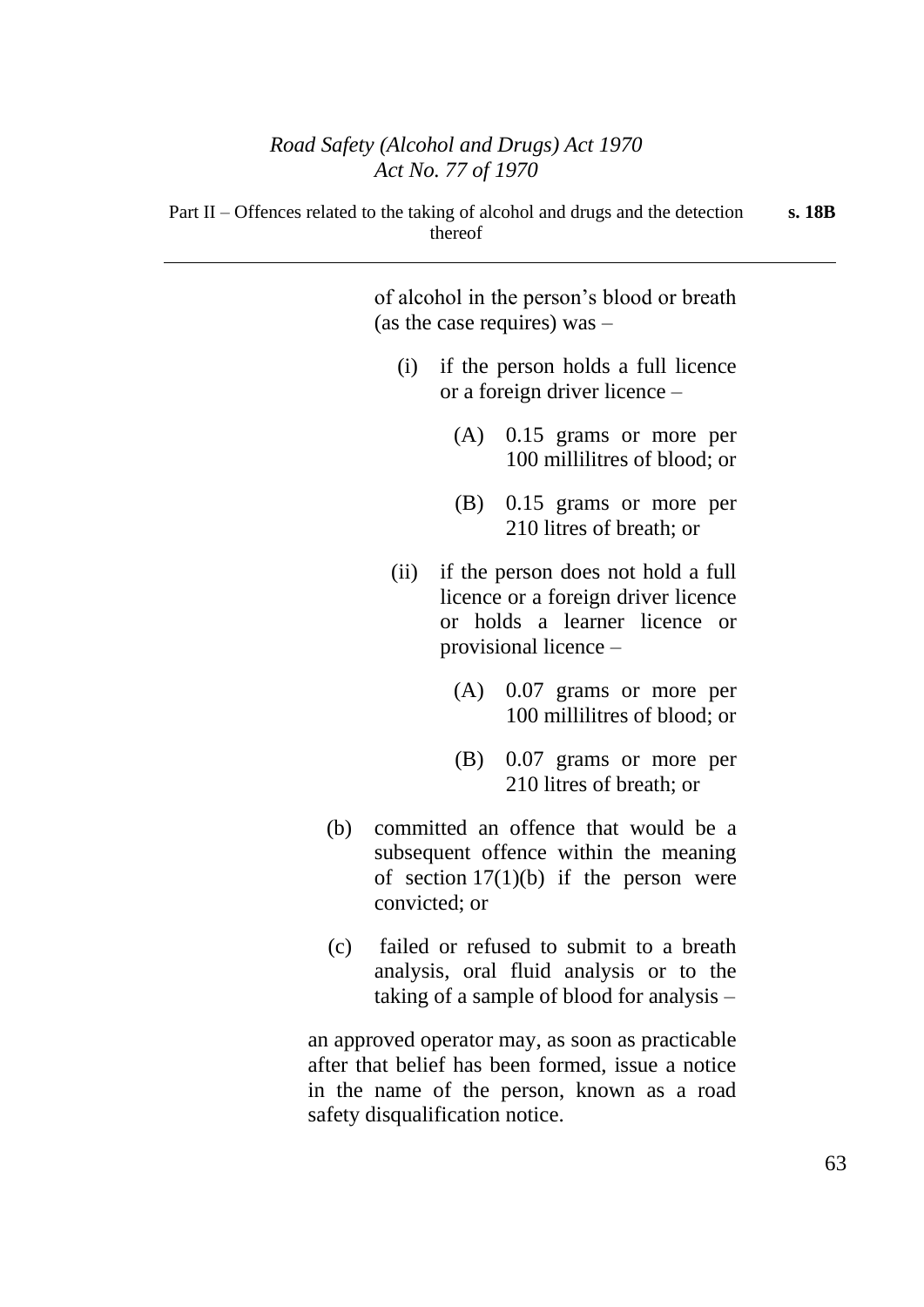of alcohol in the person's blood or breath (as the case requires) was –

(i) if the person holds a full licence or a foreign driver licence –

(A) 0.15 grams or more per 100 millilitres of blood; or

(B) 0.15 grams or more per 210 litres of breath; or

(ii) if the person does not hold a full licence or a foreign driver licence or holds a learner licence or provisional licence –

(A) 0.07 grams or more per 100 millilitres of blood; or

(B) 0.07 grams or more per 210 litres of breath; or

(b) committed an offence that would be a subsequent offence within the meaning of section 17(1)(b) if the person were convicted; or

(c) failed or refused to submit to a breath analysis, oral fluid analysis or to the taking of a sample of blood for analysis –

an approved operator may, as soon as practicable after that belief has been formed, issue a notice in the name of the person, known as a road safety disqualification notice.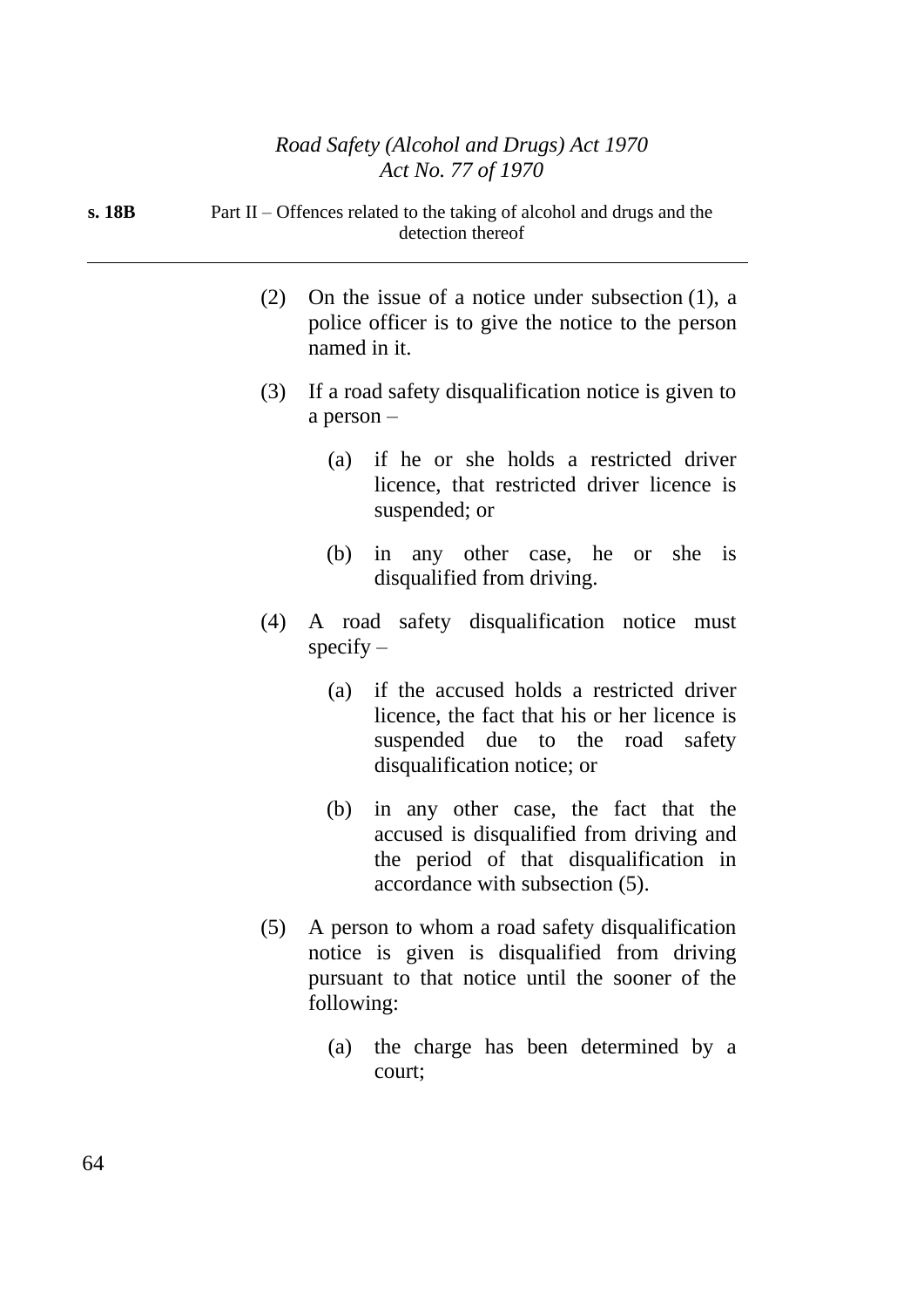(2) On the issue of a notice under subsection (1), a police officer is to give the notice to the person named in it.

(3) If a road safety disqualification notice is given to a person –

  (a) if he or she holds a restricted driver licence, that restricted driver licence is suspended; or

  (b) in any other case, he or she is disqualified from driving.

(4) A road safety disqualification notice must specify –

  (a) if the accused holds a restricted driver licence, the fact that his or her licence is suspended due to the road safety disqualification notice; or

  (b) in any other case, the fact that the accused is disqualified from driving and the period of that disqualification in accordance with subsection (5).

(5) A person to whom a road safety disqualification notice is given is disqualified from driving pursuant to that notice until the sooner of the following:

  (a) the charge has been determined by a court;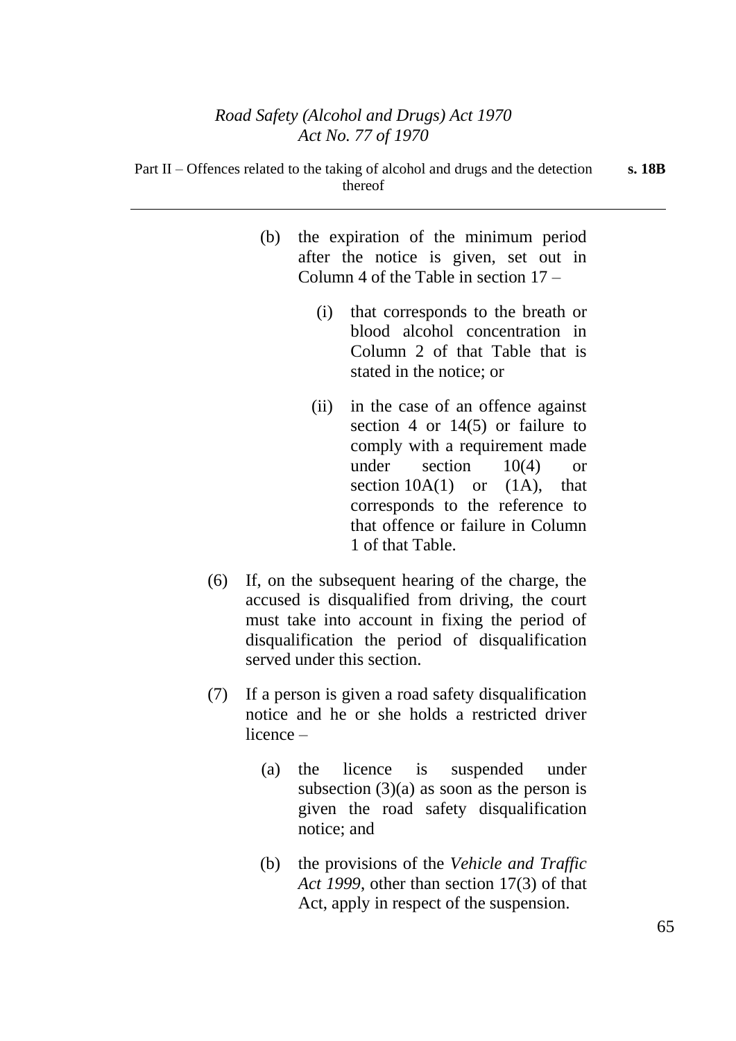(b) the expiration of the minimum period after the notice is given, set out in Column 4 of the Table in section 17 –

  (i) that corresponds to the breath or blood alcohol concentration in Column 2 of that Table that is stated in the notice; or

  (ii) in the case of an offence against section 4 or 14(5) or failure to comply with a requirement made under section 10(4) or section 10A(1) or (1A), that corresponds to the reference to that offence or failure in Column 1 of that Table.

(6) If, on the subsequent hearing of the charge, the accused is disqualified from driving, the court must take into account in fixing the period of disqualification the period of disqualification served under this section.

(7) If a person is given a road safety disqualification notice and he or she holds a restricted driver licence –

  (a) the licence is suspended under subsection (3)(a) as soon as the person is given the road safety disqualification notice; and

  (b) the provisions of the *Vehicle and Traffic Act 1999*, other than section 17(3) of that Act, apply in respect of the suspension.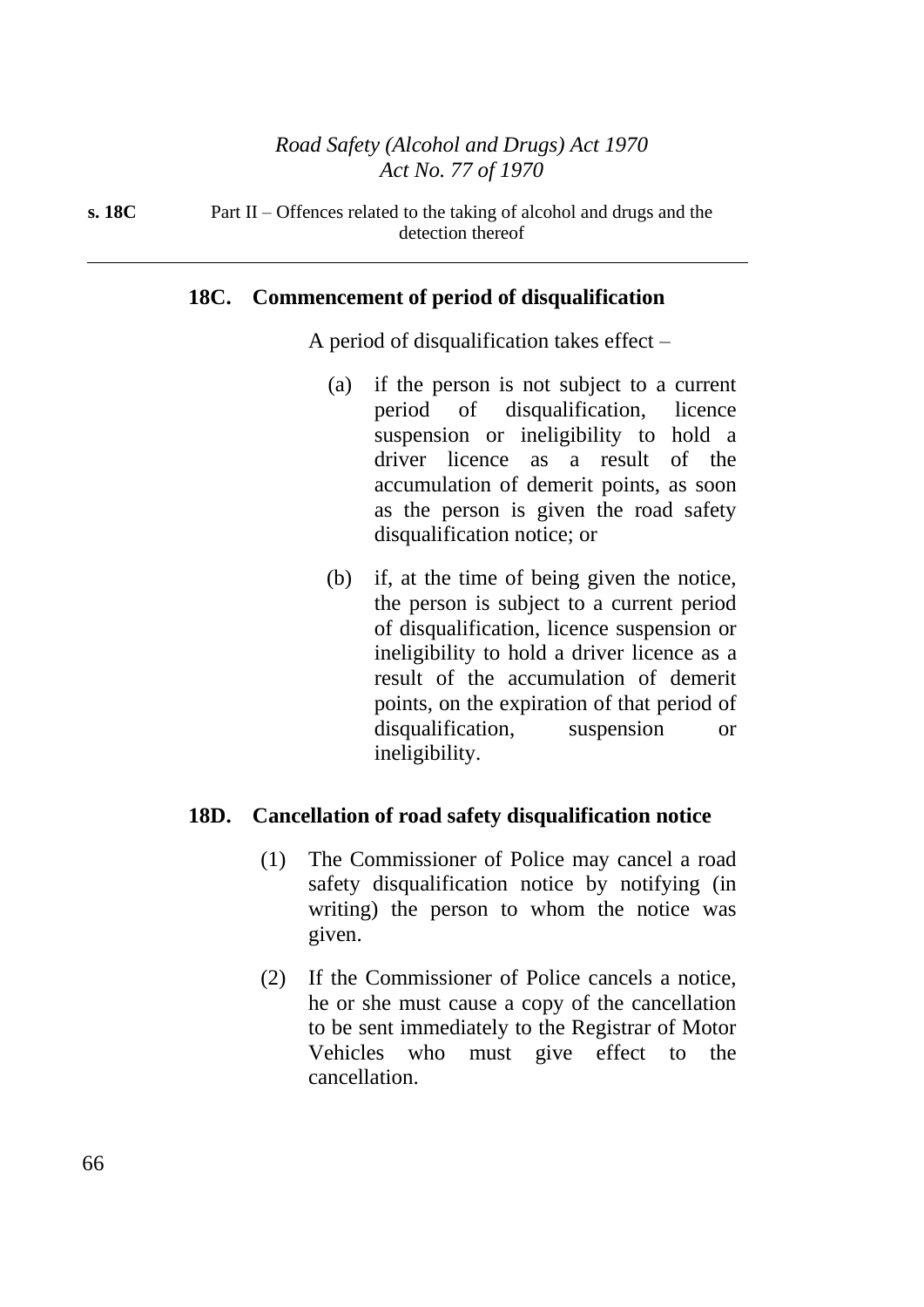### 18C. Commencement of period of disqualification

A period of disqualification takes effect –

(a) if the person is not subject to a current period of disqualification, licence suspension or ineligibility to hold a driver licence as a result of the accumulation of demerit points, as soon as the person is given the road safety disqualification notice; or

(b) if, at the time of being given the notice, the person is subject to a current period of disqualification, licence suspension or ineligibility to hold a driver licence as a result of the accumulation of demerit points, on the expiration of that period of disqualification, suspension or ineligibility.

### 18D. Cancellation of road safety disqualification notice

(1) The Commissioner of Police may cancel a road safety disqualification notice by notifying (in writing) the person to whom the notice was given.

(2) If the Commissioner of Police cancels a notice, he or she must cause a copy of the cancellation to be sent immediately to the Registrar of Motor Vehicles who must give effect to the cancellation.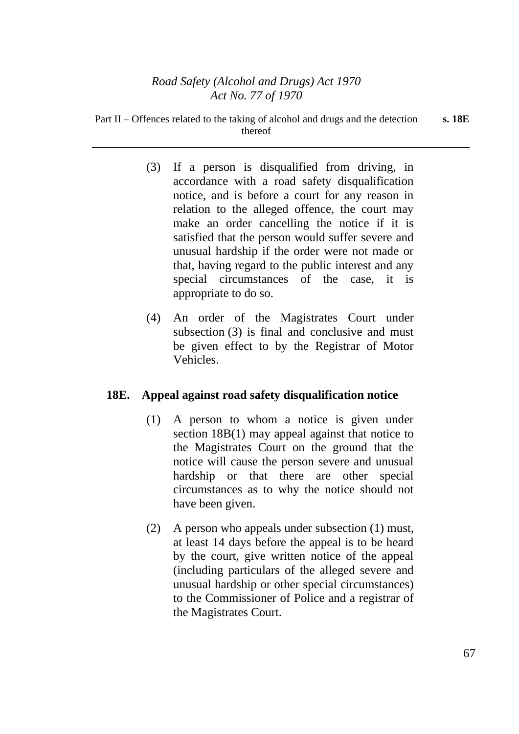(3) If a person is disqualified from driving, in accordance with a road safety disqualification notice, and is before a court for any reason in relation to the alleged offence, the court may make an order cancelling the notice if it is satisfied that the person would suffer severe and unusual hardship if the order were not made or that, having regard to the public interest and any special circumstances of the case, it is appropriate to do so.

(4) An order of the Magistrates Court under subsection (3) is final and conclusive and must be given effect to by the Registrar of Motor Vehicles.

## 18E. Appeal against road safety disqualification notice

(1) A person to whom a notice is given under section 18B(1) may appeal against that notice to the Magistrates Court on the ground that the notice will cause the person severe and unusual hardship or that there are other special circumstances as to why the notice should not have been given.

(2) A person who appeals under subsection (1) must, at least 14 days before the appeal is to be heard by the court, give written notice of the appeal (including particulars of the alleged severe and unusual hardship or other special circumstances) to the Commissioner of Police and a registrar of the Magistrates Court.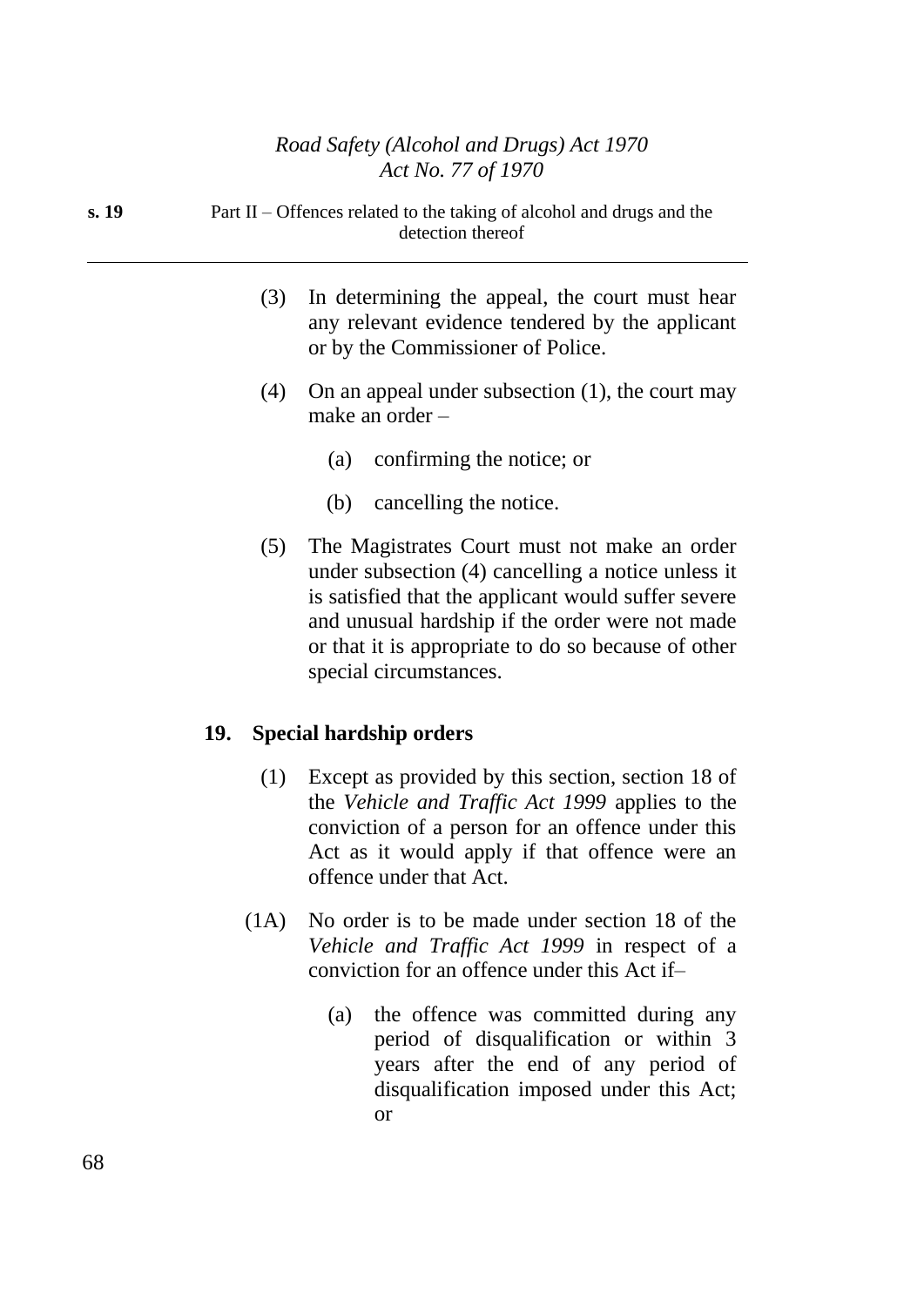(3) In determining the appeal, the court must hear any relevant evidence tendered by the applicant or by the Commissioner of Police.

(4) On an appeal under subsection (1), the court may make an order –

(a) confirming the notice; or

(b) cancelling the notice.

(5) The Magistrates Court must not make an order under subsection (4) cancelling a notice unless it is satisfied that the applicant would suffer severe and unusual hardship if the order were not made or that it is appropriate to do so because of other special circumstances.

## 19. Special hardship orders

(1) Except as provided by this section, section 18 of the *Vehicle and Traffic Act 1999* applies to the conviction of a person for an offence under this Act as it would apply if that offence were an offence under that Act.

(1A) No order is to be made under section 18 of the *Vehicle and Traffic Act 1999* in respect of a conviction for an offence under this Act if–

(a) the offence was committed during any period of disqualification or within 3 years after the end of any period of disqualification imposed under this Act; or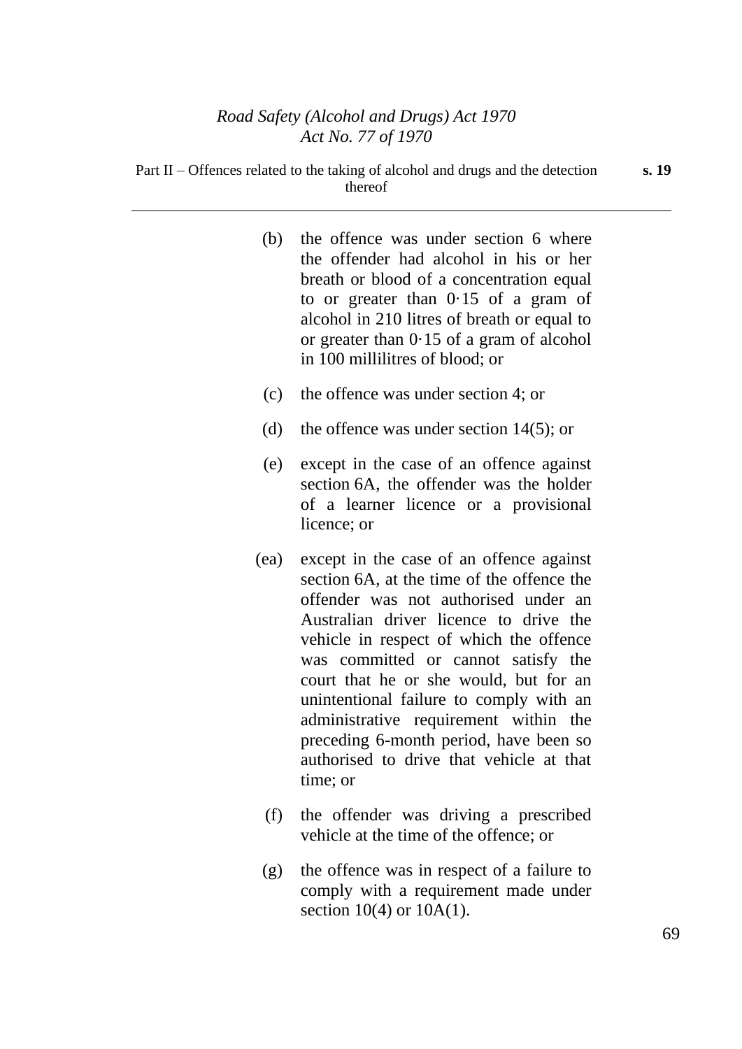(b) the offence was under section 6 where the offender had alcohol in his or her breath or blood of a concentration equal to or greater than 0·15 of a gram of alcohol in 210 litres of breath or equal to or greater than 0·15 of a gram of alcohol in 100 millilitres of blood; or

(c) the offence was under section 4; or

(d) the offence was under section 14(5); or

(e) except in the case of an offence against section 6A, the offender was the holder of a learner licence or a provisional licence; or

(ea) except in the case of an offence against section 6A, at the time of the offence the offender was not authorised under an Australian driver licence to drive the vehicle in respect of which the offence was committed or cannot satisfy the court that he or she would, but for an unintentional failure to comply with an administrative requirement within the preceding 6-month period, have been so authorised to drive that vehicle at that time; or

(f) the offender was driving a prescribed vehicle at the time of the offence; or

(g) the offence was in respect of a failure to comply with a requirement made under section 10(4) or 10A(1).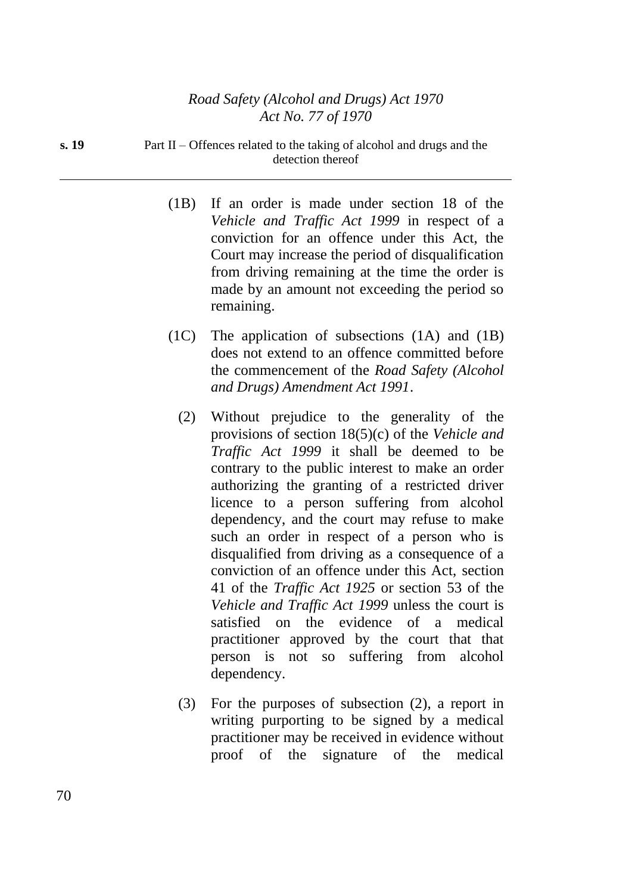(1B) If an order is made under section 18 of the *Vehicle and Traffic Act 1999* in respect of a conviction for an offence under this Act, the Court may increase the period of disqualification from driving remaining at the time the order is made by an amount not exceeding the period so remaining.

(1C) The application of subsections (1A) and (1B) does not extend to an offence committed before the commencement of the *Road Safety (Alcohol and Drugs) Amendment Act 1991*.

(2) Without prejudice to the generality of the provisions of section 18(5)(c) of the *Vehicle and Traffic Act 1999* it shall be deemed to be contrary to the public interest to make an order authorizing the granting of a restricted driver licence to a person suffering from alcohol dependency, and the court may refuse to make such an order in respect of a person who is disqualified from driving as a consequence of a conviction of an offence under this Act, section 41 of the *Traffic Act 1925* or section 53 of the *Vehicle and Traffic Act 1999* unless the court is satisfied on the evidence of a medical practitioner approved by the court that that person is not so suffering from alcohol dependency.

(3) For the purposes of subsection (2), a report in writing purporting to be signed by a medical practitioner may be received in evidence without proof of the signature of the medical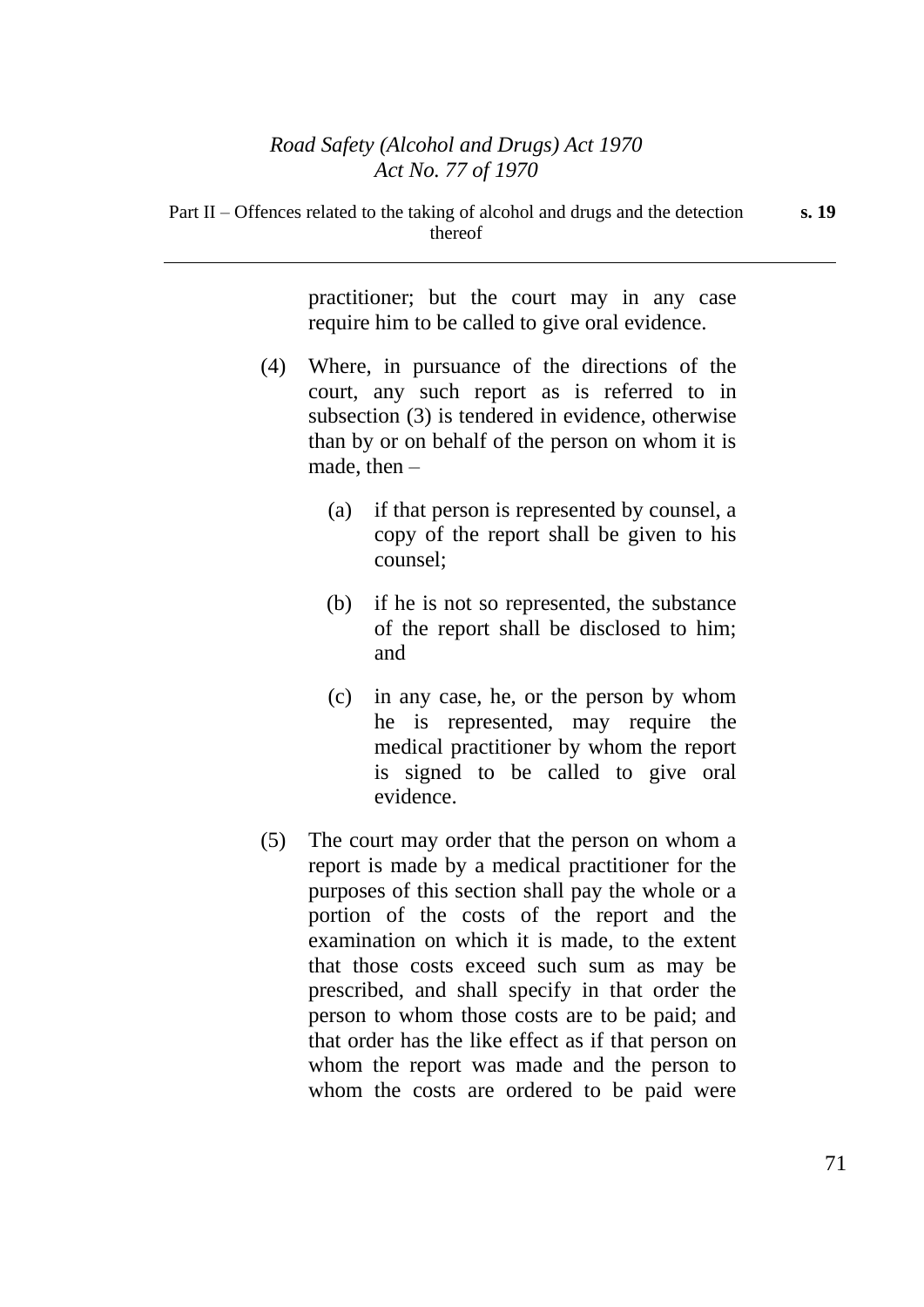practitioner; but the court may in any case require him to be called to give oral evidence.

(4) Where, in pursuance of the directions of the court, any such report as is referred to in subsection (3) is tendered in evidence, otherwise than by or on behalf of the person on whom it is made, then –

(a) if that person is represented by counsel, a copy of the report shall be given to his counsel;

(b) if he is not so represented, the substance of the report shall be disclosed to him; and

(c) in any case, he, or the person by whom he is represented, may require the medical practitioner by whom the report is signed to be called to give oral evidence.

(5) The court may order that the person on whom a report is made by a medical practitioner for the purposes of this section shall pay the whole or a portion of the costs of the report and the examination on which it is made, to the extent that those costs exceed such sum as may be prescribed, and shall specify in that order the person to whom those costs are to be paid; and that order has the like effect as if that person on whom the report was made and the person to whom the costs are ordered to be paid were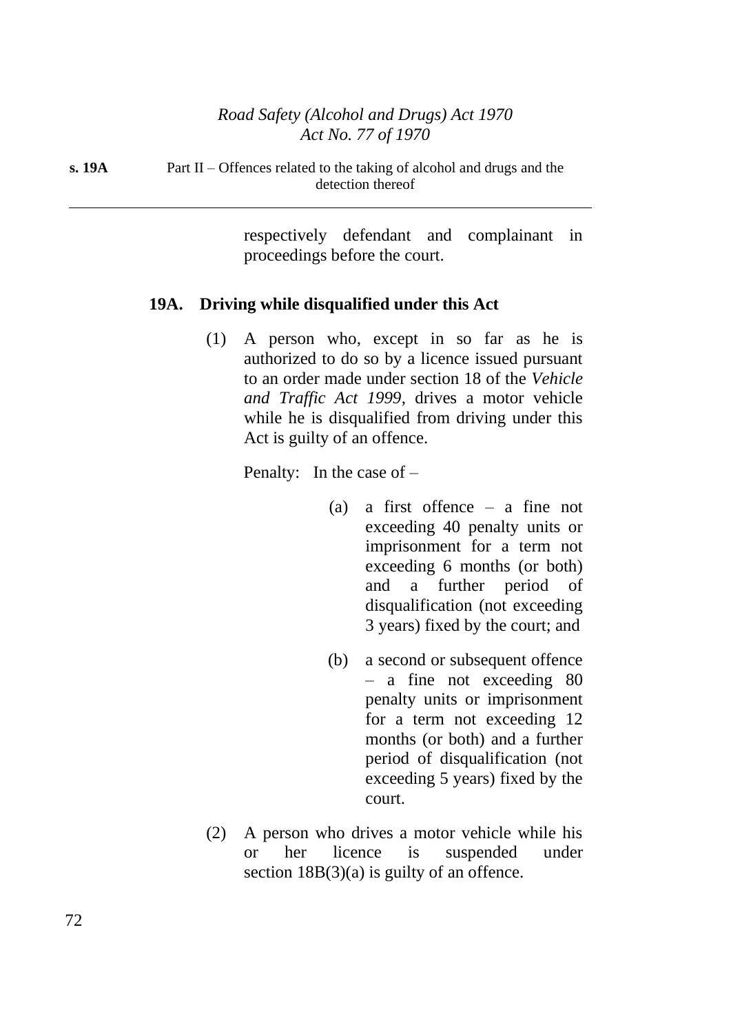respectively defendant and complainant in proceedings before the court.

## 19A. Driving while disqualified under this Act

(1) A person who, except in so far as he is authorized to do so by a licence issued pursuant to an order made under section 18 of the *Vehicle and Traffic Act 1999*, drives a motor vehicle while he is disqualified from driving under this Act is guilty of an offence.

Penalty: In the case of –

(a) a first offence – a fine not exceeding 40 penalty units or imprisonment for a term not exceeding 6 months (or both) and a further period of disqualification (not exceeding 3 years) fixed by the court; and

(b) a second or subsequent offence – a fine not exceeding 80 penalty units or imprisonment for a term not exceeding 12 months (or both) and a further period of disqualification (not exceeding 5 years) fixed by the court.

(2) A person who drives a motor vehicle while his or her licence is suspended under section 18B(3)(a) is guilty of an offence.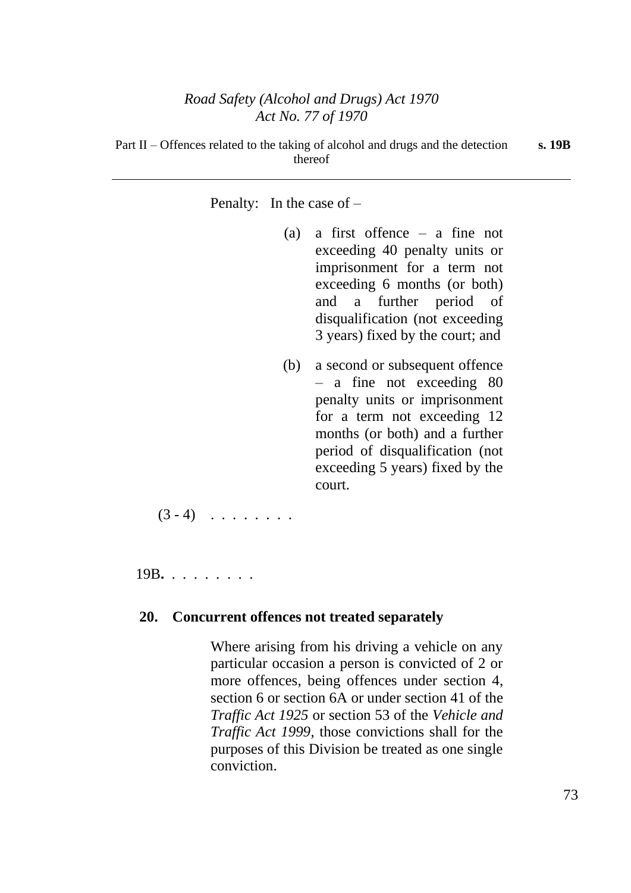Penalty: In the case of –

(a) a first offence – a fine not exceeding 40 penalty units or imprisonment for a term not exceeding 6 months (or both) and a further period of disqualification (not exceeding 3 years) fixed by the court; and

(b) a second or subsequent offence – a fine not exceeding 80 penalty units or imprisonment for a term not exceeding 12 months (or both) and a further period of disqualification (not exceeding 5 years) fixed by the court.

(3 - 4) . . . . . . . .

19B. . . . . . . . .

**20. Concurrent offences not treated separately**

Where arising from his driving a vehicle on any particular occasion a person is convicted of 2 or more offences, being offences under section 4, section 6 or section 6A or under section 41 of the *Traffic Act 1925* or section 53 of the *Vehicle and Traffic Act 1999*, those convictions shall for the purposes of this Division be treated as one single conviction.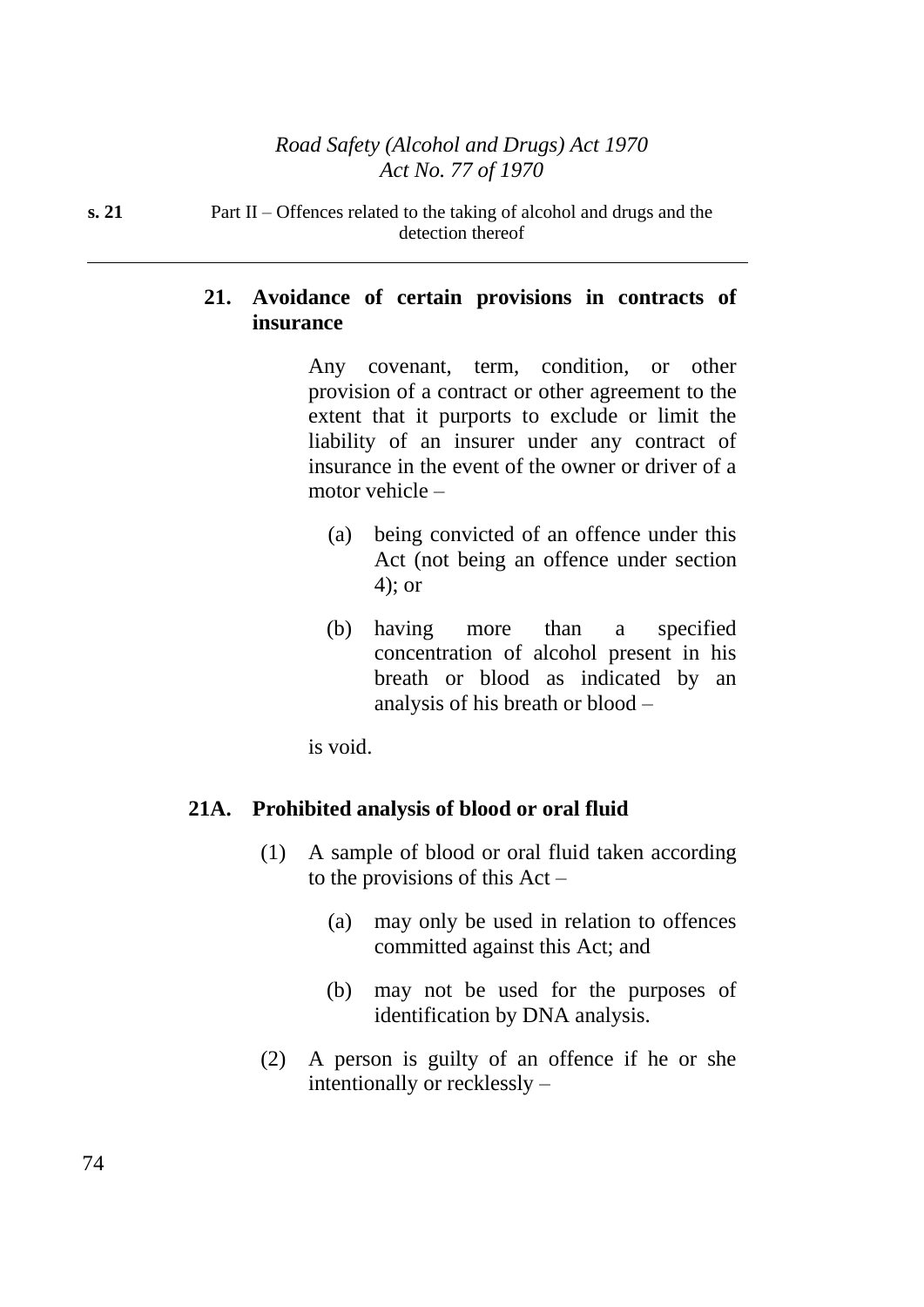## 21. Avoidance of certain provisions in contracts of insurance

Any covenant, term, condition, or other provision of a contract or other agreement to the extent that it purports to exclude or limit the liability of an insurer under any contract of insurance in the event of the owner or driver of a motor vehicle –

(a) being convicted of an offence under this Act (not being an offence under section 4); or

(b) having more than a specified concentration of alcohol present in his breath or blood as indicated by an analysis of his breath or blood –

is void.

## 21A. Prohibited analysis of blood or oral fluid

(1) A sample of blood or oral fluid taken according to the provisions of this Act –

(a) may only be used in relation to offences committed against this Act; and

(b) may not be used for the purposes of identification by DNA analysis.

(2) A person is guilty of an offence if he or she intentionally or recklessly –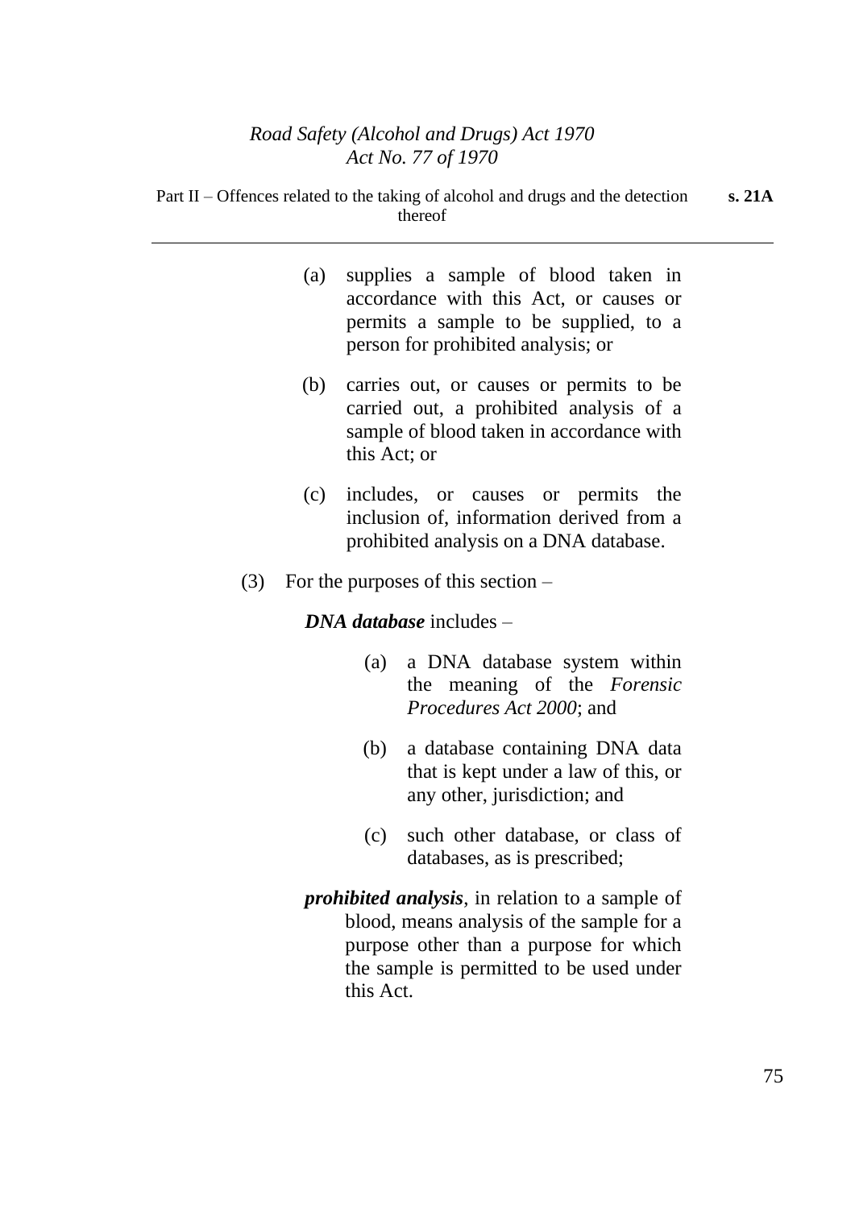(a) supplies a sample of blood taken in accordance with this Act, or causes or permits a sample to be supplied, to a person for prohibited analysis; or

(b) carries out, or causes or permits to be carried out, a prohibited analysis of a sample of blood taken in accordance with this Act; or

(c) includes, or causes or permits the inclusion of, information derived from a prohibited analysis on a DNA database.

(3) For the purposes of this section –

***DNA database*** includes –

(a) a DNA database system within the meaning of the *Forensic Procedures Act 2000*; and

(b) a database containing DNA data that is kept under a law of this, or any other, jurisdiction; and

(c) such other database, or class of databases, as is prescribed;

***prohibited analysis***, in relation to a sample of blood, means analysis of the sample for a purpose other than a purpose for which the sample is permitted to be used under this Act.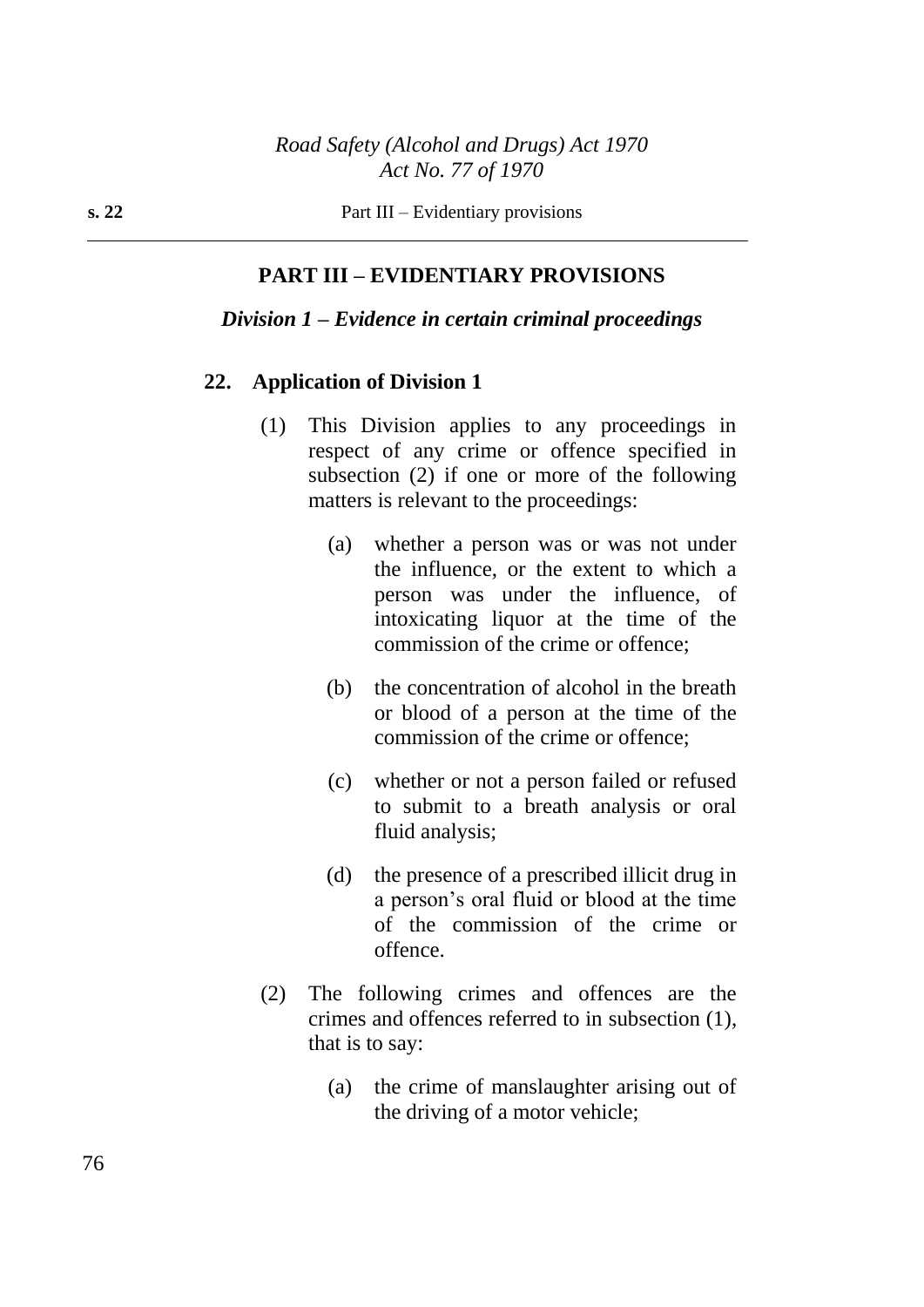## PART III – EVIDENTIARY PROVISIONS

### *Division 1 – Evidence in certain criminal proceedings*

**22. Application of Division 1**

(1) This Division applies to any proceedings in respect of any crime or offence specified in subsection (2) if one or more of the following matters is relevant to the proceedings:

(a) whether a person was or was not under the influence, or the extent to which a person was under the influence, of intoxicating liquor at the time of the commission of the crime or offence;

(b) the concentration of alcohol in the breath or blood of a person at the time of the commission of the crime or offence;

(c) whether or not a person failed or refused to submit to a breath analysis or oral fluid analysis;

(d) the presence of a prescribed illicit drug in a person's oral fluid or blood at the time of the commission of the crime or offence.

(2) The following crimes and offences are the crimes and offences referred to in subsection (1), that is to say:

(a) the crime of manslaughter arising out of the driving of a motor vehicle;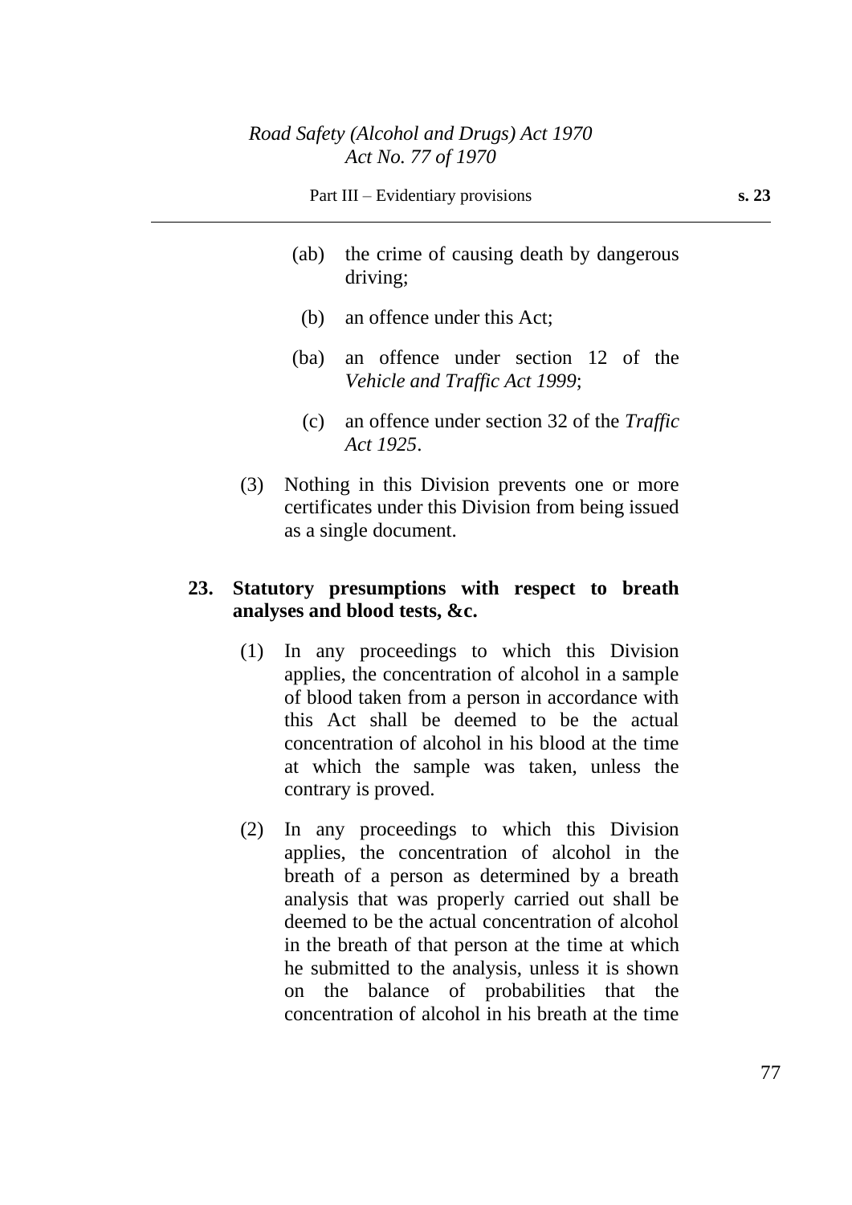(ab) the crime of causing death by dangerous driving;

(b) an offence under this Act;

(ba) an offence under section 12 of the *Vehicle and Traffic Act 1999*;

(c) an offence under section 32 of the *Traffic Act 1925*.

(3) Nothing in this Division prevents one or more certificates under this Division from being issued as a single document.

**23. Statutory presumptions with respect to breath analyses and blood tests, &c.**

(1) In any proceedings to which this Division applies, the concentration of alcohol in a sample of blood taken from a person in accordance with this Act shall be deemed to be the actual concentration of alcohol in his blood at the time at which the sample was taken, unless the contrary is proved.

(2) In any proceedings to which this Division applies, the concentration of alcohol in the breath of a person as determined by a breath analysis that was properly carried out shall be deemed to be the actual concentration of alcohol in the breath of that person at the time at which he submitted to the analysis, unless it is shown on the balance of probabilities that the concentration of alcohol in his breath at the time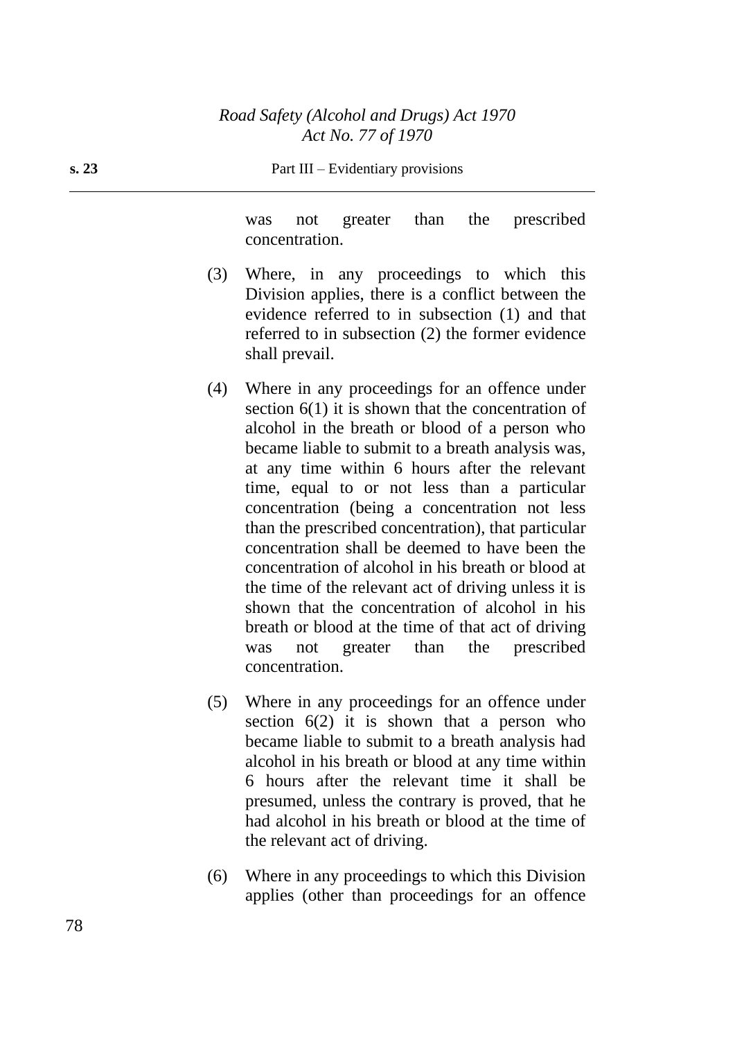was not greater than the prescribed concentration.

(3) Where, in any proceedings to which this Division applies, there is a conflict between the evidence referred to in subsection (1) and that referred to in subsection (2) the former evidence shall prevail.

(4) Where in any proceedings for an offence under section 6(1) it is shown that the concentration of alcohol in the breath or blood of a person who became liable to submit to a breath analysis was, at any time within 6 hours after the relevant time, equal to or not less than a particular concentration (being a concentration not less than the prescribed concentration), that particular concentration shall be deemed to have been the concentration of alcohol in his breath or blood at the time of the relevant act of driving unless it is shown that the concentration of alcohol in his breath or blood at the time of that act of driving was not greater than the prescribed concentration.

(5) Where in any proceedings for an offence under section 6(2) it is shown that a person who became liable to submit to a breath analysis had alcohol in his breath or blood at any time within 6 hours after the relevant time it shall be presumed, unless the contrary is proved, that he had alcohol in his breath or blood at the time of the relevant act of driving.

(6) Where in any proceedings to which this Division applies (other than proceedings for an offence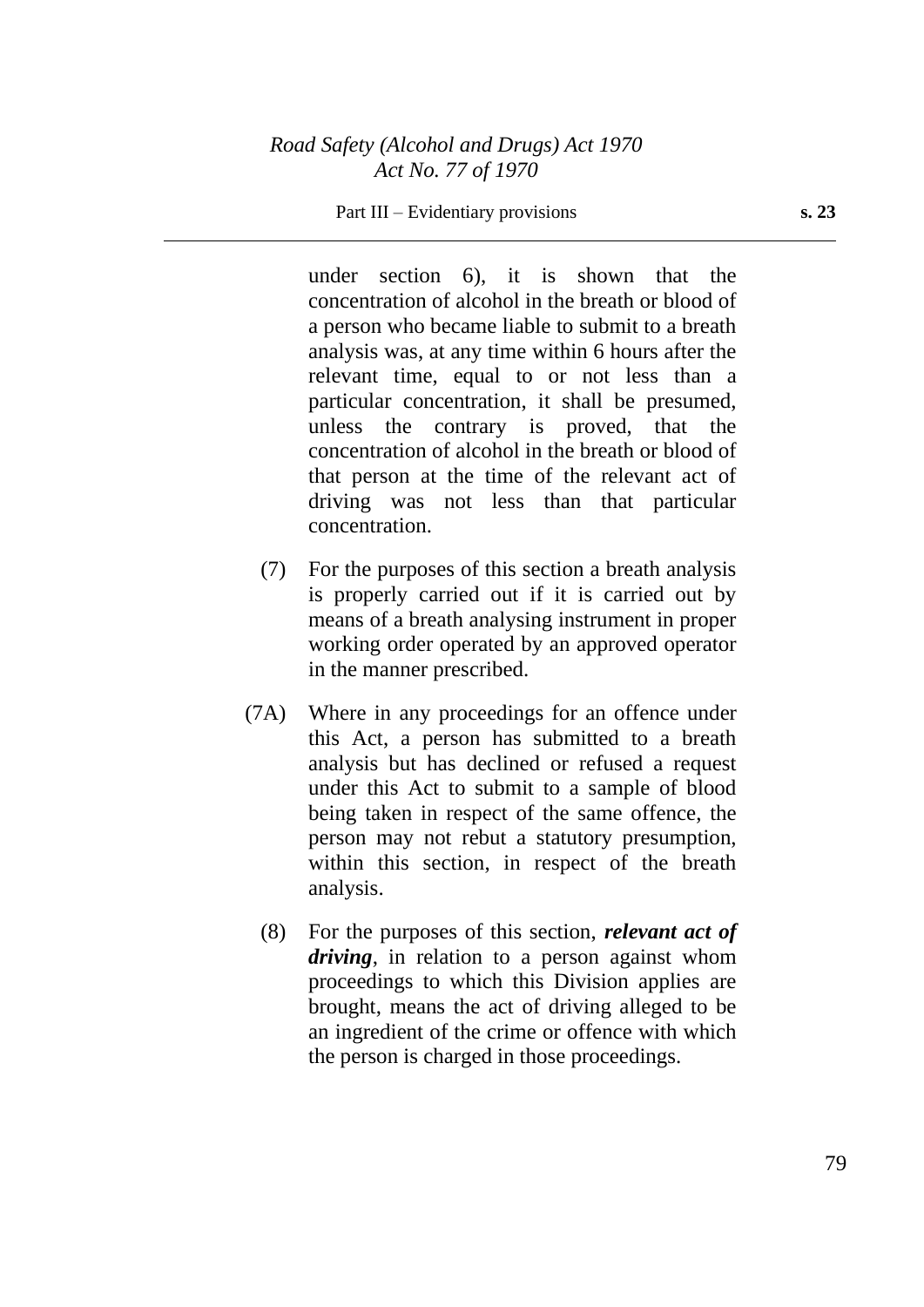under section 6), it is shown that the concentration of alcohol in the breath or blood of a person who became liable to submit to a breath analysis was, at any time within 6 hours after the relevant time, equal to or not less than a particular concentration, it shall be presumed, unless the contrary is proved, that the concentration of alcohol in the breath or blood of that person at the time of the relevant act of driving was not less than that particular concentration.

(7) For the purposes of this section a breath analysis is properly carried out if it is carried out by means of a breath analysing instrument in proper working order operated by an approved operator in the manner prescribed.

(7A) Where in any proceedings for an offence under this Act, a person has submitted to a breath analysis but has declined or refused a request under this Act to submit to a sample of blood being taken in respect of the same offence, the person may not rebut a statutory presumption, within this section, in respect of the breath analysis.

(8) For the purposes of this section, ***relevant act of driving***, in relation to a person against whom proceedings to which this Division applies are brought, means the act of driving alleged to be an ingredient of the crime or offence with which the person is charged in those proceedings.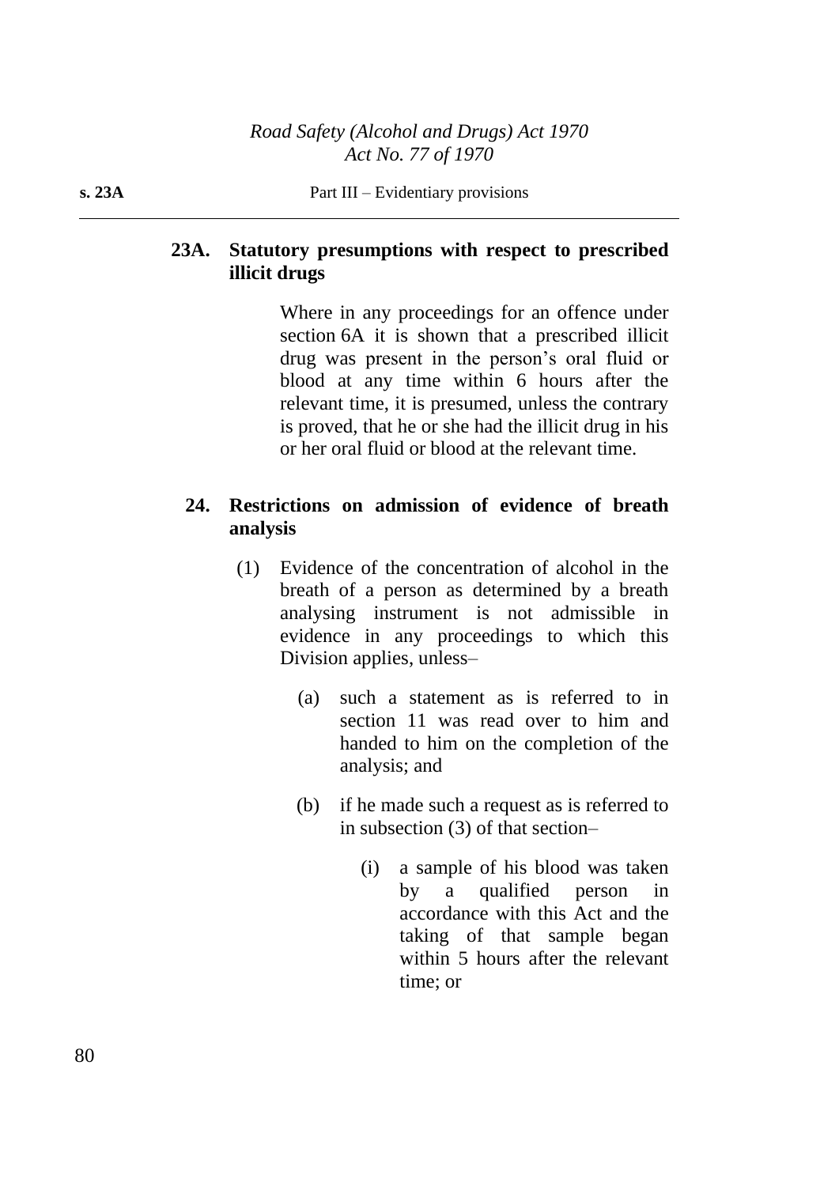## 23A. Statutory presumptions with respect to prescribed illicit drugs

Where in any proceedings for an offence under section 6A it is shown that a prescribed illicit drug was present in the person's oral fluid or blood at any time within 6 hours after the relevant time, it is presumed, unless the contrary is proved, that he or she had the illicit drug in his or her oral fluid or blood at the relevant time.

## 24. Restrictions on admission of evidence of breath analysis

(1) Evidence of the concentration of alcohol in the breath of a person as determined by a breath analysing instrument is not admissible in evidence in any proceedings to which this Division applies, unless–

(a) such a statement as is referred to in section 11 was read over to him and handed to him on the completion of the analysis; and

(b) if he made such a request as is referred to in subsection (3) of that section–

(i) a sample of his blood was taken by a qualified person in accordance with this Act and the taking of that sample began within 5 hours after the relevant time; or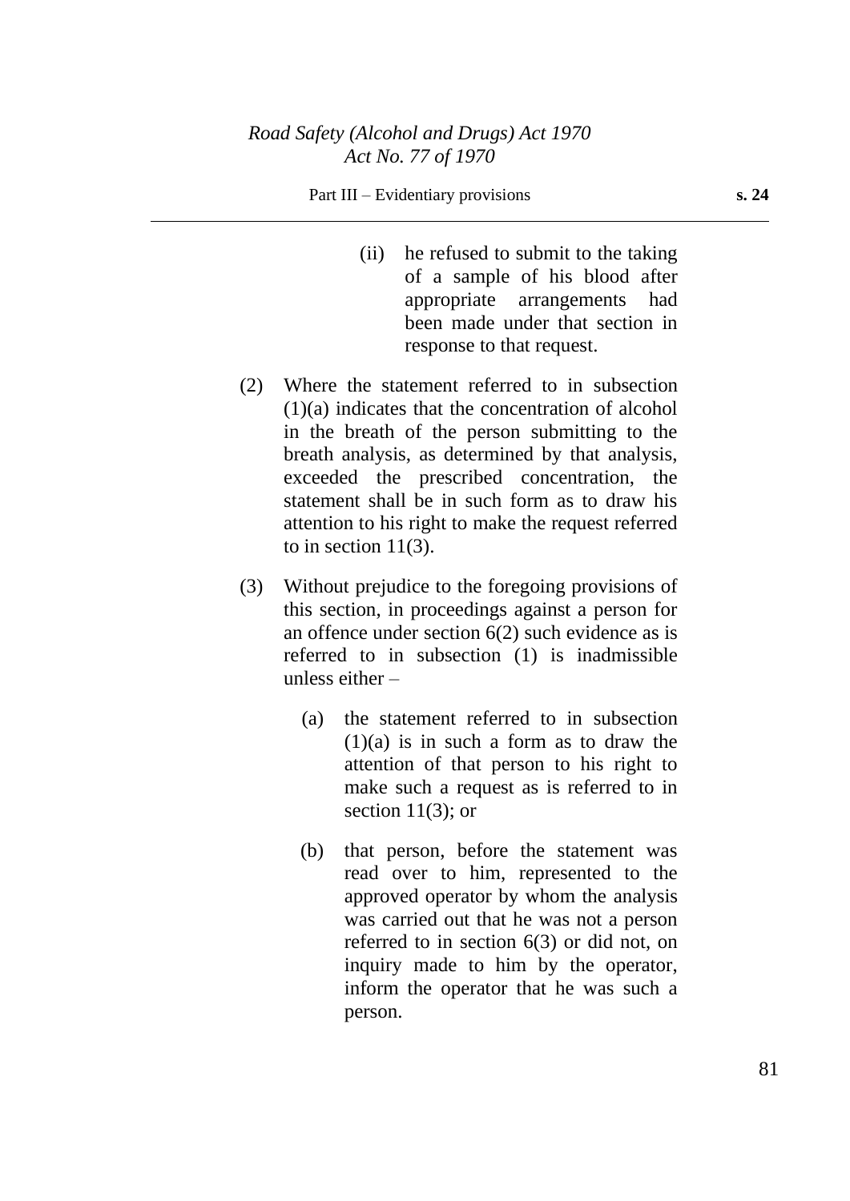(ii) he refused to submit to the taking of a sample of his blood after appropriate arrangements had been made under that section in response to that request.

(2) Where the statement referred to in subsection (1)(a) indicates that the concentration of alcohol in the breath of the person submitting to the breath analysis, as determined by that analysis, exceeded the prescribed concentration, the statement shall be in such form as to draw his attention to his right to make the request referred to in section 11(3).

(3) Without prejudice to the foregoing provisions of this section, in proceedings against a person for an offence under section 6(2) such evidence as is referred to in subsection (1) is inadmissible unless either –

(a) the statement referred to in subsection (1)(a) is in such a form as to draw the attention of that person to his right to make such a request as is referred to in section 11(3); or

(b) that person, before the statement was read over to him, represented to the approved operator by whom the analysis was carried out that he was not a person referred to in section 6(3) or did not, on inquiry made to him by the operator, inform the operator that he was such a person.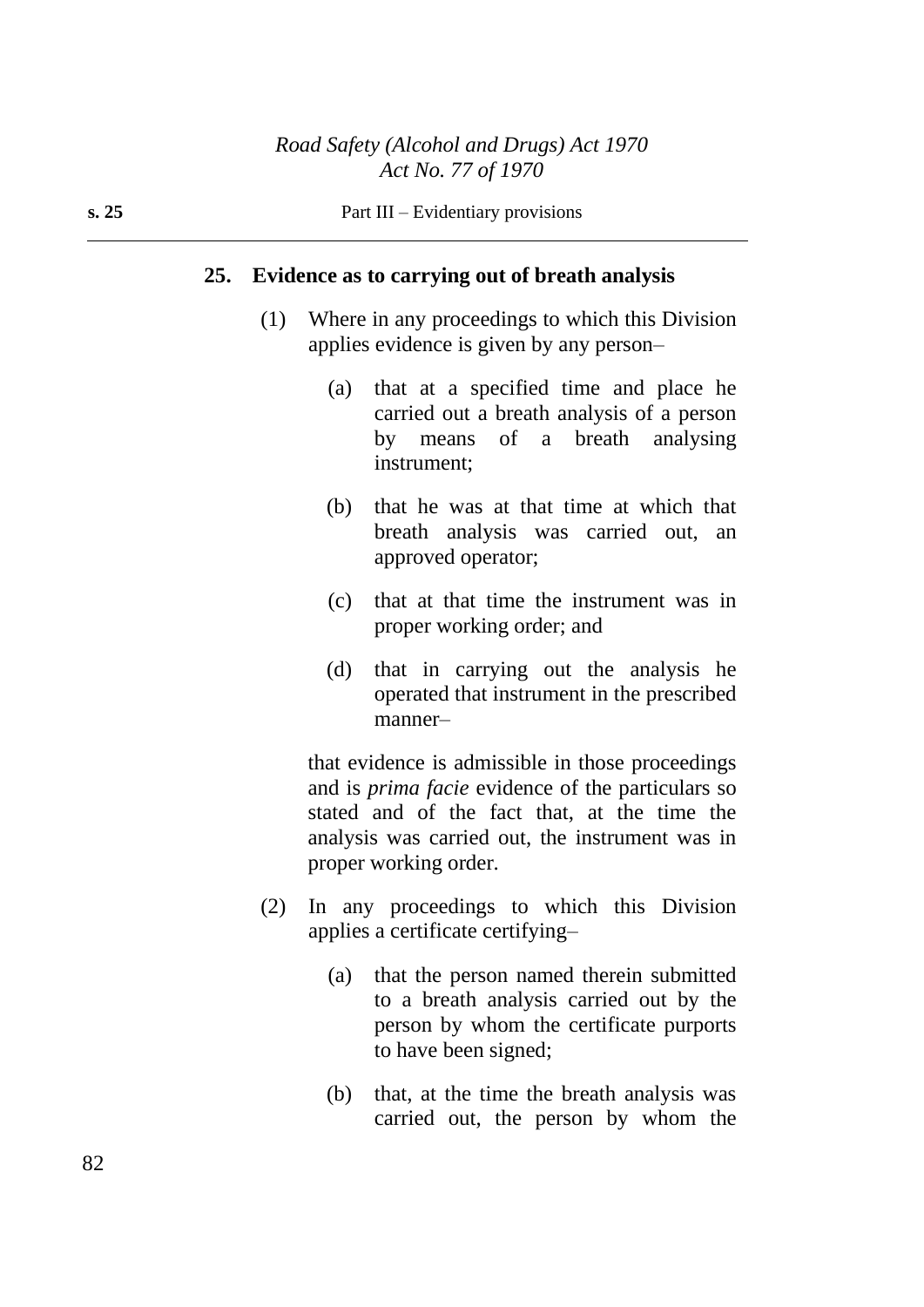## 25. Evidence as to carrying out of breath analysis

(1) Where in any proceedings to which this Division applies evidence is given by any person–

(a) that at a specified time and place he carried out a breath analysis of a person by means of a breath analysing instrument;

(b) that he was at that time at which that breath analysis was carried out, an approved operator;

(c) that at that time the instrument was in proper working order; and

(d) that in carrying out the analysis he operated that instrument in the prescribed manner–

that evidence is admissible in those proceedings and is *prima facie* evidence of the particulars so stated and of the fact that, at the time the analysis was carried out, the instrument was in proper working order.

(2) In any proceedings to which this Division applies a certificate certifying–

(a) that the person named therein submitted to a breath analysis carried out by the person by whom the certificate purports to have been signed;

(b) that, at the time the breath analysis was carried out, the person by whom the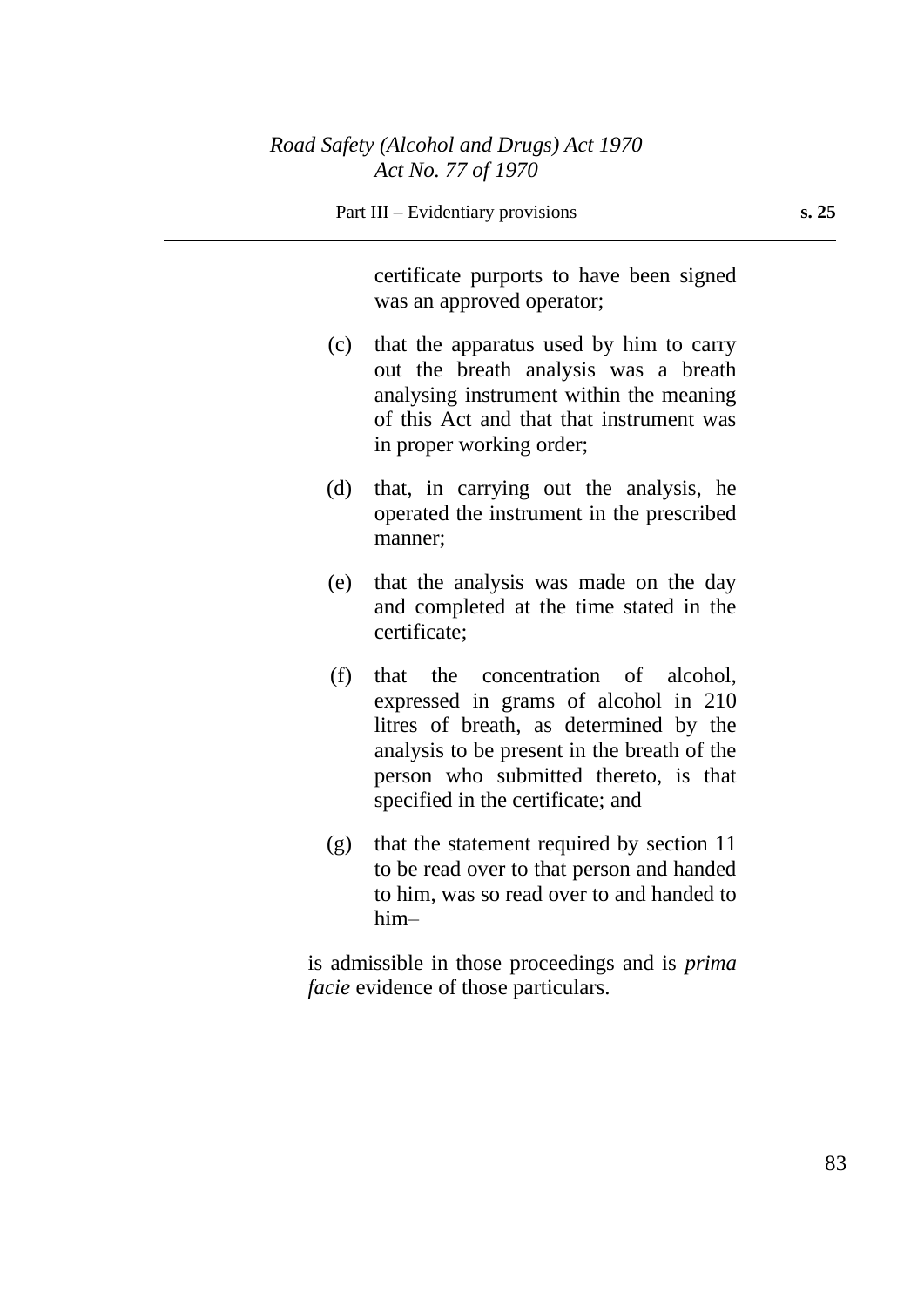certificate purports to have been signed was an approved operator;

(c) that the apparatus used by him to carry out the breath analysis was a breath analysing instrument within the meaning of this Act and that that instrument was in proper working order;

(d) that, in carrying out the analysis, he operated the instrument in the prescribed manner;

(e) that the analysis was made on the day and completed at the time stated in the certificate;

(f) that the concentration of alcohol, expressed in grams of alcohol in 210 litres of breath, as determined by the analysis to be present in the breath of the person who submitted thereto, is that specified in the certificate; and

(g) that the statement required by section 11 to be read over to that person and handed to him, was so read over to and handed to him–

is admissible in those proceedings and is *prima facie* evidence of those particulars.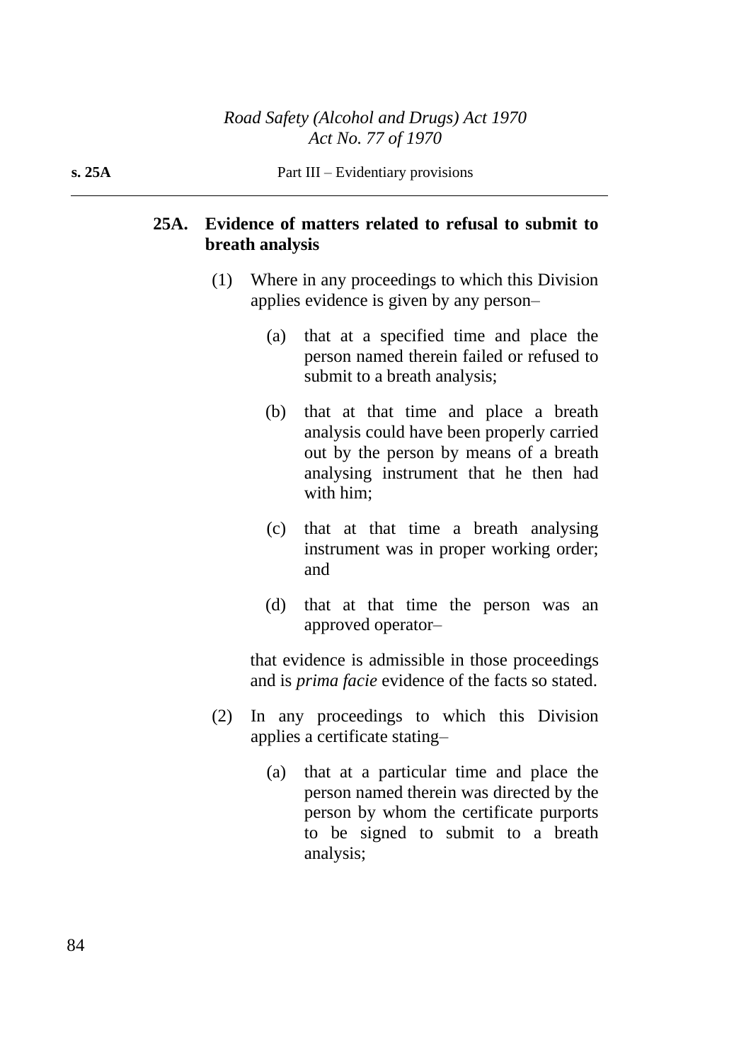## 25A. Evidence of matters related to refusal to submit to breath analysis

(1) Where in any proceedings to which this Division applies evidence is given by any person–

(a) that at a specified time and place the person named therein failed or refused to submit to a breath analysis;

(b) that at that time and place a breath analysis could have been properly carried out by the person by means of a breath analysing instrument that he then had with him;

(c) that at that time a breath analysing instrument was in proper working order; and

(d) that at that time the person was an approved operator–

that evidence is admissible in those proceedings and is *prima facie* evidence of the facts so stated.

(2) In any proceedings to which this Division applies a certificate stating–

(a) that at a particular time and place the person named therein was directed by the person by whom the certificate purports to be signed to submit to a breath analysis;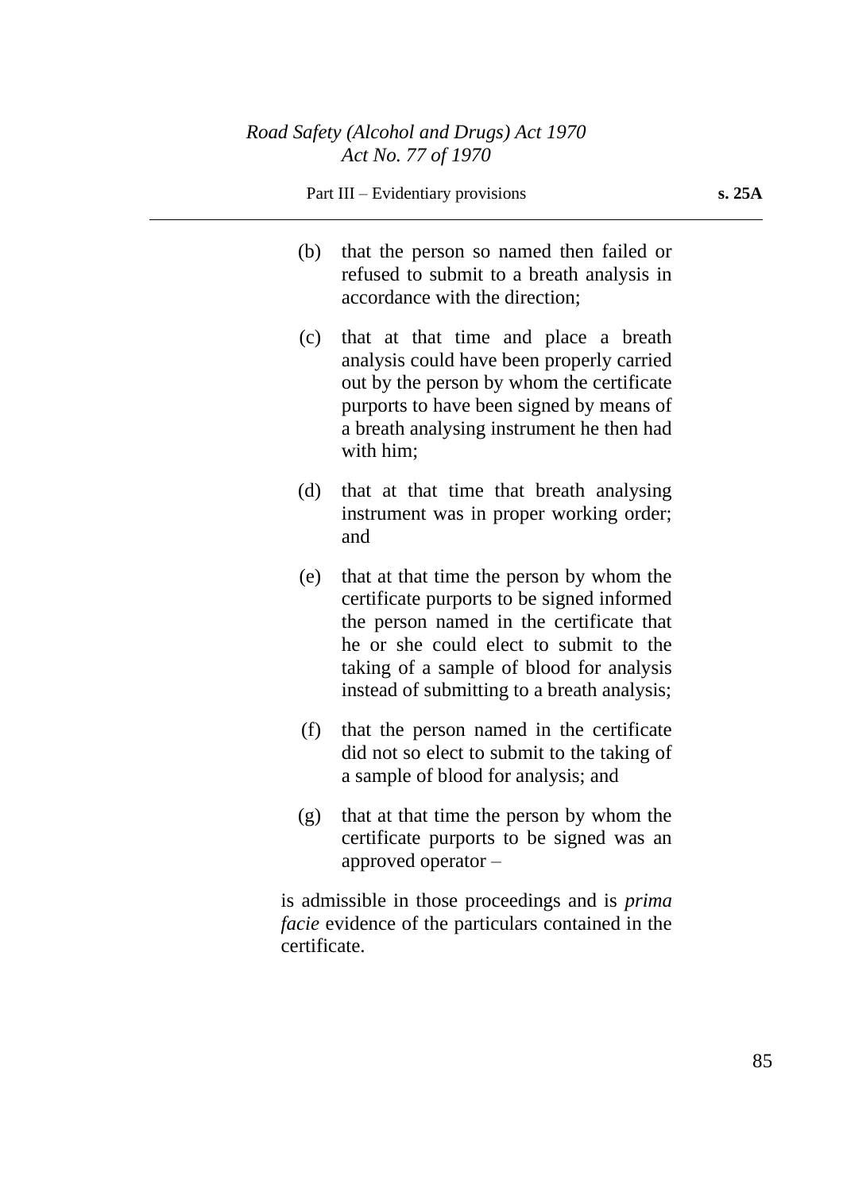(b) that the person so named then failed or refused to submit to a breath analysis in accordance with the direction;

(c) that at that time and place a breath analysis could have been properly carried out by the person by whom the certificate purports to have been signed by means of a breath analysing instrument he then had with him;

(d) that at that time that breath analysing instrument was in proper working order; and

(e) that at that time the person by whom the certificate purports to be signed informed the person named in the certificate that he or she could elect to submit to the taking of a sample of blood for analysis instead of submitting to a breath analysis;

(f) that the person named in the certificate did not so elect to submit to the taking of a sample of blood for analysis; and

(g) that at that time the person by whom the certificate purports to be signed was an approved operator –

is admissible in those proceedings and is *prima facie* evidence of the particulars contained in the certificate.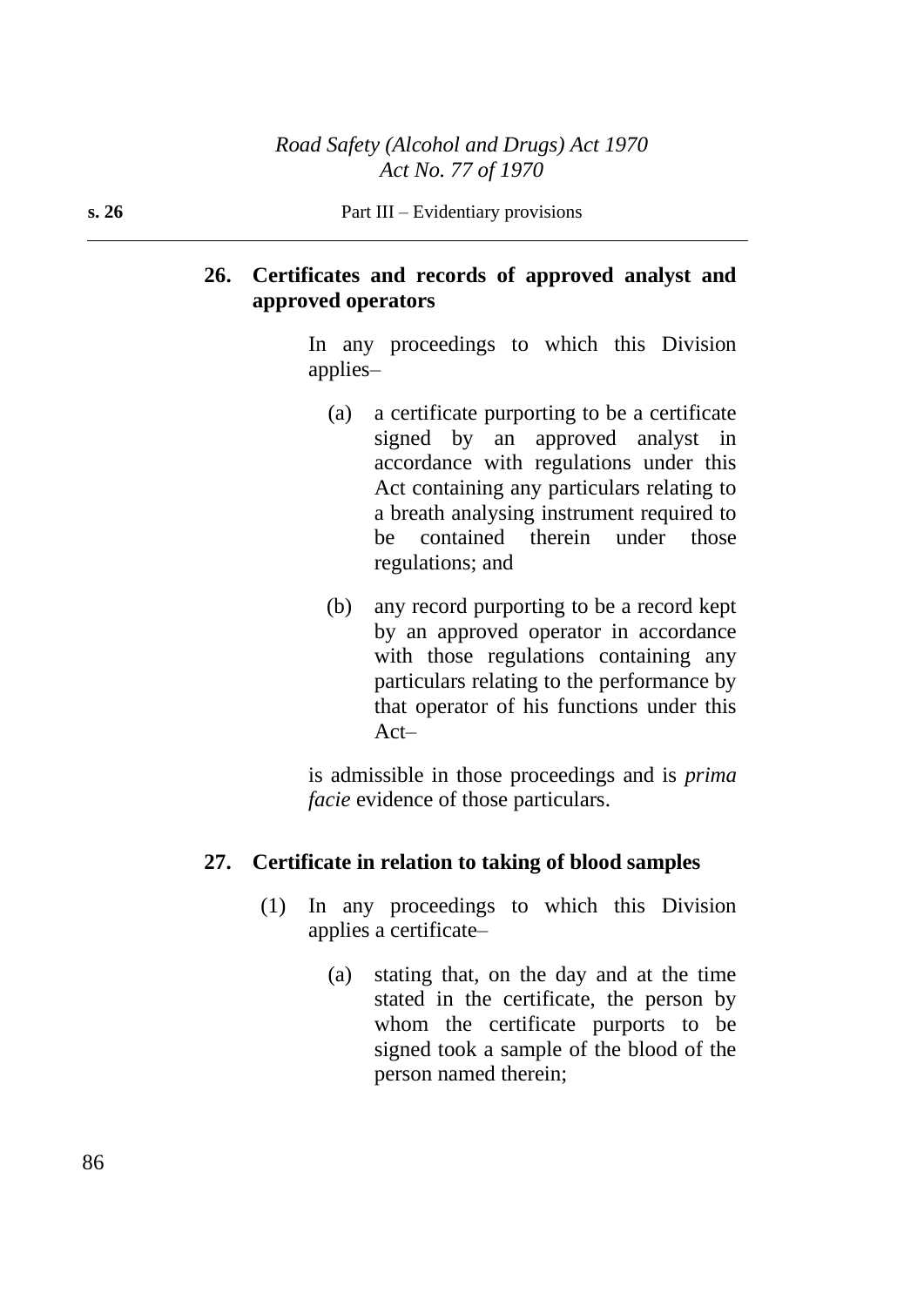**26. Certificates and records of approved analyst and approved operators**

In any proceedings to which this Division applies–

(a) a certificate purporting to be a certificate signed by an approved analyst in accordance with regulations under this Act containing any particulars relating to a breath analysing instrument required to be contained therein under those regulations; and

(b) any record purporting to be a record kept by an approved operator in accordance with those regulations containing any particulars relating to the performance by that operator of his functions under this Act–

is admissible in those proceedings and is *prima facie* evidence of those particulars.

**27. Certificate in relation to taking of blood samples**

(1) In any proceedings to which this Division applies a certificate–

(a) stating that, on the day and at the time stated in the certificate, the person by whom the certificate purports to be signed took a sample of the blood of the person named therein;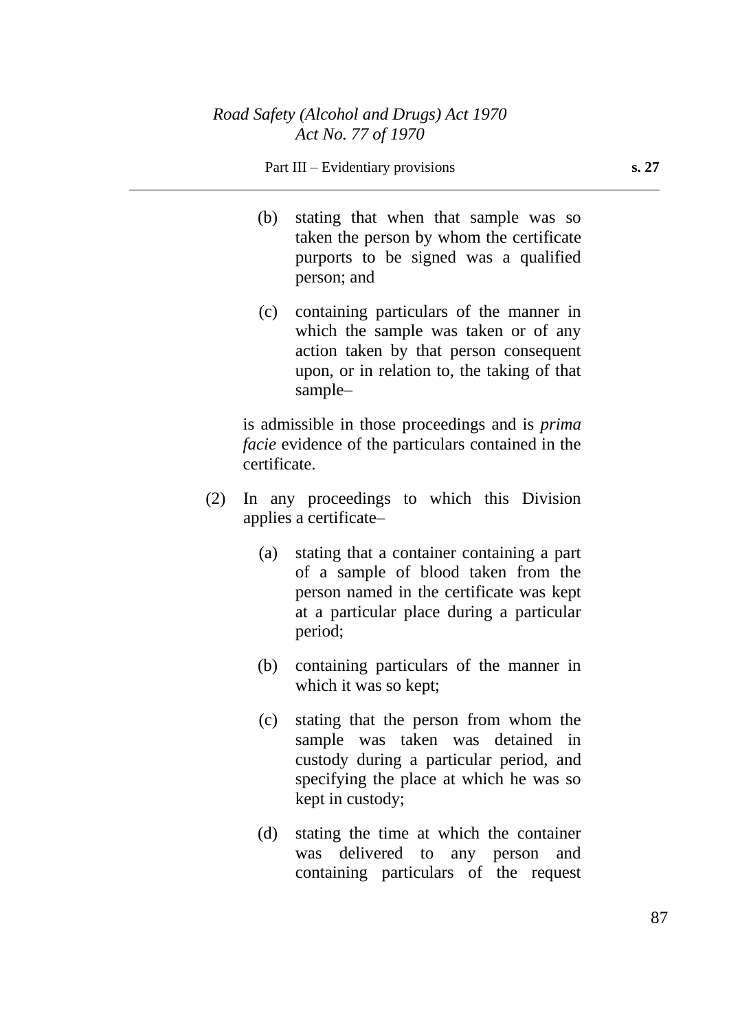(b) stating that when that sample was so taken the person by whom the certificate purports to be signed was a qualified person; and

(c) containing particulars of the manner in which the sample was taken or of any action taken by that person consequent upon, or in relation to, the taking of that sample–

is admissible in those proceedings and is *prima facie* evidence of the particulars contained in the certificate.

(2) In any proceedings to which this Division applies a certificate–

(a) stating that a container containing a part of a sample of blood taken from the person named in the certificate was kept at a particular place during a particular period;

(b) containing particulars of the manner in which it was so kept;

(c) stating that the person from whom the sample was taken was detained in custody during a particular period, and specifying the place at which he was so kept in custody;

(d) stating the time at which the container was delivered to any person and containing particulars of the request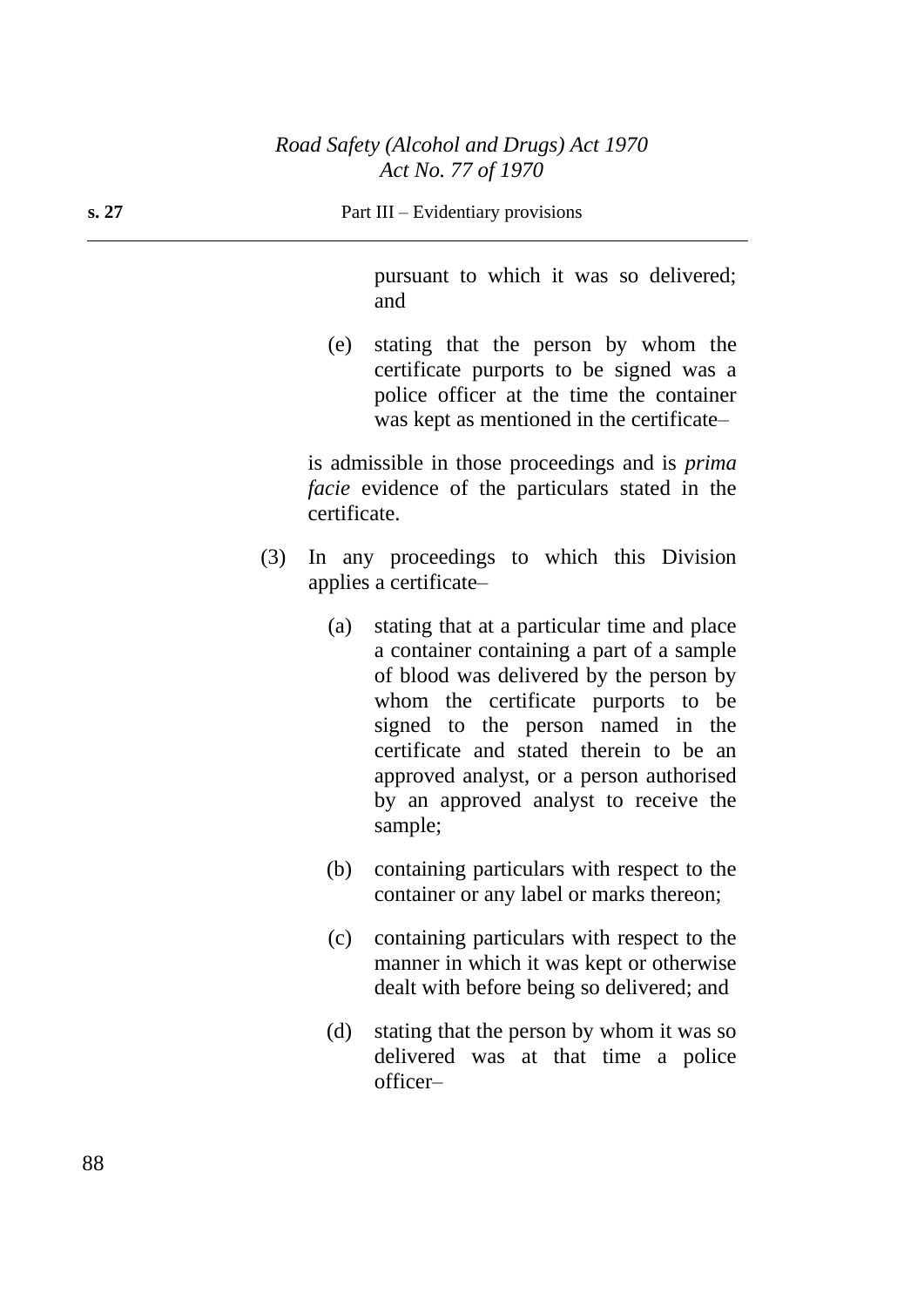pursuant to which it was so delivered; and

(e) stating that the person by whom the certificate purports to be signed was a police officer at the time the container was kept as mentioned in the certificate–

is admissible in those proceedings and is *prima facie* evidence of the particulars stated in the certificate.

(3) In any proceedings to which this Division applies a certificate–

(a) stating that at a particular time and place a container containing a part of a sample of blood was delivered by the person by whom the certificate purports to be signed to the person named in the certificate and stated therein to be an approved analyst, or a person authorised by an approved analyst to receive the sample;

(b) containing particulars with respect to the container or any label or marks thereon;

(c) containing particulars with respect to the manner in which it was kept or otherwise dealt with before being so delivered; and

(d) stating that the person by whom it was so delivered was at that time a police officer–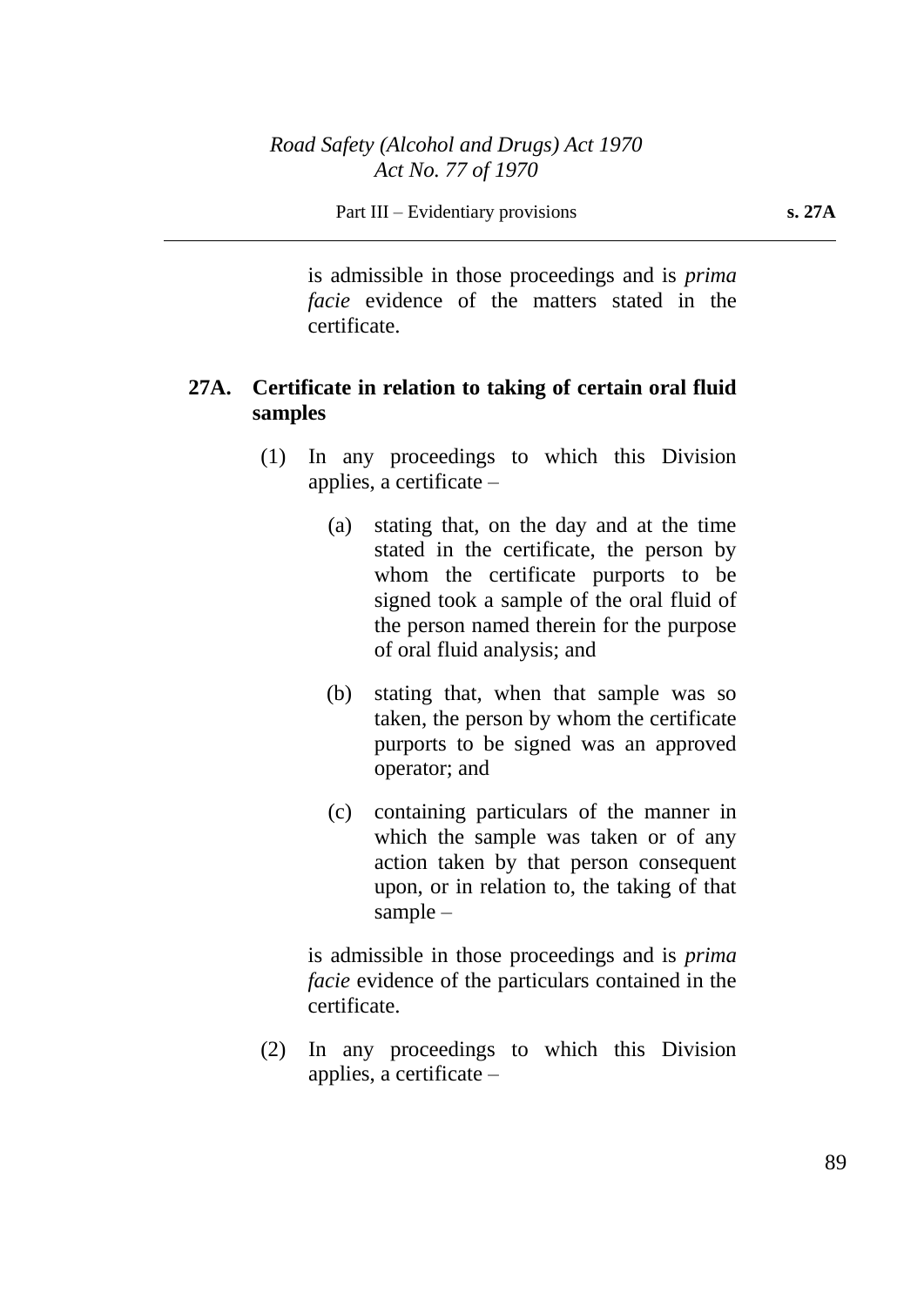is admissible in those proceedings and is *prima facie* evidence of the matters stated in the certificate.

**27A. Certificate in relation to taking of certain oral fluid samples**

(1) In any proceedings to which this Division applies, a certificate –

(a) stating that, on the day and at the time stated in the certificate, the person by whom the certificate purports to be signed took a sample of the oral fluid of the person named therein for the purpose of oral fluid analysis; and

(b) stating that, when that sample was so taken, the person by whom the certificate purports to be signed was an approved operator; and

(c) containing particulars of the manner in which the sample was taken or of any action taken by that person consequent upon, or in relation to, the taking of that sample –

is admissible in those proceedings and is *prima facie* evidence of the particulars contained in the certificate.

(2) In any proceedings to which this Division applies, a certificate –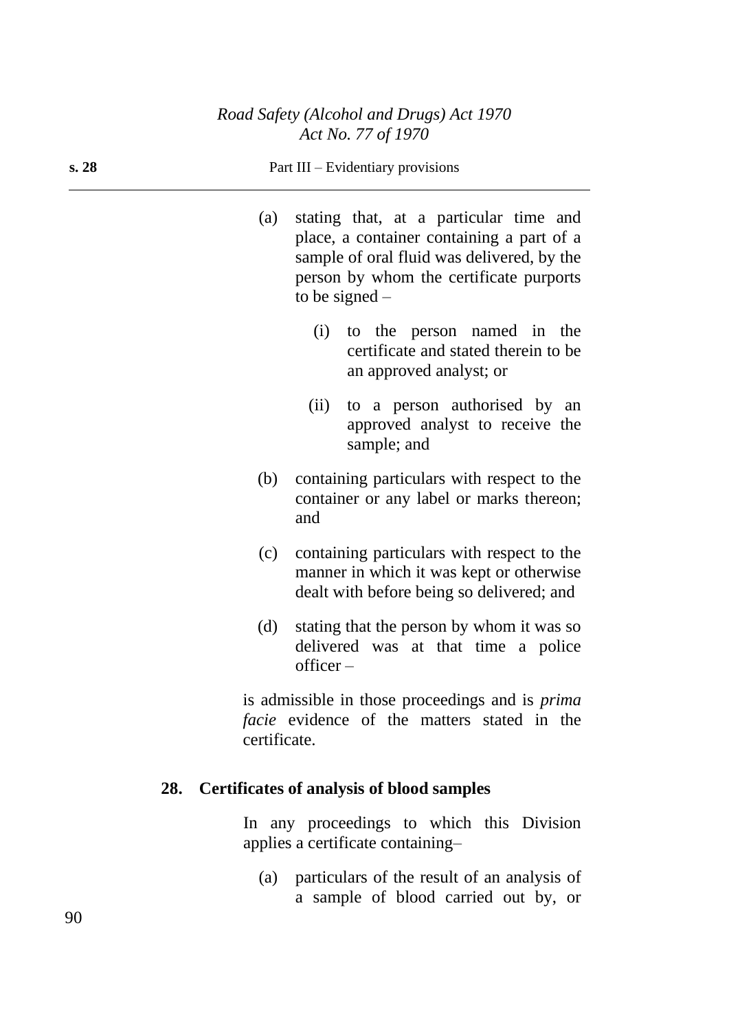(a) stating that, at a particular time and place, a container containing a part of a sample of oral fluid was delivered, by the person by whom the certificate purports to be signed –

  (i) to the person named in the certificate and stated therein to be an approved analyst; or

  (ii) to a person authorised by an approved analyst to receive the sample; and

(b) containing particulars with respect to the container or any label or marks thereon; and

(c) containing particulars with respect to the manner in which it was kept or otherwise dealt with before being so delivered; and

(d) stating that the person by whom it was so delivered was at that time a police officer –

is admissible in those proceedings and is *prima facie* evidence of the matters stated in the certificate.

## 28. Certificates of analysis of blood samples

In any proceedings to which this Division applies a certificate containing–

(a) particulars of the result of an analysis of a sample of blood carried out by, or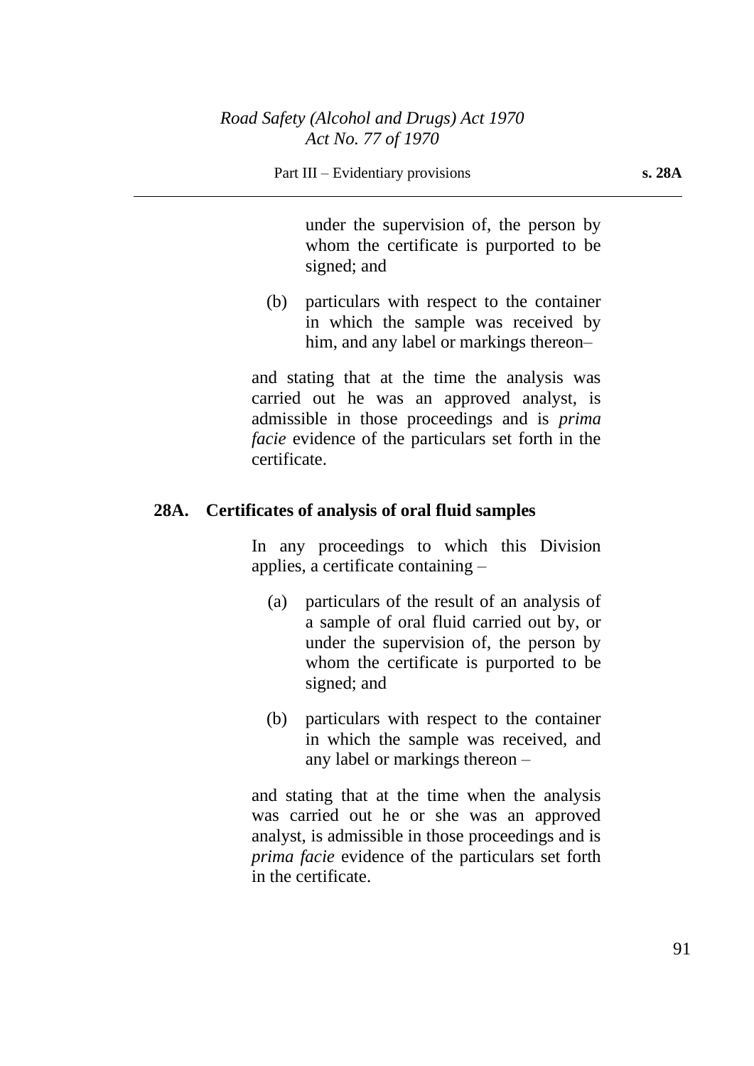under the supervision of, the person by whom the certificate is purported to be signed; and

(b) particulars with respect to the container in which the sample was received by him, and any label or markings thereon–

and stating that at the time the analysis was carried out he was an approved analyst, is admissible in those proceedings and is *prima facie* evidence of the particulars set forth in the certificate.

### 28A. Certificates of analysis of oral fluid samples

In any proceedings to which this Division applies, a certificate containing –

(a) particulars of the result of an analysis of a sample of oral fluid carried out by, or under the supervision of, the person by whom the certificate is purported to be signed; and

(b) particulars with respect to the container in which the sample was received, and any label or markings thereon –

and stating that at the time when the analysis was carried out he or she was an approved analyst, is admissible in those proceedings and is *prima facie* evidence of the particulars set forth in the certificate.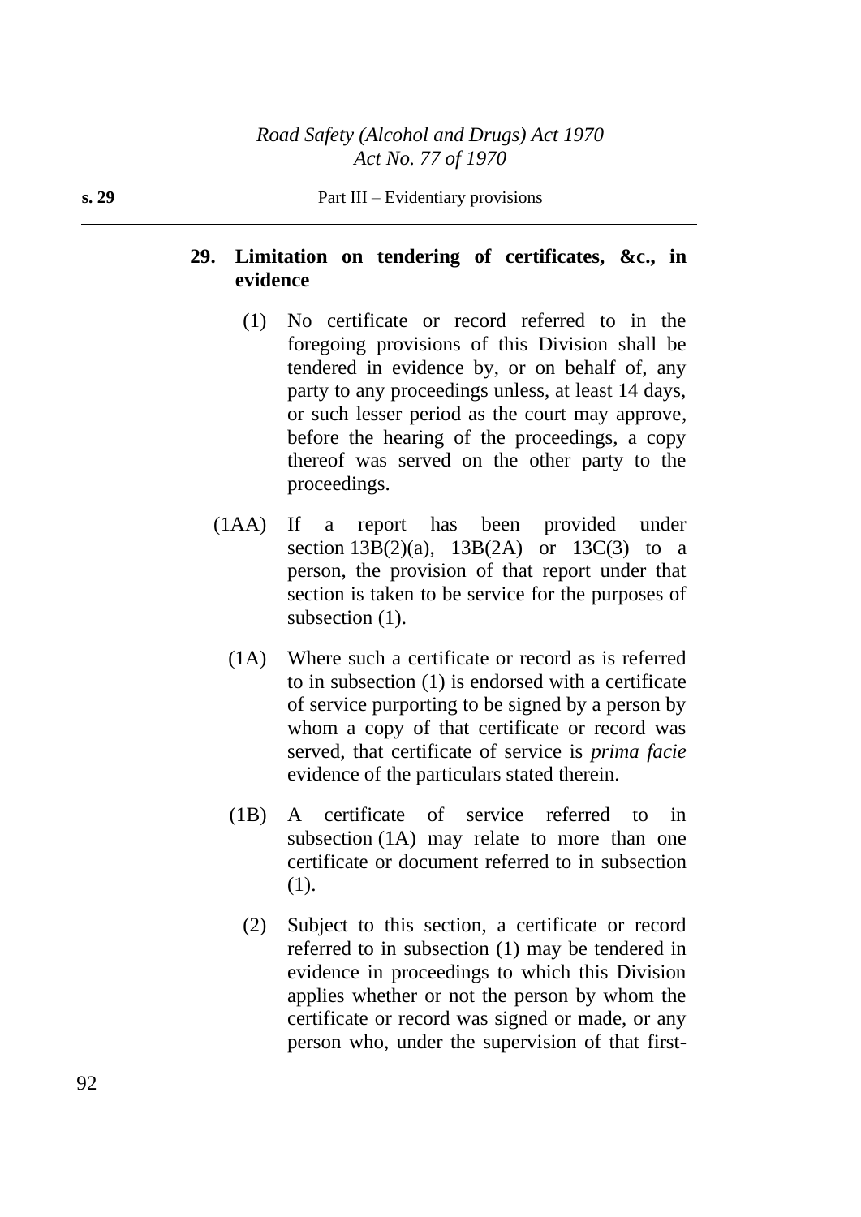## 29. Limitation on tendering of certificates, &c., in evidence

(1) No certificate or record referred to in the foregoing provisions of this Division shall be tendered in evidence by, or on behalf of, any party to any proceedings unless, at least 14 days, or such lesser period as the court may approve, before the hearing of the proceedings, a copy thereof was served on the other party to the proceedings.

(1AA) If a report has been provided under section 13B(2)(a), 13B(2A) or 13C(3) to a person, the provision of that report under that section is taken to be service for the purposes of subsection (1).

(1A) Where such a certificate or record as is referred to in subsection (1) is endorsed with a certificate of service purporting to be signed by a person by whom a copy of that certificate or record was served, that certificate of service is *prima facie* evidence of the particulars stated therein.

(1B) A certificate of service referred to in subsection (1A) may relate to more than one certificate or document referred to in subsection (1).

(2) Subject to this section, a certificate or record referred to in subsection (1) may be tendered in evidence in proceedings to which this Division applies whether or not the person by whom the certificate or record was signed or made, or any person who, under the supervision of that first-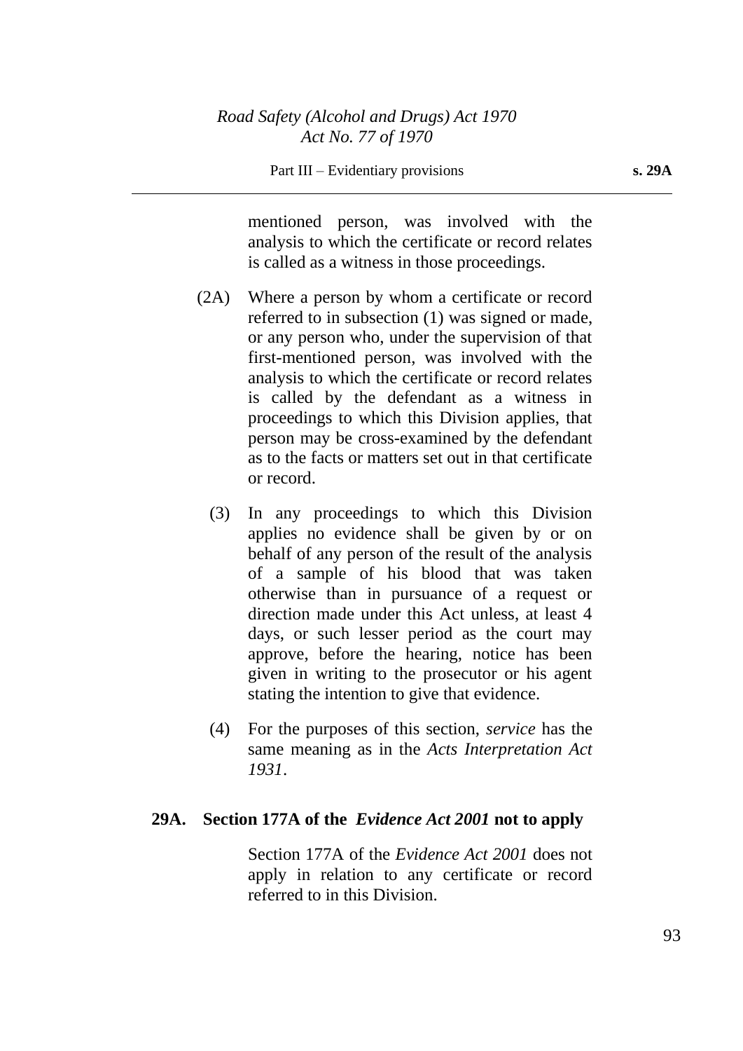mentioned person, was involved with the analysis to which the certificate or record relates is called as a witness in those proceedings.

(2A) Where a person by whom a certificate or record referred to in subsection (1) was signed or made, or any person who, under the supervision of that first-mentioned person, was involved with the analysis to which the certificate or record relates is called by the defendant as a witness in proceedings to which this Division applies, that person may be cross-examined by the defendant as to the facts or matters set out in that certificate or record.

(3) In any proceedings to which this Division applies no evidence shall be given by or on behalf of any person of the result of the analysis of a sample of his blood that was taken otherwise than in pursuance of a request or direction made under this Act unless, at least 4 days, or such lesser period as the court may approve, before the hearing, notice has been given in writing to the prosecutor or his agent stating the intention to give that evidence.

(4) For the purposes of this section, *service* has the same meaning as in the *Acts Interpretation Act 1931*.

### 29A. Section 177A of the *Evidence Act 2001* not to apply

Section 177A of the *Evidence Act 2001* does not apply in relation to any certificate or record referred to in this Division.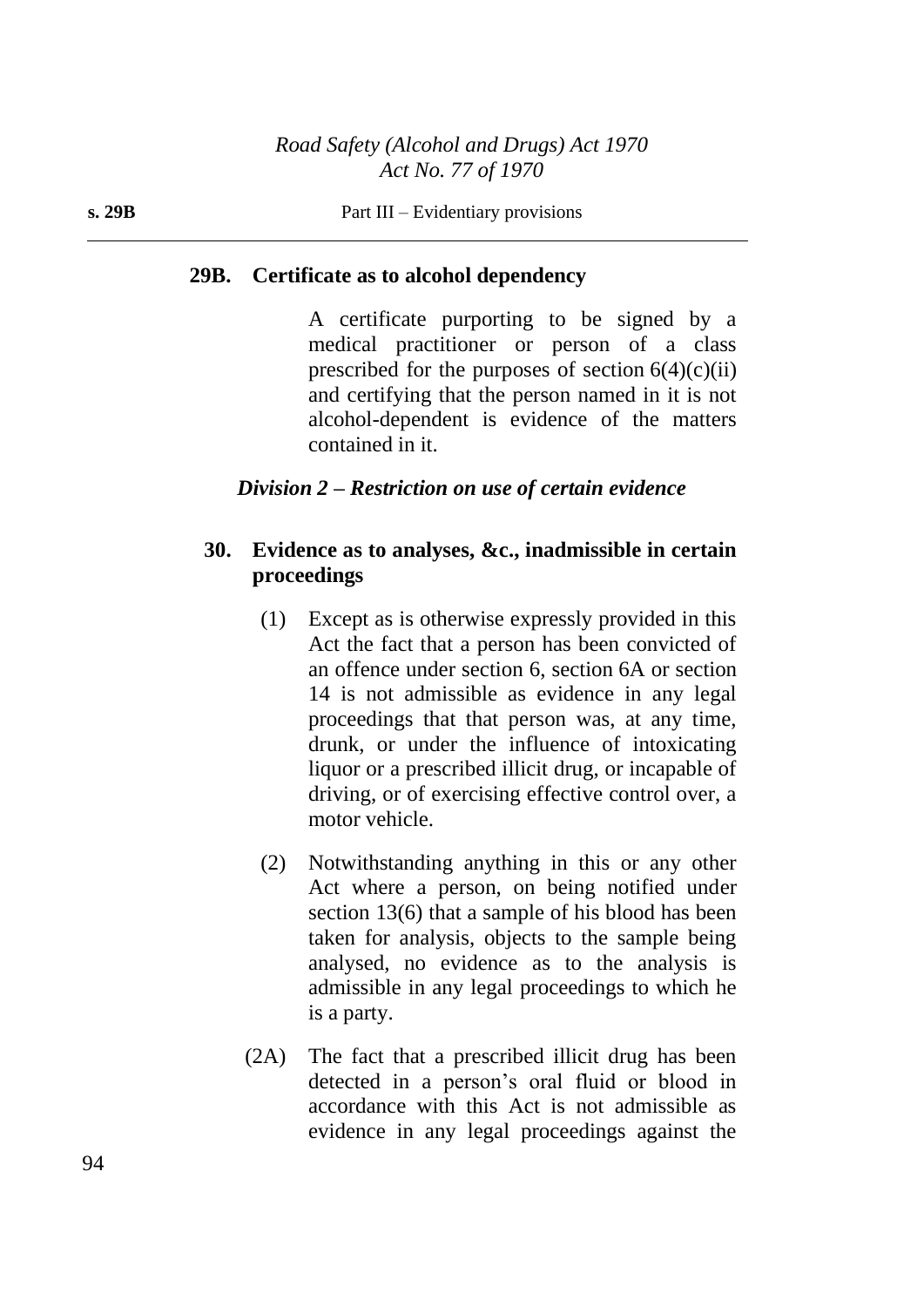#### 29B. Certificate as to alcohol dependency

A certificate purporting to be signed by a medical practitioner or person of a class prescribed for the purposes of section 6(4)(c)(ii) and certifying that the person named in it is not alcohol-dependent is evidence of the matters contained in it.

### *Division 2 – Restriction on use of certain evidence*

#### 30. Evidence as to analyses, &c., inadmissible in certain proceedings

(1) Except as is otherwise expressly provided in this Act the fact that a person has been convicted of an offence under section 6, section 6A or section 14 is not admissible as evidence in any legal proceedings that that person was, at any time, drunk, or under the influence of intoxicating liquor or a prescribed illicit drug, or incapable of driving, or of exercising effective control over, a motor vehicle.

(2) Notwithstanding anything in this or any other Act where a person, on being notified under section 13(6) that a sample of his blood has been taken for analysis, objects to the sample being analysed, no evidence as to the analysis is admissible in any legal proceedings to which he is a party.

(2A) The fact that a prescribed illicit drug has been detected in a person's oral fluid or blood in accordance with this Act is not admissible as evidence in any legal proceedings against the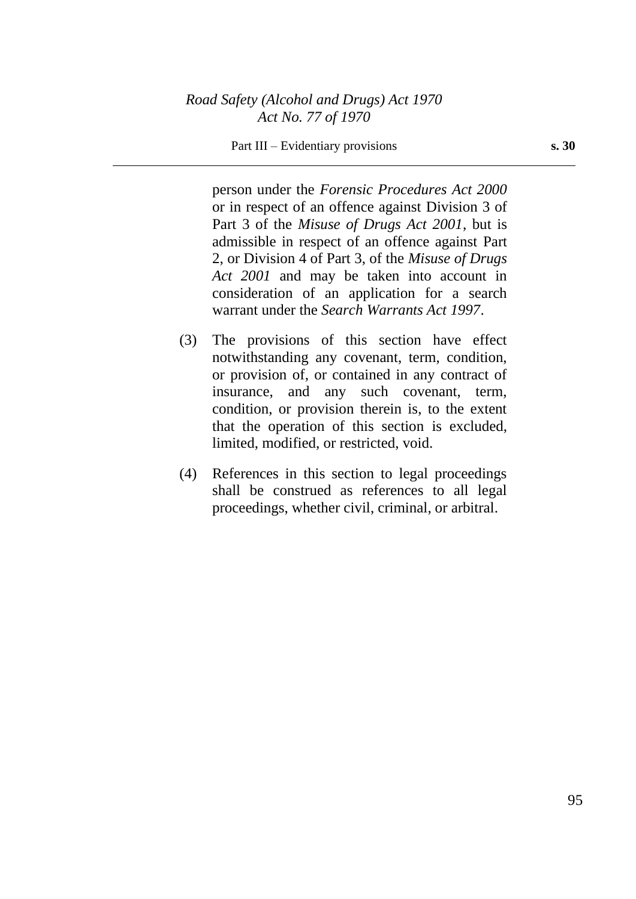person under the *Forensic Procedures Act 2000* or in respect of an offence against Division 3 of Part 3 of the *Misuse of Drugs Act 2001*, but is admissible in respect of an offence against Part 2, or Division 4 of Part 3, of the *Misuse of Drugs Act 2001* and may be taken into account in consideration of an application for a search warrant under the *Search Warrants Act 1997*.

(3) The provisions of this section have effect notwithstanding any covenant, term, condition, or provision of, or contained in any contract of insurance, and any such covenant, term, condition, or provision therein is, to the extent that the operation of this section is excluded, limited, modified, or restricted, void.

(4) References in this section to legal proceedings shall be construed as references to all legal proceedings, whether civil, criminal, or arbitral.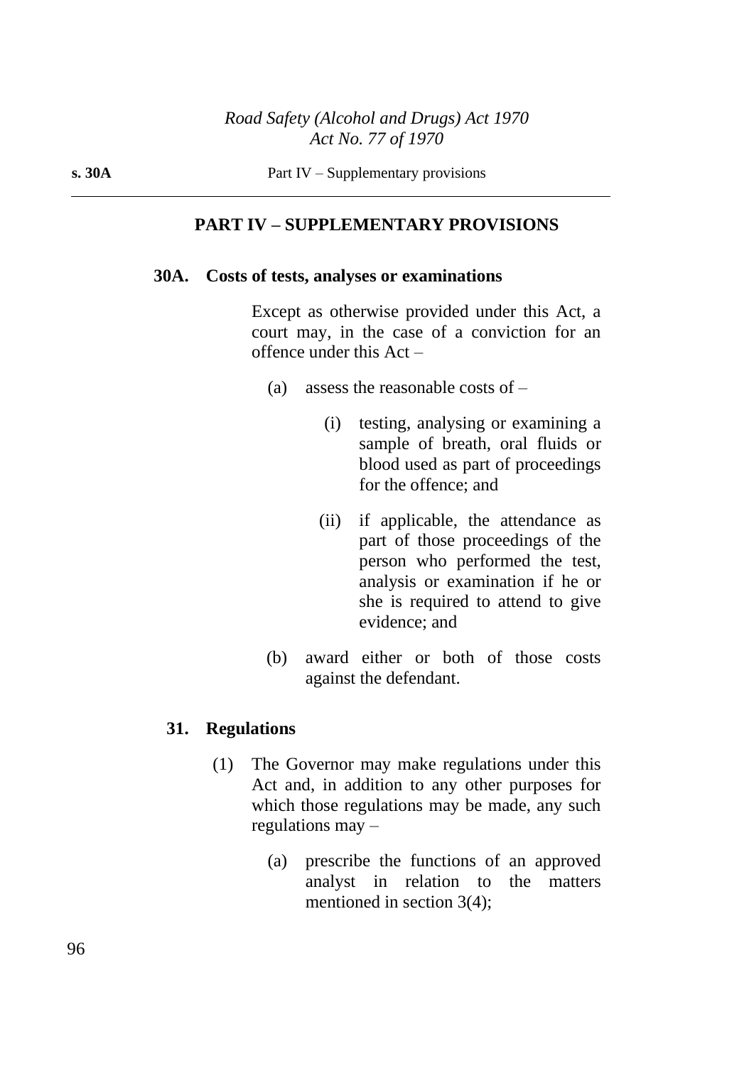## PART IV – SUPPLEMENTARY PROVISIONS

### 30A. Costs of tests, analyses or examinations

Except as otherwise provided under this Act, a court may, in the case of a conviction for an offence under this Act –

(a) assess the reasonable costs of –

(i) testing, analysing or examining a sample of breath, oral fluids or blood used as part of proceedings for the offence; and

(ii) if applicable, the attendance as part of those proceedings of the person who performed the test, analysis or examination if he or she is required to attend to give evidence; and

(b) award either or both of those costs against the defendant.

### 31. Regulations

(1) The Governor may make regulations under this Act and, in addition to any other purposes for which those regulations may be made, any such regulations may –

(a) prescribe the functions of an approved analyst in relation to the matters mentioned in section 3(4);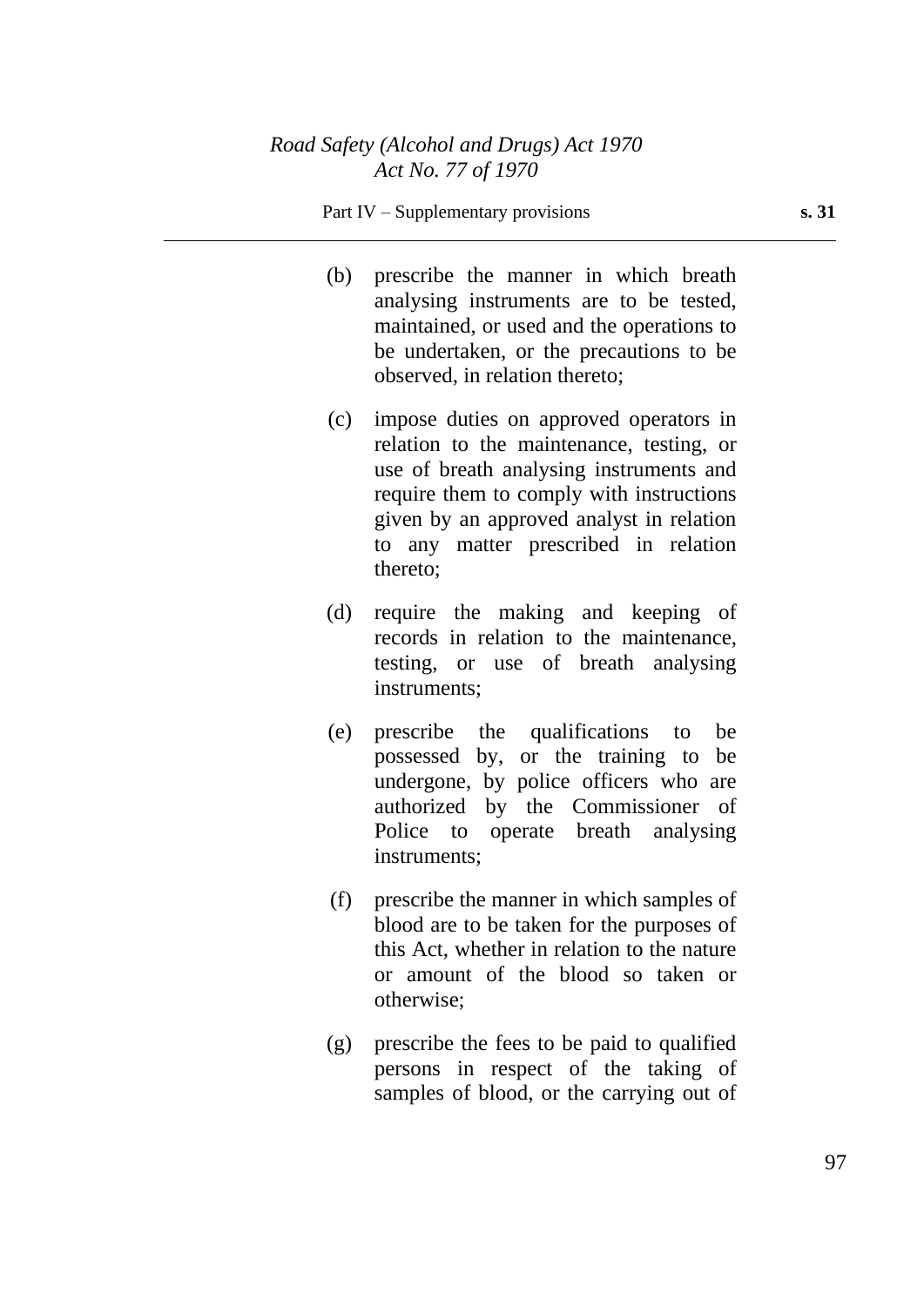(b) prescribe the manner in which breath analysing instruments are to be tested, maintained, or used and the operations to be undertaken, or the precautions to be observed, in relation thereto;

(c) impose duties on approved operators in relation to the maintenance, testing, or use of breath analysing instruments and require them to comply with instructions given by an approved analyst in relation to any matter prescribed in relation thereto;

(d) require the making and keeping of records in relation to the maintenance, testing, or use of breath analysing instruments;

(e) prescribe the qualifications to be possessed by, or the training to be undergone, by police officers who are authorized by the Commissioner of Police to operate breath analysing instruments;

(f) prescribe the manner in which samples of blood are to be taken for the purposes of this Act, whether in relation to the nature or amount of the blood so taken or otherwise;

(g) prescribe the fees to be paid to qualified persons in respect of the taking of samples of blood, or the carrying out of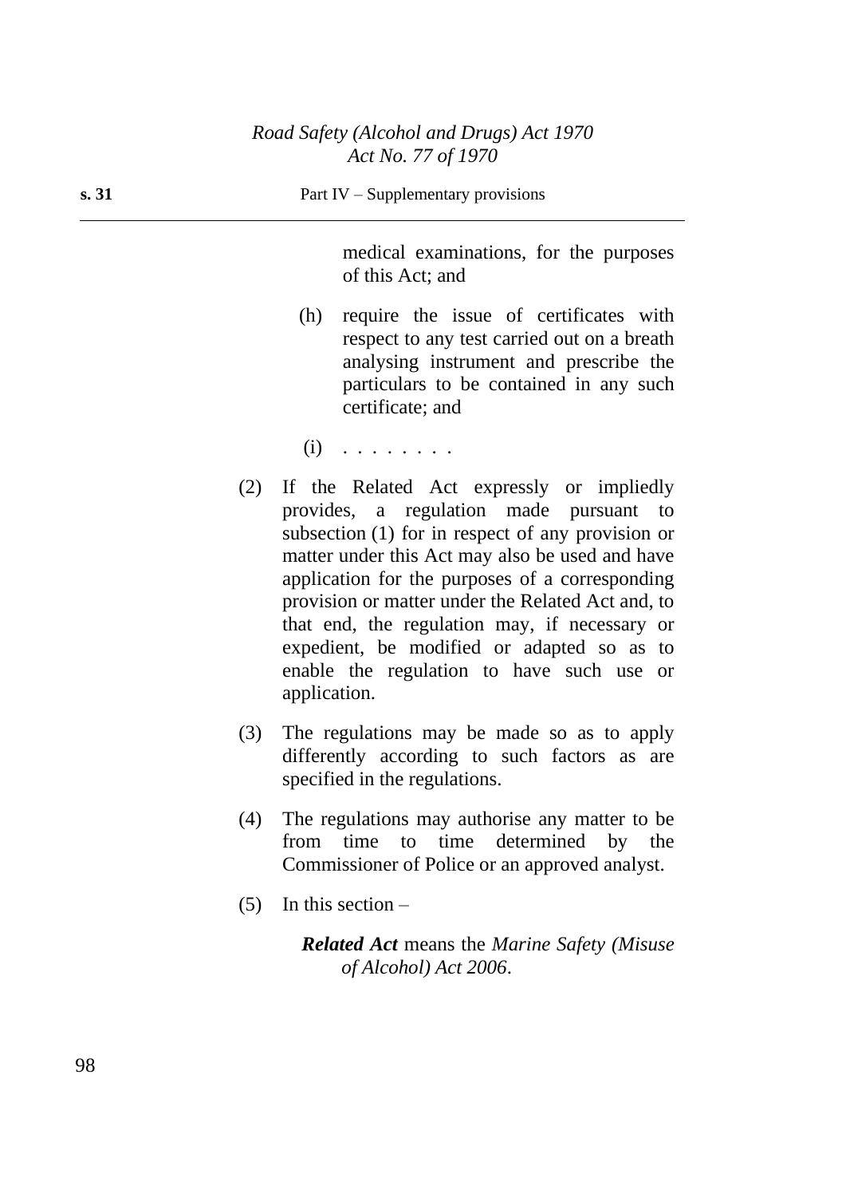medical examinations, for the purposes of this Act; and

(h) require the issue of certificates with respect to any test carried out on a breath analysing instrument and prescribe the particulars to be contained in any such certificate; and

(i) . . . . . . . .

(2) If the Related Act expressly or impliedly provides, a regulation made pursuant to subsection (1) for in respect of any provision or matter under this Act may also be used and have application for the purposes of a corresponding provision or matter under the Related Act and, to that end, the regulation may, if necessary or expedient, be modified or adapted so as to enable the regulation to have such use or application.

(3) The regulations may be made so as to apply differently according to such factors as are specified in the regulations.

(4) The regulations may authorise any matter to be from time to time determined by the Commissioner of Police or an approved analyst.

(5) In this section –

***Related Act*** means the *Marine Safety (Misuse of Alcohol) Act 2006*.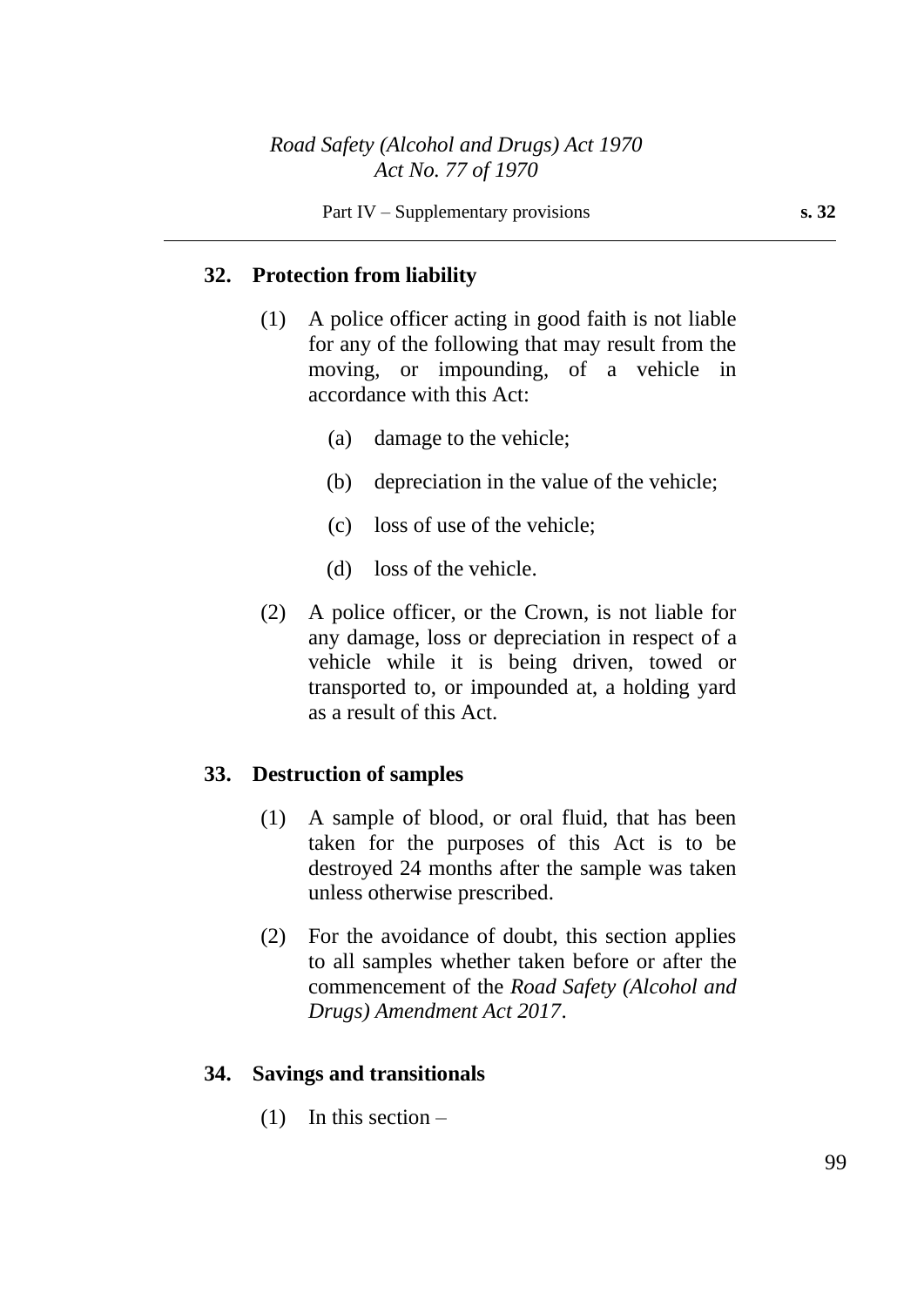### 32. Protection from liability

(1) A police officer acting in good faith is not liable for any of the following that may result from the moving, or impounding, of a vehicle in accordance with this Act:

(a) damage to the vehicle;

(b) depreciation in the value of the vehicle;

(c) loss of use of the vehicle;

(d) loss of the vehicle.

(2) A police officer, or the Crown, is not liable for any damage, loss or depreciation in respect of a vehicle while it is being driven, towed or transported to, or impounded at, a holding yard as a result of this Act.

### 33. Destruction of samples

(1) A sample of blood, or oral fluid, that has been taken for the purposes of this Act is to be destroyed 24 months after the sample was taken unless otherwise prescribed.

(2) For the avoidance of doubt, this section applies to all samples whether taken before or after the commencement of the *Road Safety (Alcohol and Drugs) Amendment Act 2017*.

### 34. Savings and transitionals

(1) In this section –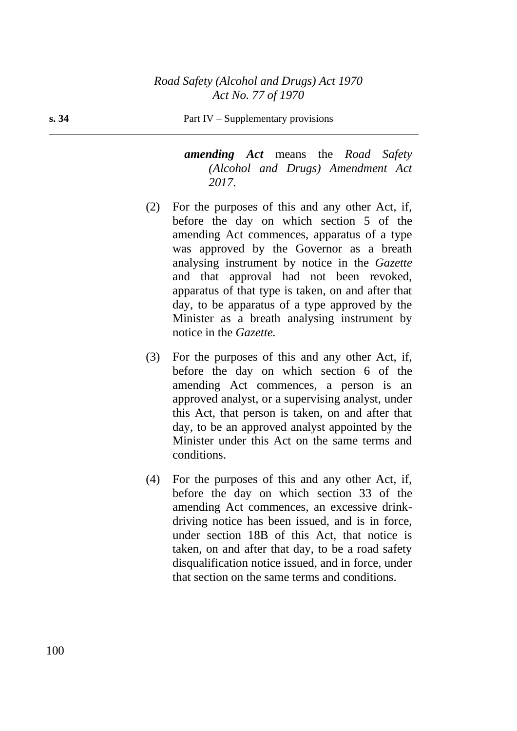***amending Act*** means the *Road Safety (Alcohol and Drugs) Amendment Act 2017*.

(2) For the purposes of this and any other Act, if, before the day on which section 5 of the amending Act commences, apparatus of a type was approved by the Governor as a breath analysing instrument by notice in the *Gazette* and that approval had not been revoked, apparatus of that type is taken, on and after that day, to be apparatus of a type approved by the Minister as a breath analysing instrument by notice in the *Gazette.*

(3) For the purposes of this and any other Act, if, before the day on which section 6 of the amending Act commences, a person is an approved analyst, or a supervising analyst, under this Act, that person is taken, on and after that day, to be an approved analyst appointed by the Minister under this Act on the same terms and conditions.

(4) For the purposes of this and any other Act, if, before the day on which section 33 of the amending Act commences, an excessive drink-driving notice has been issued, and is in force, under section 18B of this Act, that notice is taken, on and after that day, to be a road safety disqualification notice issued, and in force, under that section on the same terms and conditions.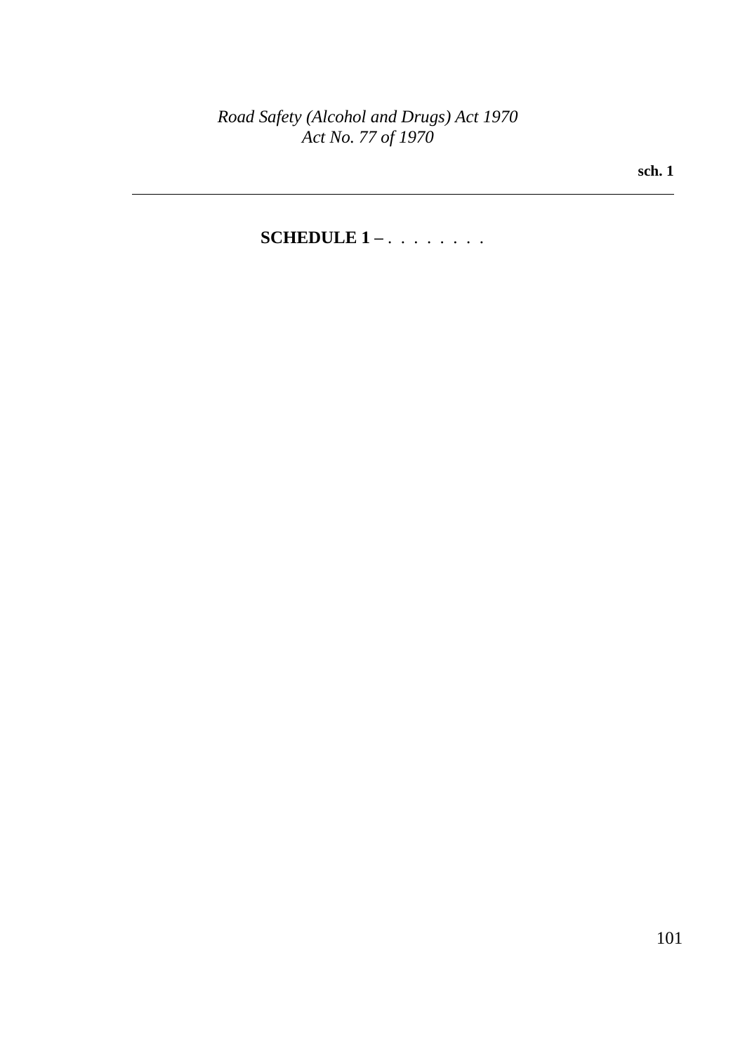# SCHEDULE 1 – . . . . . . . .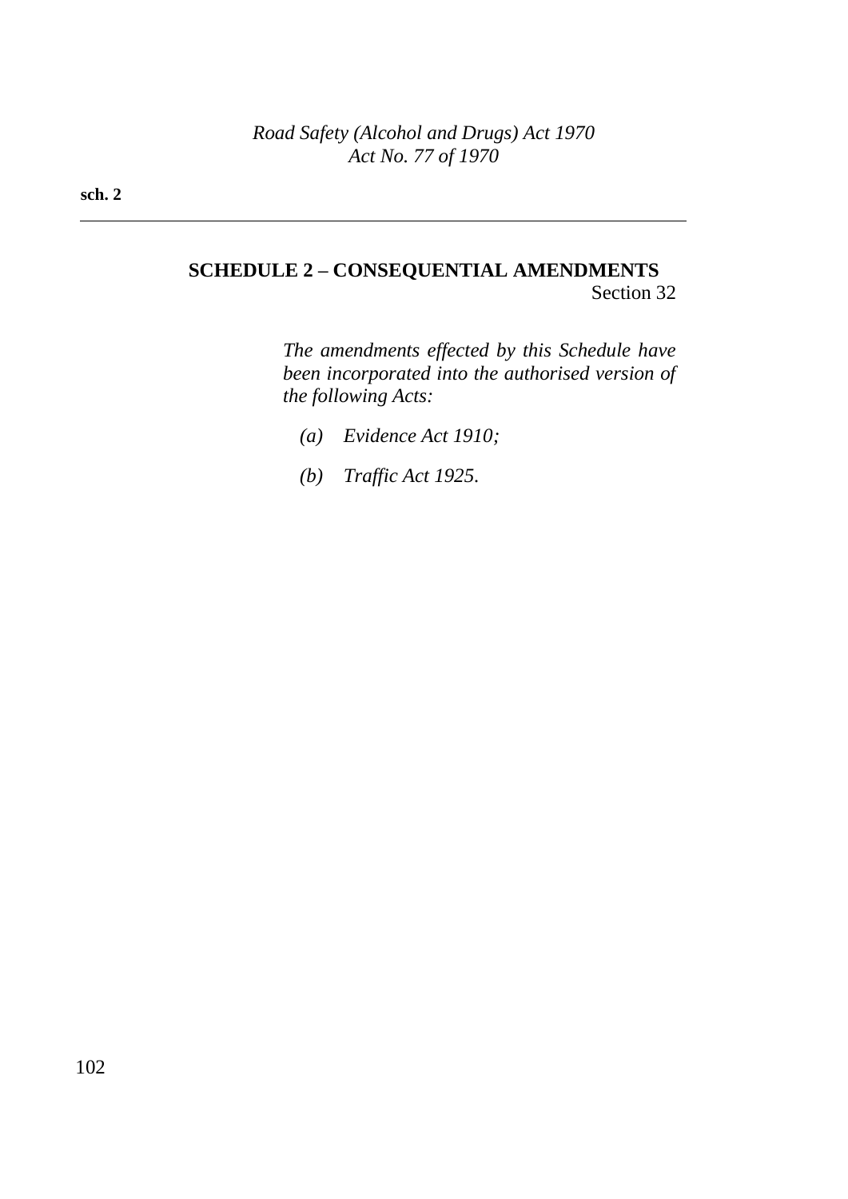## SCHEDULE 2 – CONSEQUENTIAL AMENDMENTS

Section 32

*The amendments effected by this Schedule have been incorporated into the authorised version of the following Acts:*

*(a) Evidence Act 1910;*

*(b) Traffic Act 1925.*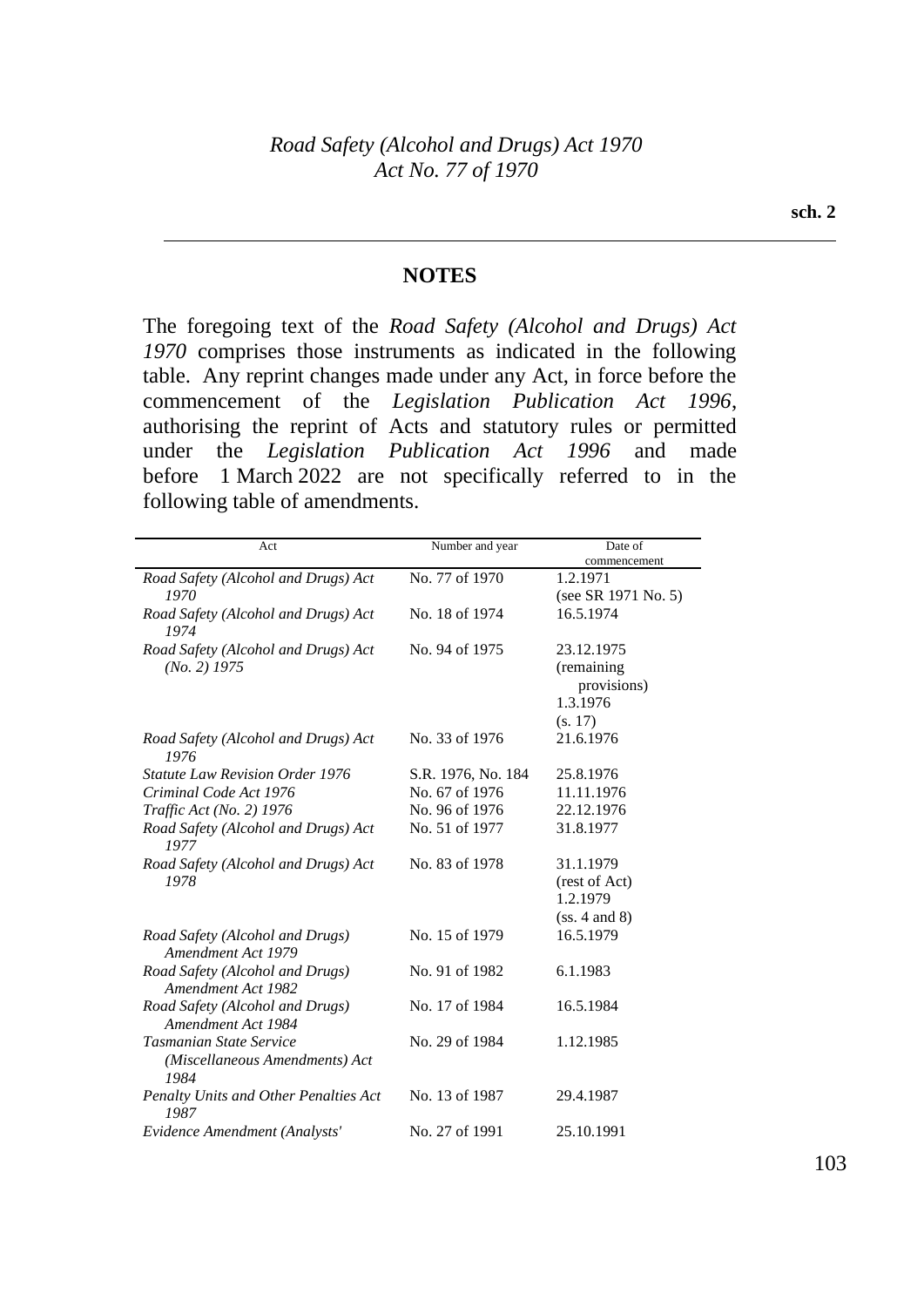## NOTES

The foregoing text of the *Road Safety (Alcohol and Drugs) Act 1970* comprises those instruments as indicated in the following table. Any reprint changes made under any Act, in force before the commencement of the *Legislation Publication Act 1996*, authorising the reprint of Acts and statutory rules or permitted under the *Legislation Publication Act 1996* and made before 1 March 2022 are not specifically referred to in the following table of amendments.

| Act | Number and year | Date of commencement |
|---|---|---|
| *Road Safety (Alcohol and Drugs) Act 1970* | No. 77 of 1970 | 1.2.1971 (see SR 1971 No. 5) |
| *Road Safety (Alcohol and Drugs) Act 1974* | No. 18 of 1974 | 16.5.1974 |
| *Road Safety (Alcohol and Drugs) Act (No. 2) 1975* | No. 94 of 1975 | 23.12.1975 (remaining provisions) 1.3.1976 (s. 17) |
| *Road Safety (Alcohol and Drugs) Act 1976* | No. 33 of 1976 | 21.6.1976 |
| *Statute Law Revision Order 1976* | S.R. 1976, No. 184 | 25.8.1976 |
| *Criminal Code Act 1976* | No. 67 of 1976 | 11.11.1976 |
| *Traffic Act (No. 2) 1976* | No. 96 of 1976 | 22.12.1976 |
| *Road Safety (Alcohol and Drugs) Act 1977* | No. 51 of 1977 | 31.8.1977 |
| *Road Safety (Alcohol and Drugs) Act 1978* | No. 83 of 1978 | 31.1.1979 (rest of Act) 1.2.1979 (ss. 4 and 8) |
| *Road Safety (Alcohol and Drugs) Amendment Act 1979* | No. 15 of 1979 | 16.5.1979 |
| *Road Safety (Alcohol and Drugs) Amendment Act 1982* | No. 91 of 1982 | 6.1.1983 |
| *Road Safety (Alcohol and Drugs) Amendment Act 1984* | No. 17 of 1984 | 16.5.1984 |
| *Tasmanian State Service (Miscellaneous Amendments) Act 1984* | No. 29 of 1984 | 1.12.1985 |
| *Penalty Units and Other Penalties Act 1987* | No. 13 of 1987 | 29.4.1987 |
| *Evidence Amendment (Analysts'* | No. 27 of 1991 | 25.10.1991 |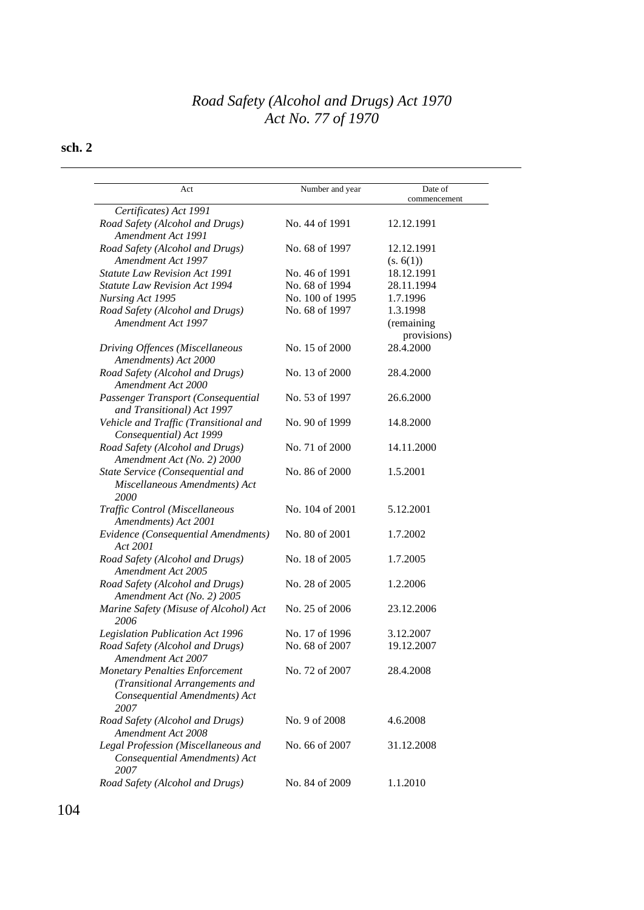| Act | Number and year | Date of commencement |
|---|---|---|
| *Certificates) Act 1991* | | |
| *Road Safety (Alcohol and Drugs) Amendment Act 1991* | No. 44 of 1991 | 12.12.1991 |
| *Road Safety (Alcohol and Drugs) Amendment Act 1997* | No. 68 of 1997 | 12.12.1991 (s. 6(1)) |
| *Statute Law Revision Act 1991* | No. 46 of 1991 | 18.12.1991 |
| *Statute Law Revision Act 1994* | No. 68 of 1994 | 28.11.1994 |
| *Nursing Act 1995* | No. 100 of 1995 | 1.7.1996 |
| *Road Safety (Alcohol and Drugs) Amendment Act 1997* | No. 68 of 1997 | 1.3.1998 (remaining provisions) |
| *Driving Offences (Miscellaneous Amendments) Act 2000* | No. 15 of 2000 | 28.4.2000 |
| *Road Safety (Alcohol and Drugs) Amendment Act 2000* | No. 13 of 2000 | 28.4.2000 |
| *Passenger Transport (Consequential and Transitional) Act 1997* | No. 53 of 1997 | 26.6.2000 |
| *Vehicle and Traffic (Transitional and Consequential) Act 1999* | No. 90 of 1999 | 14.8.2000 |
| *Road Safety (Alcohol and Drugs) Amendment Act (No. 2) 2000* | No. 71 of 2000 | 14.11.2000 |
| *State Service (Consequential and Miscellaneous Amendments) Act 2000* | No. 86 of 2000 | 1.5.2001 |
| *Traffic Control (Miscellaneous Amendments) Act 2001* | No. 104 of 2001 | 5.12.2001 |
| *Evidence (Consequential Amendments) Act 2001* | No. 80 of 2001 | 1.7.2002 |
| *Road Safety (Alcohol and Drugs) Amendment Act 2005* | No. 18 of 2005 | 1.7.2005 |
| *Road Safety (Alcohol and Drugs) Amendment Act (No. 2) 2005* | No. 28 of 2005 | 1.2.2006 |
| *Marine Safety (Misuse of Alcohol) Act 2006* | No. 25 of 2006 | 23.12.2006 |
| *Legislation Publication Act 1996* | No. 17 of 1996 | 3.12.2007 |
| *Road Safety (Alcohol and Drugs) Amendment Act 2007* | No. 68 of 2007 | 19.12.2007 |
| *Monetary Penalties Enforcement (Transitional Arrangements and Consequential Amendments) Act 2007* | No. 72 of 2007 | 28.4.2008 |
| *Road Safety (Alcohol and Drugs) Amendment Act 2008* | No. 9 of 2008 | 4.6.2008 |
| *Legal Profession (Miscellaneous and Consequential Amendments) Act 2007* | No. 66 of 2007 | 31.12.2008 |
| *Road Safety (Alcohol and Drugs)* | No. 84 of 2009 | 1.1.2010 |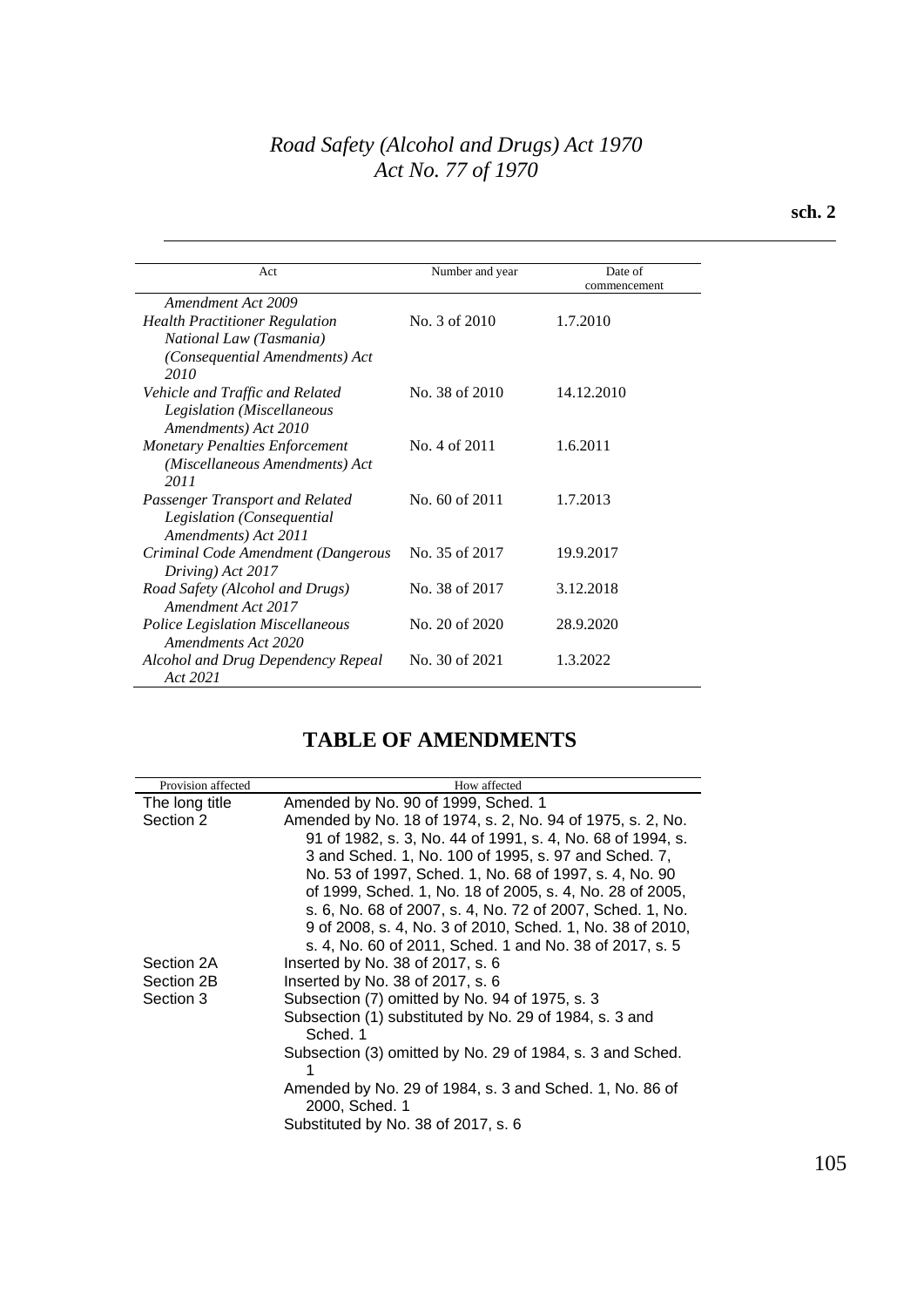| Act | Number and year | Date of commencement |
| --- | --- | --- |
| *Amendment Act 2009* | | |
| *Health Practitioner Regulation National Law (Tasmania) (Consequential Amendments) Act 2010* | No. 3 of 2010 | 1.7.2010 |
| *Vehicle and Traffic and Related Legislation (Miscellaneous Amendments) Act 2010* | No. 38 of 2010 | 14.12.2010 |
| *Monetary Penalties Enforcement (Miscellaneous Amendments) Act 2011* | No. 4 of 2011 | 1.6.2011 |
| *Passenger Transport and Related Legislation (Consequential Amendments) Act 2011* | No. 60 of 2011 | 1.7.2013 |
| *Criminal Code Amendment (Dangerous Driving) Act 2017* | No. 35 of 2017 | 19.9.2017 |
| *Road Safety (Alcohol and Drugs) Amendment Act 2017* | No. 38 of 2017 | 3.12.2018 |
| *Police Legislation Miscellaneous Amendments Act 2020* | No. 20 of 2020 | 28.9.2020 |
| *Alcohol and Drug Dependency Repeal Act 2021* | No. 30 of 2021 | 1.3.2022 |

## TABLE OF AMENDMENTS

| Provision affected | How affected |
| --- | --- |
| The long title | Amended by No. 90 of 1999, Sched. 1 |
| Section 2 | Amended by No. 18 of 1974, s. 2, No. 94 of 1975, s. 2, No. 91 of 1982, s. 3, No. 44 of 1991, s. 4, No. 68 of 1994, s. 3 and Sched. 1, No. 100 of 1995, s. 97 and Sched. 7, No. 53 of 1997, Sched. 1, No. 68 of 1997, s. 4, No. 90 of 1999, Sched. 1, No. 18 of 2005, s. 4, No. 28 of 2005, s. 6, No. 68 of 2007, s. 4, No. 72 of 2007, Sched. 1, No. 9 of 2008, s. 4, No. 3 of 2010, Sched. 1, No. 38 of 2010, s. 4, No. 60 of 2011, Sched. 1 and No. 38 of 2017, s. 5 |
| Section 2A | Inserted by No. 38 of 2017, s. 6 |
| Section 2B | Inserted by No. 38 of 2017, s. 6 |
| Section 3 | Subsection (7) omitted by No. 94 of 1975, s. 3 |
| | Subsection (1) substituted by No. 29 of 1984, s. 3 and Sched. 1 |
| | Subsection (3) omitted by No. 29 of 1984, s. 3 and Sched. 1 |
| | Amended by No. 29 of 1984, s. 3 and Sched. 1, No. 86 of 2000, Sched. 1 |
| | Substituted by No. 38 of 2017, s. 6 |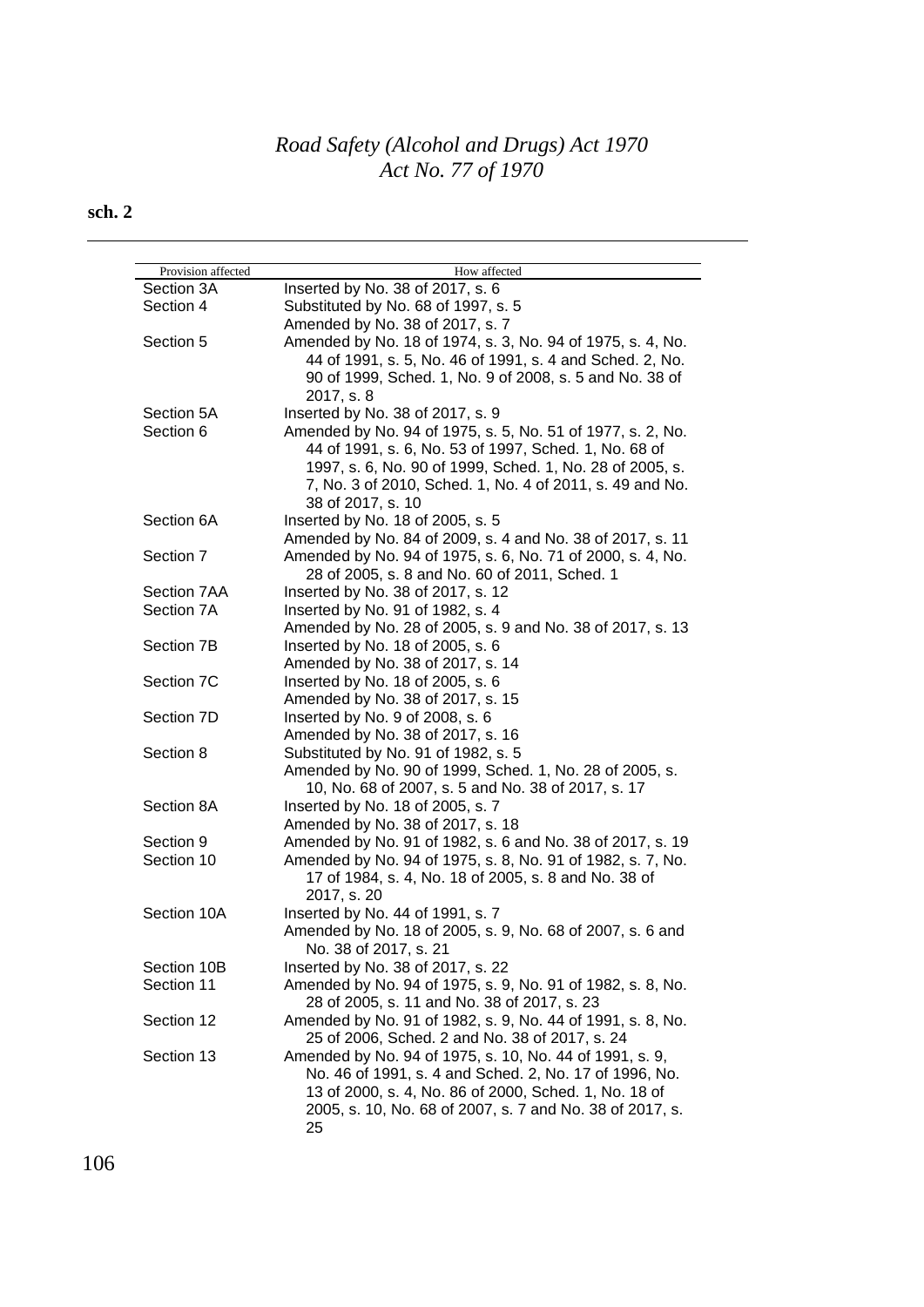**sch. 2**

| Provision affected | How affected |
| --- | --- |
| Section 3A | Inserted by No. 38 of 2017, s. 6 |
| Section 4 | Substituted by No. 68 of 1997, s. 5<br>Amended by No. 38 of 2017, s. 7 |
| Section 5 | Amended by No. 18 of 1974, s. 3, No. 94 of 1975, s. 4, No. 44 of 1991, s. 5, No. 46 of 1991, s. 4 and Sched. 2, No. 90 of 1999, Sched. 1, No. 9 of 2008, s. 5 and No. 38 of 2017, s. 8 |
| Section 5A | Inserted by No. 38 of 2017, s. 9 |
| Section 6 | Amended by No. 94 of 1975, s. 5, No. 51 of 1977, s. 2, No. 44 of 1991, s. 6, No. 53 of 1997, Sched. 1, No. 68 of 1997, s. 6, No. 90 of 1999, Sched. 1, No. 28 of 2005, s. 7, No. 3 of 2010, Sched. 1, No. 4 of 2011, s. 49 and No. 38 of 2017, s. 10 |
| Section 6A | Inserted by No. 18 of 2005, s. 5<br>Amended by No. 84 of 2009, s. 4 and No. 38 of 2017, s. 11 |
| Section 7 | Amended by No. 94 of 1975, s. 6, No. 71 of 2000, s. 4, No. 28 of 2005, s. 8 and No. 60 of 2011, Sched. 1 |
| Section 7AA | Inserted by No. 38 of 2017, s. 12 |
| Section 7A | Inserted by No. 91 of 1982, s. 4<br>Amended by No. 28 of 2005, s. 9 and No. 38 of 2017, s. 13 |
| Section 7B | Inserted by No. 18 of 2005, s. 6<br>Amended by No. 38 of 2017, s. 14 |
| Section 7C | Inserted by No. 18 of 2005, s. 6<br>Amended by No. 38 of 2017, s. 15 |
| Section 7D | Inserted by No. 9 of 2008, s. 6<br>Amended by No. 38 of 2017, s. 16 |
| Section 8 | Substituted by No. 91 of 1982, s. 5<br>Amended by No. 90 of 1999, Sched. 1, No. 28 of 2005, s. 10, No. 68 of 2007, s. 5 and No. 38 of 2017, s. 17 |
| Section 8A | Inserted by No. 18 of 2005, s. 7<br>Amended by No. 38 of 2017, s. 18 |
| Section 9 | Amended by No. 91 of 1982, s. 6 and No. 38 of 2017, s. 19 |
| Section 10 | Amended by No. 94 of 1975, s. 8, No. 91 of 1982, s. 7, No. 17 of 1984, s. 4, No. 18 of 2005, s. 8 and No. 38 of 2017, s. 20 |
| Section 10A | Inserted by No. 44 of 1991, s. 7<br>Amended by No. 18 of 2005, s. 9, No. 68 of 2007, s. 6 and No. 38 of 2017, s. 21 |
| Section 10B | Inserted by No. 38 of 2017, s. 22 |
| Section 11 | Amended by No. 94 of 1975, s. 9, No. 91 of 1982, s. 8, No. 28 of 2005, s. 11 and No. 38 of 2017, s. 23 |
| Section 12 | Amended by No. 91 of 1982, s. 9, No. 44 of 1991, s. 8, No. 25 of 2006, Sched. 2 and No. 38 of 2017, s. 24 |
| Section 13 | Amended by No. 94 of 1975, s. 10, No. 44 of 1991, s. 9, No. 46 of 1991, s. 4 and Sched. 2, No. 17 of 1996, No. 13 of 2000, s. 4, No. 86 of 2000, Sched. 1, No. 18 of 2005, s. 10, No. 68 of 2007, s. 7 and No. 38 of 2017, s. 25 |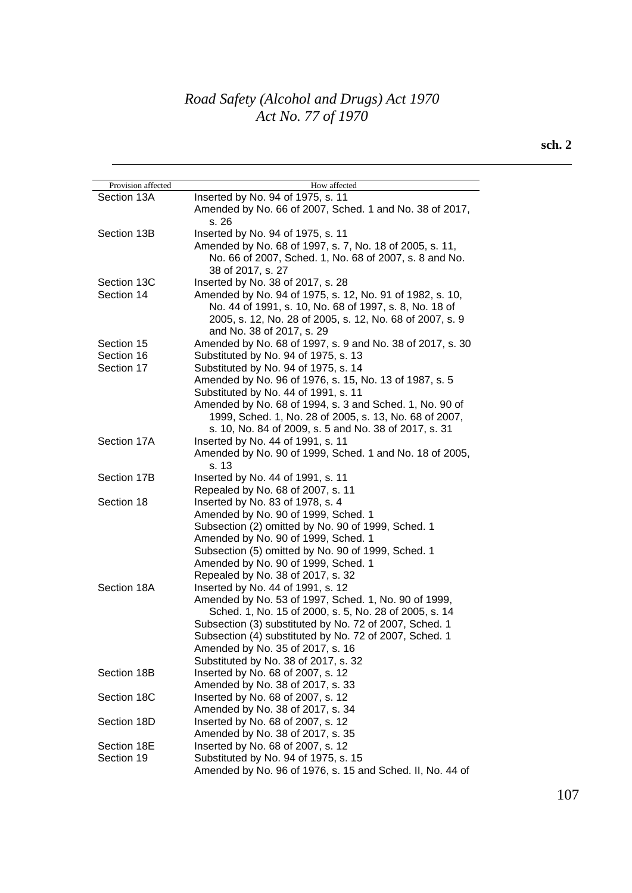| Provision affected | How affected |
|---|---|
| Section 13A | Inserted by No. 94 of 1975, s. 11<br>Amended by No. 66 of 2007, Sched. 1 and No. 38 of 2017, s. 26 |
| Section 13B | Inserted by No. 94 of 1975, s. 11<br>Amended by No. 68 of 1997, s. 7, No. 18 of 2005, s. 11, No. 66 of 2007, Sched. 1, No. 68 of 2007, s. 8 and No. 38 of 2017, s. 27 |
| Section 13C | Inserted by No. 38 of 2017, s. 28 |
| Section 14 | Amended by No. 94 of 1975, s. 12, No. 91 of 1982, s. 10, No. 44 of 1991, s. 10, No. 68 of 1997, s. 8, No. 18 of 2005, s. 12, No. 28 of 2005, s. 12, No. 68 of 2007, s. 9 and No. 38 of 2017, s. 29 |
| Section 15 | Amended by No. 68 of 1997, s. 9 and No. 38 of 2017, s. 30 |
| Section 16 | Substituted by No. 94 of 1975, s. 13 |
| Section 17 | Substituted by No. 94 of 1975, s. 14<br>Amended by No. 96 of 1976, s. 15, No. 13 of 1987, s. 5<br>Substituted by No. 44 of 1991, s. 11<br>Amended by No. 68 of 1994, s. 3 and Sched. 1, No. 90 of 1999, Sched. 1, No. 28 of 2005, s. 13, No. 68 of 2007, s. 10, No. 84 of 2009, s. 5 and No. 38 of 2017, s. 31 |
| Section 17A | Inserted by No. 44 of 1991, s. 11<br>Amended by No. 90 of 1999, Sched. 1 and No. 18 of 2005, s. 13 |
| Section 17B | Inserted by No. 44 of 1991, s. 11<br>Repealed by No. 68 of 2007, s. 11 |
| Section 18 | Inserted by No. 83 of 1978, s. 4<br>Amended by No. 90 of 1999, Sched. 1<br>Subsection (2) omitted by No. 90 of 1999, Sched. 1<br>Amended by No. 90 of 1999, Sched. 1<br>Subsection (5) omitted by No. 90 of 1999, Sched. 1<br>Amended by No. 90 of 1999, Sched. 1<br>Repealed by No. 38 of 2017, s. 32 |
| Section 18A | Inserted by No. 44 of 1991, s. 12<br>Amended by No. 53 of 1997, Sched. 1, No. 90 of 1999, Sched. 1, No. 15 of 2000, s. 5, No. 28 of 2005, s. 14<br>Subsection (3) substituted by No. 72 of 2007, Sched. 1<br>Subsection (4) substituted by No. 72 of 2007, Sched. 1<br>Amended by No. 35 of 2017, s. 16<br>Substituted by No. 38 of 2017, s. 32 |
| Section 18B | Inserted by No. 68 of 2007, s. 12<br>Amended by No. 38 of 2017, s. 33 |
| Section 18C | Inserted by No. 68 of 2007, s. 12<br>Amended by No. 38 of 2017, s. 34 |
| Section 18D | Inserted by No. 68 of 2007, s. 12<br>Amended by No. 38 of 2017, s. 35 |
| Section 18E | Inserted by No. 68 of 2007, s. 12 |
| Section 19 | Substituted by No. 94 of 1975, s. 15<br>Amended by No. 96 of 1976, s. 15 and Sched. II, No. 44 of |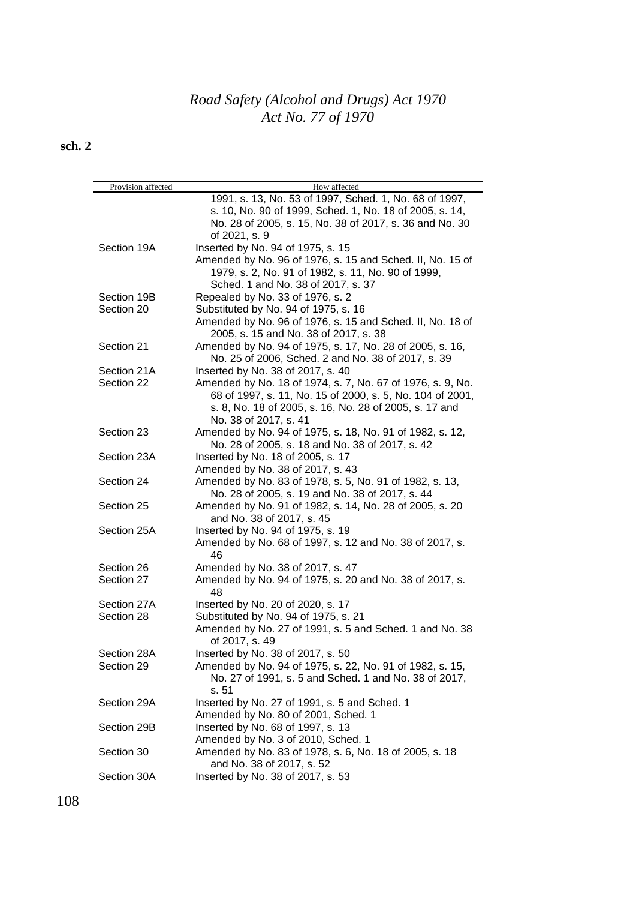| Provision affected | How affected |
|---|---|
| | 1991, s. 13, No. 53 of 1997, Sched. 1, No. 68 of 1997, s. 10, No. 90 of 1999, Sched. 1, No. 18 of 2005, s. 14, No. 28 of 2005, s. 15, No. 38 of 2017, s. 36 and No. 30 of 2021, s. 9 |
| Section 19A | Inserted by No. 94 of 1975, s. 15<br>Amended by No. 96 of 1976, s. 15 and Sched. II, No. 15 of 1979, s. 2, No. 91 of 1982, s. 11, No. 90 of 1999, Sched. 1 and No. 38 of 2017, s. 37 |
| Section 19B | Repealed by No. 33 of 1976, s. 2 |
| Section 20 | Substituted by No. 94 of 1975, s. 16<br>Amended by No. 96 of 1976, s. 15 and Sched. II, No. 18 of 2005, s. 15 and No. 38 of 2017, s. 38 |
| Section 21 | Amended by No. 94 of 1975, s. 17, No. 28 of 2005, s. 16, No. 25 of 2006, Sched. 2 and No. 38 of 2017, s. 39 |
| Section 21A | Inserted by No. 38 of 2017, s. 40 |
| Section 22 | Amended by No. 18 of 1974, s. 7, No. 67 of 1976, s. 9, No. 68 of 1997, s. 11, No. 15 of 2000, s. 5, No. 104 of 2001, s. 8, No. 18 of 2005, s. 16, No. 28 of 2005, s. 17 and No. 38 of 2017, s. 41 |
| Section 23 | Amended by No. 94 of 1975, s. 18, No. 91 of 1982, s. 12, No. 28 of 2005, s. 18 and No. 38 of 2017, s. 42 |
| Section 23A | Inserted by No. 18 of 2005, s. 17<br>Amended by No. 38 of 2017, s. 43 |
| Section 24 | Amended by No. 83 of 1978, s. 5, No. 91 of 1982, s. 13, No. 28 of 2005, s. 19 and No. 38 of 2017, s. 44 |
| Section 25 | Amended by No. 91 of 1982, s. 14, No. 28 of 2005, s. 20 and No. 38 of 2017, s. 45 |
| Section 25A | Inserted by No. 94 of 1975, s. 19<br>Amended by No. 68 of 1997, s. 12 and No. 38 of 2017, s. 46 |
| Section 26 | Amended by No. 38 of 2017, s. 47 |
| Section 27 | Amended by No. 94 of 1975, s. 20 and No. 38 of 2017, s. 48 |
| Section 27A | Inserted by No. 20 of 2020, s. 17 |
| Section 28 | Substituted by No. 94 of 1975, s. 21<br>Amended by No. 27 of 1991, s. 5 and Sched. 1 and No. 38 of 2017, s. 49 |
| Section 28A | Inserted by No. 38 of 2017, s. 50 |
| Section 29 | Amended by No. 94 of 1975, s. 22, No. 91 of 1982, s. 15, No. 27 of 1991, s. 5 and Sched. 1 and No. 38 of 2017, s. 51 |
| Section 29A | Inserted by No. 27 of 1991, s. 5 and Sched. 1<br>Amended by No. 80 of 2001, Sched. 1 |
| Section 29B | Inserted by No. 68 of 1997, s. 13<br>Amended by No. 3 of 2010, Sched. 1 |
| Section 30 | Amended by No. 83 of 1978, s. 6, No. 18 of 2005, s. 18 and No. 38 of 2017, s. 52 |
| Section 30A | Inserted by No. 38 of 2017, s. 53 |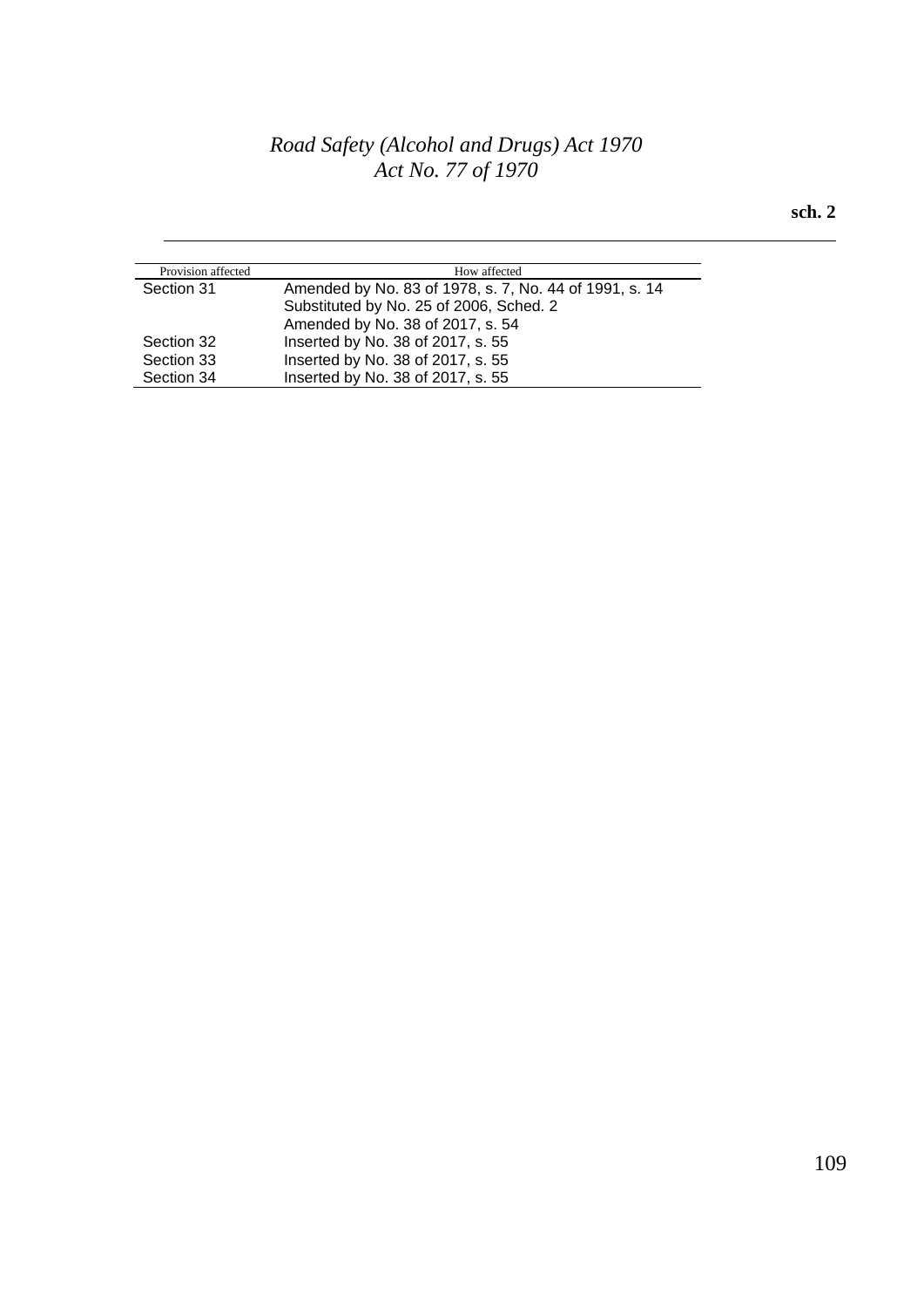| Provision affected | How affected |
|---|---|
| Section 31 | Amended by No. 83 of 1978, s. 7, No. 44 of 1991, s. 14 |
| | Substituted by No. 25 of 2006, Sched. 2 |
| | Amended by No. 38 of 2017, s. 54 |
| Section 32 | Inserted by No. 38 of 2017, s. 55 |
| Section 33 | Inserted by No. 38 of 2017, s. 55 |
| Section 34 | Inserted by No. 38 of 2017, s. 55 |